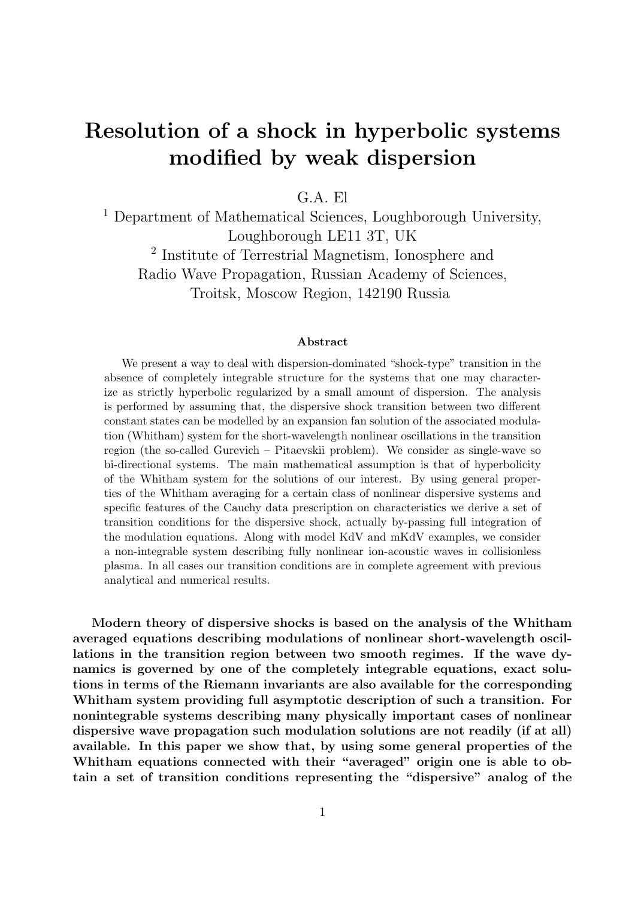# Resolution of a shock in hyperbolic systems modified by weak dispersion

G.A. El

[1] Department of Mathematical Sciences, Loughborough University, Loughborough LE11 3T, UK

[2] Institute of Terrestrial Magnetism, Ionosphere and Radio Wave Propagation, Russian Academy of Sciences, Troitsk, Moscow Region, 142190 Russia

### Abstract

We present a way to deal with dispersion-dominated "shock-type" transition in the absence of completely integrable structure for the systems that one may characterize as strictly hyperbolic regularized by a small amount of dispersion. The analysis is performed by assuming that, the dispersive shock transition between two different constant states can be modelled by an expansion fan solution of the associated modulation (Whitham) system for the short-wavelength nonlinear oscillations in the transition region (the so-called Gurevich – Pitaevskii problem). We consider as single-wave so bi-directional systems. The main mathematical assumption is that of hyperbolicity of the Whitham system for the solutions of our interest. By using general properties of the Whitham averaging for a certain class of nonlinear dispersive systems and specific features of the Cauchy data prescription on characteristics we derive a set of transition conditions for the dispersive shock, actually by-passing full integration of the modulation equations. Along with model KdV and mKdV examples, we consider a non-integrable system describing fully nonlinear ion-acoustic waves in collisionless plasma. In all cases our transition conditions are in complete agreement with previous analytical and numerical results.

**Modern theory of dispersive shocks is based on the analysis of the Whitham averaged equations describing modulations of nonlinear short-wavelength oscillations in the transition region between two smooth regimes. If the wave dynamics is governed by one of the completely integrable equations, exact solutions in terms of the Riemann invariants are also available for the corresponding Whitham system providing full asymptotic description of such a transition. For nonintegrable systems describing many physically important cases of nonlinear dispersive wave propagation such modulation solutions are not readily (if at all) available. In this paper we show that, by using some general properties of the Whitham equations connected with their "averaged" origin one is able to obtain a set of transition conditions representing the "dispersive" analog of the**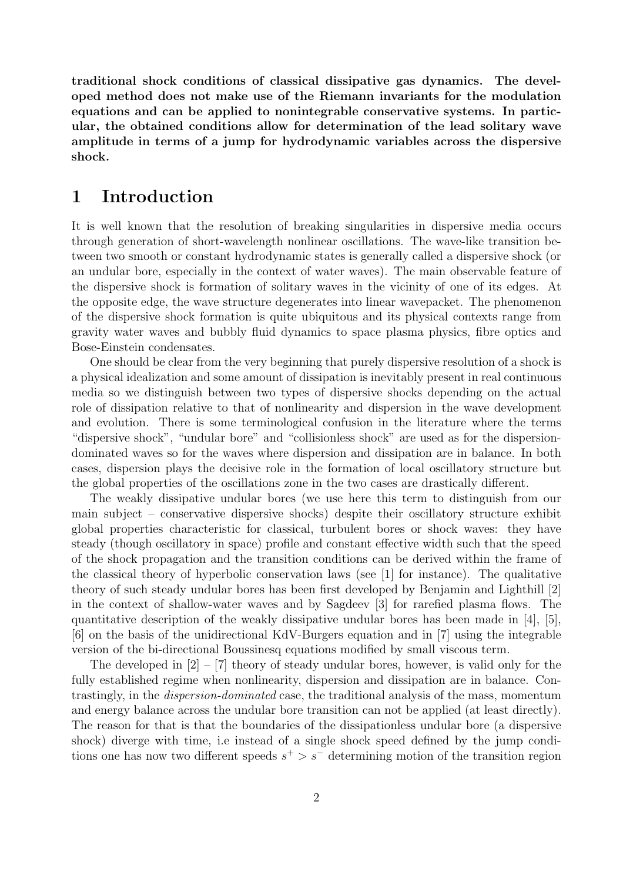**traditional shock conditions of classical dissipative gas dynamics. The developed method does not make use of the Riemann invariants for the modulation equations and can be applied to nonintegrable conservative systems. In particular, the obtained conditions allow for determination of the lead solitary wave amplitude in terms of a jump for hydrodynamic variables across the dispersive shock.**

# 1 Introduction

It is well known that the resolution of breaking singularities in dispersive media occurs through generation of short-wavelength nonlinear oscillations. The wave-like transition between two smooth or constant hydrodynamic states is generally called a dispersive shock (or an undular bore, especially in the context of water waves). The main observable feature of the dispersive shock is formation of solitary waves in the vicinity of one of its edges. At the opposite edge, the wave structure degenerates into linear wavepacket. The phenomenon of the dispersive shock formation is quite ubiquitous and its physical contexts range from gravity water waves and bubbly fluid dynamics to space plasma physics, fibre optics and Bose-Einstein condensates.

One should be clear from the very beginning that purely dispersive resolution of a shock is a physical idealization and some amount of dissipation is inevitably present in real continuous media so we distinguish between two types of dispersive shocks depending on the actual role of dissipation relative to that of nonlinearity and dispersion in the wave development and evolution. There is some terminological confusion in the literature where the terms "dispersive shock", "undular bore" and "collisionless shock" are used as for the dispersion-dominated waves so for the waves where dispersion and dissipation are in balance. In both cases, dispersion plays the decisive role in the formation of local oscillatory structure but the global properties of the oscillations zone in the two cases are drastically different.

The weakly dissipative undular bores (we use here this term to distinguish from our main subject – conservative dispersive shocks) despite their oscillatory structure exhibit global properties characteristic for classical, turbulent bores or shock waves: they have steady (though oscillatory in space) profile and constant effective width such that the speed of the shock propagation and the transition conditions can be derived within the frame of the classical theory of hyperbolic conservation laws (see [1] for instance). The qualitative theory of such steady undular bores has been first developed by Benjamin and Lighthill [2] in the context of shallow-water waves and by Sagdeev [3] for rarefied plasma flows. The quantitative description of the weakly dissipative undular bores has been made in [4], [5], [6] on the basis of the unidirectional KdV-Burgers equation and in [7] using the integrable version of the bi-directional Boussinesq equations modified by small viscous term.

The developed in [2] – [7] theory of steady undular bores, however, is valid only for the fully established regime when nonlinearity, dispersion and dissipation are in balance. Contrastingly, in the *dispersion-dominated* case, the traditional analysis of the mass, momentum and energy balance across the undular bore transition can not be applied (at least directly). The reason for that is that the boundaries of the dissipationless undular bore (a dispersive shock) diverge with time, i.e instead of a single shock speed defined by the jump conditions one has now two different speeds $s^+ > s^-$ determining motion of the transition region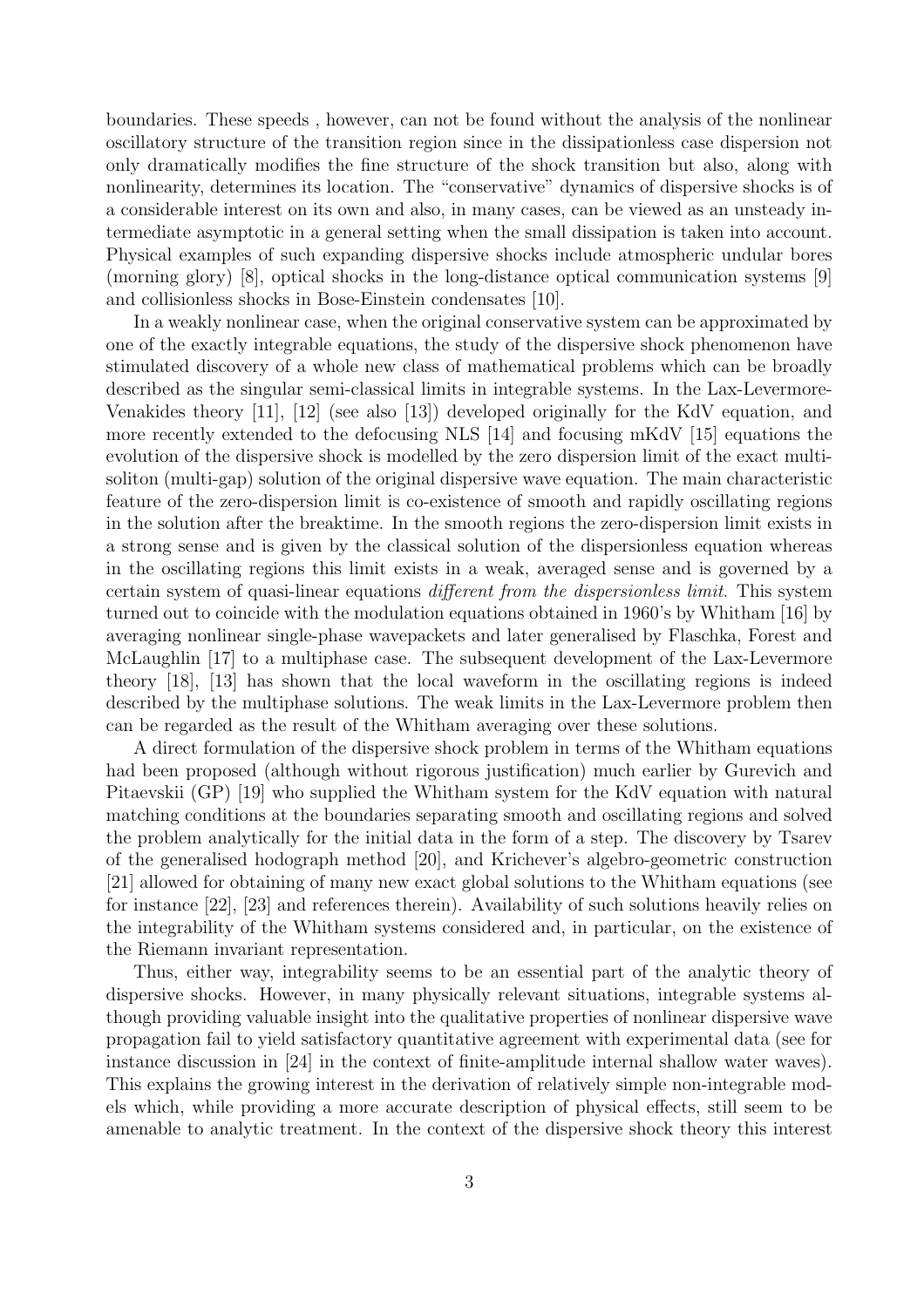boundaries. These speeds , however, can not be found without the analysis of the nonlinear oscillatory structure of the transition region since in the dissipationless case dispersion not only dramatically modifies the fine structure of the shock transition but also, along with nonlinearity, determines its location. The "conservative" dynamics of dispersive shocks is of a considerable interest on its own and also, in many cases, can be viewed as an unsteady intermediate asymptotic in a general setting when the small dissipation is taken into account. Physical examples of such expanding dispersive shocks include atmospheric undular bores (morning glory) [8], optical shocks in the long-distance optical communication systems [9] and collisionless shocks in Bose-Einstein condensates [10].

In a weakly nonlinear case, when the original conservative system can be approximated by one of the exactly integrable equations, the study of the dispersive shock phenomenon have stimulated discovery of a whole new class of mathematical problems which can be broadly described as the singular semi-classical limits in integrable systems. In the Lax-Levermore-Venakides theory [11], [12] (see also [13]) developed originally for the KdV equation, and more recently extended to the defocusing NLS [14] and focusing mKdV [15] equations the evolution of the dispersive shock is modelled by the zero dispersion limit of the exact multi-soliton (multi-gap) solution of the original dispersive wave equation. The main characteristic feature of the zero-dispersion limit is co-existence of smooth and rapidly oscillating regions in the solution after the breaktime. In the smooth regions the zero-dispersion limit exists in a strong sense and is given by the classical solution of the dispersionless equation whereas in the oscillating regions this limit exists in a weak, averaged sense and is governed by a certain system of quasi-linear equations *different from the dispersionless limit*. This system turned out to coincide with the modulation equations obtained in 1960's by Whitham [16] by averaging nonlinear single-phase wavepackets and later generalised by Flaschka, Forest and McLaughlin [17] to a multiphase case. The subsequent development of the Lax-Levermore theory [18], [13] has shown that the local waveform in the oscillating regions is indeed described by the multiphase solutions. The weak limits in the Lax-Levermore problem then can be regarded as the result of the Whitham averaging over these solutions.

A direct formulation of the dispersive shock problem in terms of the Whitham equations had been proposed (although without rigorous justification) much earlier by Gurevich and Pitaevskii (GP) [19] who supplied the Whitham system for the KdV equation with natural matching conditions at the boundaries separating smooth and oscillating regions and solved the problem analytically for the initial data in the form of a step. The discovery by Tsarev of the generalised hodograph method [20], and Krichever's algebro-geometric construction [21] allowed for obtaining of many new exact global solutions to the Whitham equations (see for instance [22], [23] and references therein). Availability of such solutions heavily relies on the integrability of the Whitham systems considered and, in particular, on the existence of the Riemann invariant representation.

Thus, either way, integrability seems to be an essential part of the analytic theory of dispersive shocks. However, in many physically relevant situations, integrable systems although providing valuable insight into the qualitative properties of nonlinear dispersive wave propagation fail to yield satisfactory quantitative agreement with experimental data (see for instance discussion in [24] in the context of finite-amplitude internal shallow water waves). This explains the growing interest in the derivation of relatively simple non-integrable models which, while providing a more accurate description of physical effects, still seem to be amenable to analytic treatment. In the context of the dispersive shock theory this interest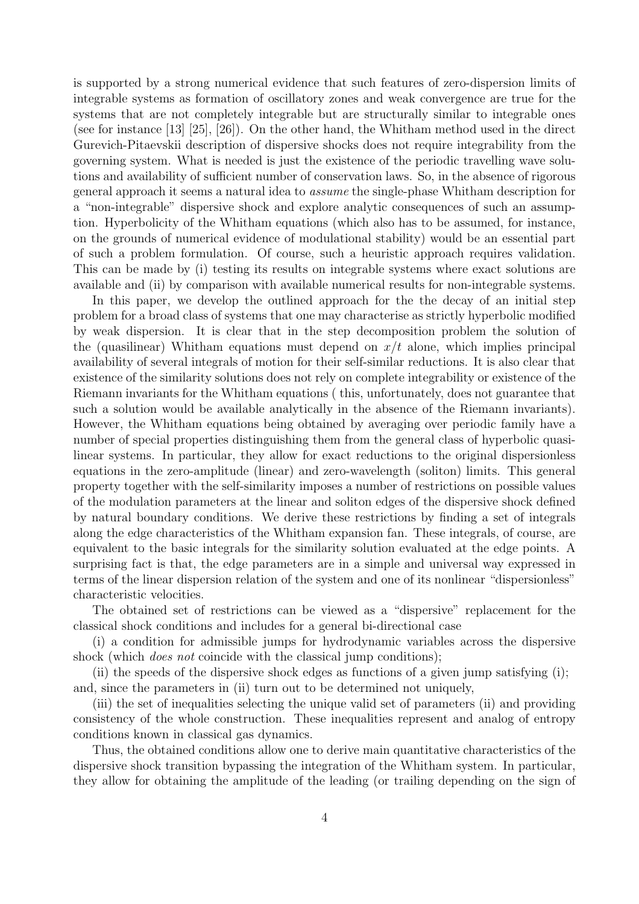is supported by a strong numerical evidence that such features of zero-dispersion limits of integrable systems as formation of oscillatory zones and weak convergence are true for the systems that are not completely integrable but are structurally similar to integrable ones (see for instance [13] [25], [26]). On the other hand, the Whitham method used in the direct Gurevich-Pitaevskii description of dispersive shocks does not require integrability from the governing system. What is needed is just the existence of the periodic travelling wave solutions and availability of sufficient number of conservation laws. So, in the absence of rigorous general approach it seems a natural idea to *assume* the single-phase Whitham description for a "non-integrable" dispersive shock and explore analytic consequences of such an assumption. Hyperbolicity of the Whitham equations (which also has to be assumed, for instance, on the grounds of numerical evidence of modulational stability) would be an essential part of such a problem formulation. Of course, such a heuristic approach requires validation. This can be made by (i) testing its results on integrable systems where exact solutions are available and (ii) by comparison with available numerical results for non-integrable systems.

In this paper, we develop the outlined approach for the the decay of an initial step problem for a broad class of systems that one may characterise as strictly hyperbolic modified by weak dispersion. It is clear that in the step decomposition problem the solution of the (quasilinear) Whitham equations must depend on $x/t$ alone, which implies principal availability of several integrals of motion for their self-similar reductions. It is also clear that existence of the similarity solutions does not rely on complete integrability or existence of the Riemann invariants for the Whitham equations ( this, unfortunately, does not guarantee that such a solution would be available analytically in the absence of the Riemann invariants). However, the Whitham equations being obtained by averaging over periodic family have a number of special properties distinguishing them from the general class of hyperbolic quasilinear systems. In particular, they allow for exact reductions to the original dispersionless equations in the zero-amplitude (linear) and zero-wavelength (soliton) limits. This general property together with the self-similarity imposes a number of restrictions on possible values of the modulation parameters at the linear and soliton edges of the dispersive shock defined by natural boundary conditions. We derive these restrictions by finding a set of integrals along the edge characteristics of the Whitham expansion fan. These integrals, of course, are equivalent to the basic integrals for the similarity solution evaluated at the edge points. A surprising fact is that, the edge parameters are in a simple and universal way expressed in terms of the linear dispersion relation of the system and one of its nonlinear "dispersionless" characteristic velocities.

The obtained set of restrictions can be viewed as a "dispersive" replacement for the classical shock conditions and includes for a general bi-directional case

(i) a condition for admissible jumps for hydrodynamic variables across the dispersive shock (which *does not* coincide with the classical jump conditions);

(ii) the speeds of the dispersive shock edges as functions of a given jump satisfying (i); and, since the parameters in (ii) turn out to be determined not uniquely,

(iii) the set of inequalities selecting the unique valid set of parameters (ii) and providing consistency of the whole construction. These inequalities represent and analog of entropy conditions known in classical gas dynamics.

Thus, the obtained conditions allow one to derive main quantitative characteristics of the dispersive shock transition bypassing the integration of the Whitham system. In particular, they allow for obtaining the amplitude of the leading (or trailing depending on the sign of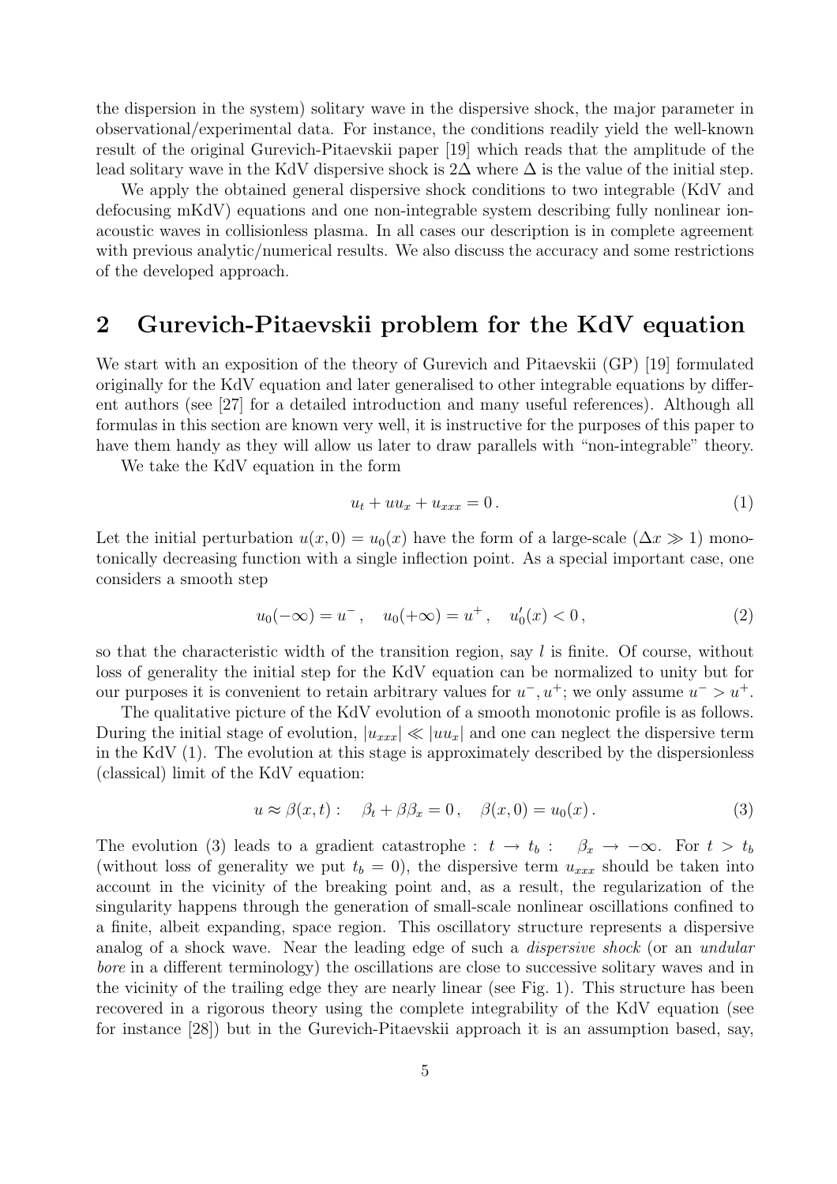the dispersion in the system) solitary wave in the dispersive shock, the major parameter in observational/experimental data. For instance, the conditions readily yield the well-known result of the original Gurevich-Pitaevskii paper [19] which reads that the amplitude of the lead solitary wave in the KdV dispersive shock is $2\Delta$ where $\Delta$ is the value of the initial step.

We apply the obtained general dispersive shock conditions to two integrable (KdV and defocusing mKdV) equations and one non-integrable system describing fully nonlinear ion-acoustic waves in collisionless plasma. In all cases our description is in complete agreement with previous analytic/numerical results. We also discuss the accuracy and some restrictions of the developed approach.

## 2 Gurevich-Pitaevskii problem for the KdV equation

We start with an exposition of the theory of Gurevich and Pitaevskii (GP) [19] formulated originally for the KdV equation and later generalised to other integrable equations by different authors (see [27] for a detailed introduction and many useful references). Although all formulas in this section are known very well, it is instructive for the purposes of this paper to have them handy as they will allow us later to draw parallels with "non-integrable" theory.

We take the KdV equation in the form

$$u_t + uu_x + u_{xxx} = 0\,. \tag{1}$$

Let the initial perturbation $u(x,0) = u_0(x)$ have the form of a large-scale ($\Delta x \gg 1$) monotonically decreasing function with a single inflection point. As a special important case, one considers a smooth step

$$u_0(-\infty) = u^-\,, \quad u_0(+\infty) = u^+\,, \quad u_0'(x) < 0\,, \tag{2}$$

so that the characteristic width of the transition region, say $l$ is finite. Of course, without loss of generality the initial step for the KdV equation can be normalized to unity but for our purposes it is convenient to retain arbitrary values for $u^-, u^+$; we only assume $u^- > u^+$.

The qualitative picture of the KdV evolution of a smooth monotonic profile is as follows. During the initial stage of evolution, $|u_{xxx}| \ll |uu_x|$ and one can neglect the dispersive term in the KdV (1). The evolution at this stage is approximately described by the dispersionless (classical) limit of the KdV equation:

$$u \approx \beta(x,t): \quad \beta_t + \beta\beta_x = 0\,, \quad \beta(x,0) = u_0(x)\,. \tag{3}$$

The evolution (3) leads to a gradient catastrophe : $t \to t_b$ : $\beta_x \to -\infty$. For $t > t_b$ (without loss of generality we put $t_b = 0$), the dispersive term $u_{xxx}$ should be taken into account in the vicinity of the breaking point and, as a result, the regularization of the singularity happens through the generation of small-scale nonlinear oscillations confined to a finite, albeit expanding, space region. This oscillatory structure represents a dispersive analog of a shock wave. Near the leading edge of such a *dispersive shock* (or an *undular bore* in a different terminology) the oscillations are close to successive solitary waves and in the vicinity of the trailing edge they are nearly linear (see Fig. 1). This structure has been recovered in a rigorous theory using the complete integrability of the KdV equation (see for instance [28]) but in the Gurevich-Pitaevskii approach it is an assumption based, say,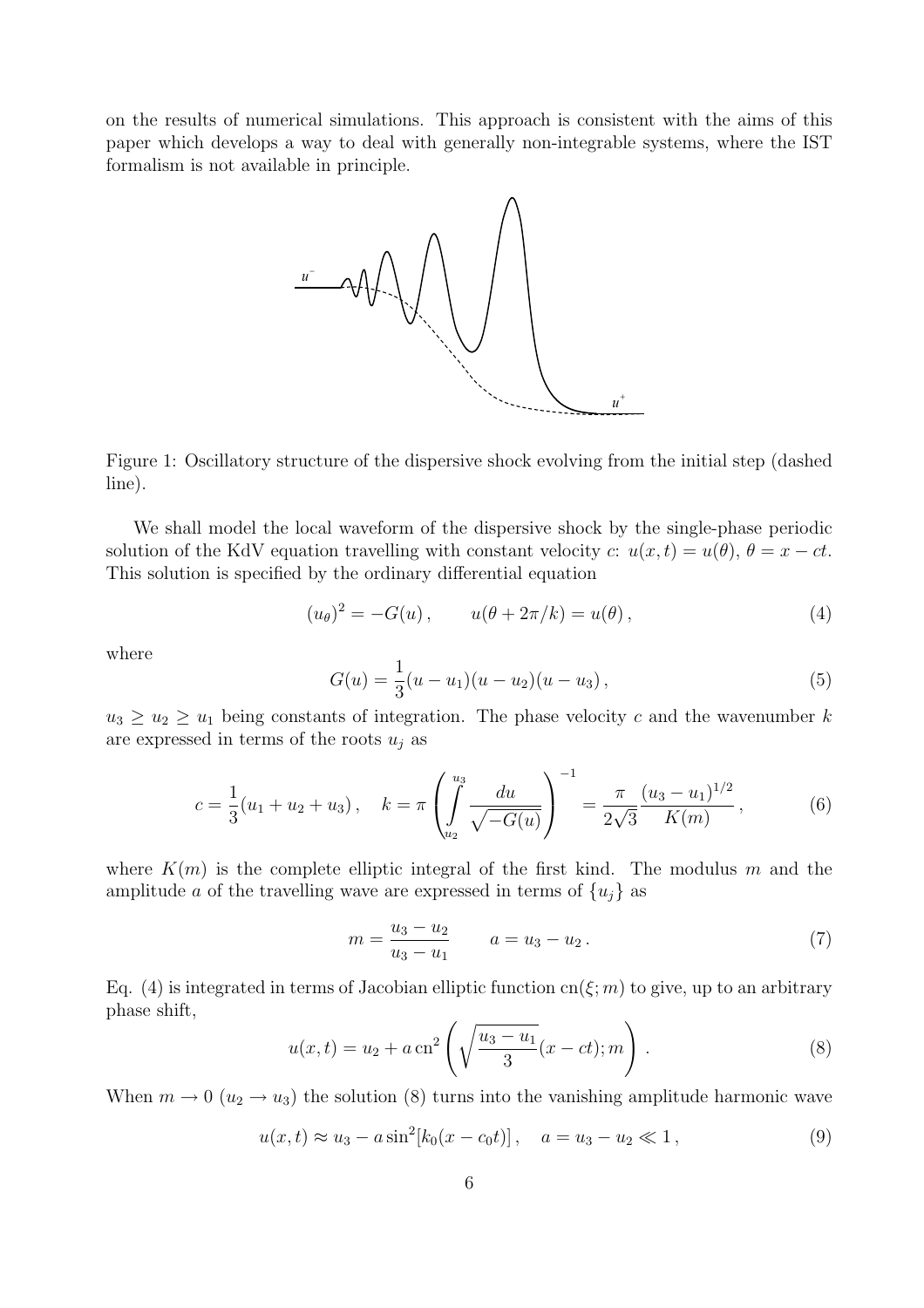on the results of numerical simulations. This approach is consistent with the aims of this paper which develops a way to deal with generally non-integrable systems, where the IST formalism is not available in principle.

Figure 1: Oscillatory structure of the dispersive shock evolving from the initial step (dashed line).

We shall model the local waveform of the dispersive shock by the single-phase periodic solution of the KdV equation travelling with constant velocity $c$: $u(x,t) = u(\theta)$, $\theta = x - ct$. This solution is specified by the ordinary differential equation

$$(u_\theta)^2 = -G(u)\,, \qquad u(\theta + 2\pi/k) = u(\theta)\,, \tag{4}$$

where

$$G(u) = \frac{1}{3}(u - u_1)(u - u_2)(u - u_3)\,, \tag{5}$$

$u_3 \geq u_2 \geq u_1$ being constants of integration. The phase velocity $c$ and the wavenumber $k$ are expressed in terms of the roots $u_j$ as

$$c = \frac{1}{3}(u_1 + u_2 + u_3)\,, \quad k = \pi \left( \int\limits_{u_2}^{u_3} \frac{du}{\sqrt{-G(u)}} \right)^{-1} = \frac{\pi}{2\sqrt{3}} \frac{(u_3 - u_1)^{1/2}}{K(m)}\,, \tag{6}$$

where $K(m)$ is the complete elliptic integral of the first kind. The modulus $m$ and the amplitude $a$ of the travelling wave are expressed in terms of $\{u_j\}$ as

$$m = \frac{u_3 - u_2}{u_3 - u_1} \qquad a = u_3 - u_2\,. \tag{7}$$

Eq. (4) is integrated in terms of Jacobian elliptic function $\mathrm{cn}(\xi; m)$ to give, up to an arbitrary phase shift,

$$u(x,t) = u_2 + a\,\mathrm{cn}^2\left( \sqrt{\frac{u_3 - u_1}{3}}(x - ct); m \right)\,. \tag{8}$$

When $m \to 0$ ($u_2 \to u_3$) the solution (8) turns into the vanishing amplitude harmonic wave

$$u(x,t) \approx u_3 - a \sin^2[k_0(x - c_0 t)]\,, \quad a = u_3 - u_2 \ll 1\,, \tag{9}$$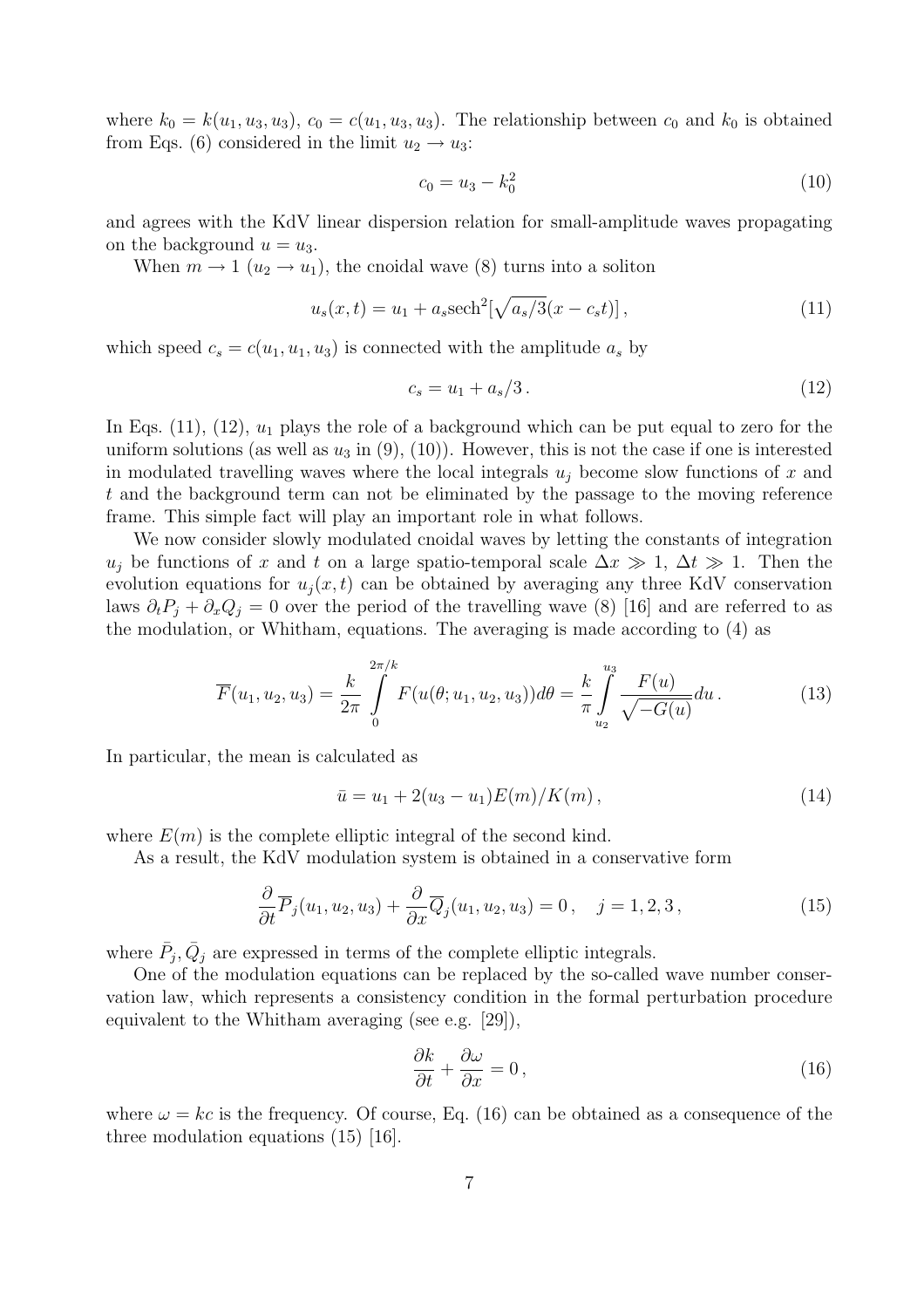where $k_0 = k(u_1, u_3, u_3)$, $c_0 = c(u_1, u_3, u_3)$. The relationship between $c_0$ and $k_0$ is obtained from Eqs. (6) considered in the limit $u_2 \to u_3$:

$$c_0 = u_3 - k_0^2 \tag{10}$$

and agrees with the KdV linear dispersion relation for small-amplitude waves propagating on the background $u = u_3$.

When $m \to 1$ ($u_2 \to u_1$), the cnoidal wave (8) turns into a soliton

$$u_s(x,t) = u_1 + a_s \mathrm{sech}^2[\sqrt{a_s/3}(x - c_s t)]\,, \tag{11}$$

which speed $c_s = c(u_1, u_1, u_3)$ is connected with the amplitude $a_s$ by

$$c_s = u_1 + a_s/3\,. \tag{12}$$

In Eqs. (11), (12), $u_1$ plays the role of a background which can be put equal to zero for the uniform solutions (as well as $u_3$ in (9), (10)). However, this is not the case if one is interested in modulated travelling waves where the local integrals $u_j$ become slow functions of $x$ and $t$ and the background term can not be eliminated by the passage to the moving reference frame. This simple fact will play an important role in what follows.

We now consider slowly modulated cnoidal waves by letting the constants of integration $u_j$ be functions of $x$ and $t$ on a large spatio-temporal scale $\Delta x \gg 1$, $\Delta t \gg 1$. Then the evolution equations for $u_j(x,t)$ can be obtained by averaging any three KdV conservation laws $\partial_t P_j + \partial_x Q_j = 0$ over the period of the travelling wave (8) [16] and are referred to as the modulation, or Whitham, equations. The averaging is made according to (4) as

$$\overline{F}(u_1, u_2, u_3) = \frac{k}{2\pi} \int\limits_0^{2\pi/k} F(u(\theta; u_1, u_2, u_3)) d\theta = \frac{k}{\pi} \int\limits_{u_2}^{u_3} \frac{F(u)}{\sqrt{-G(u)}} du\,. \tag{13}$$

In particular, the mean is calculated as

$$\bar{u} = u_1 + 2(u_3 - u_1)E(m)/K(m)\,, \tag{14}$$

where $E(m)$ is the complete elliptic integral of the second kind.

As a result, the KdV modulation system is obtained in a conservative form

$$\frac{\partial}{\partial t}\overline{P}_j(u_1, u_2, u_3) + \frac{\partial}{\partial x}\overline{Q}_j(u_1, u_2, u_3) = 0\,, \quad j = 1, 2, 3\,, \tag{15}$$

where $\bar{P}_j, \bar{Q}_j$ are expressed in terms of the complete elliptic integrals.

One of the modulation equations can be replaced by the so-called wave number conservation law, which represents a consistency condition in the formal perturbation procedure equivalent to the Whitham averaging (see e.g. [29]),

$$\frac{\partial k}{\partial t} + \frac{\partial \omega}{\partial x} = 0\,, \tag{16}$$

where $\omega = kc$ is the frequency. Of course, Eq. (16) can be obtained as a consequence of the three modulation equations (15) [16].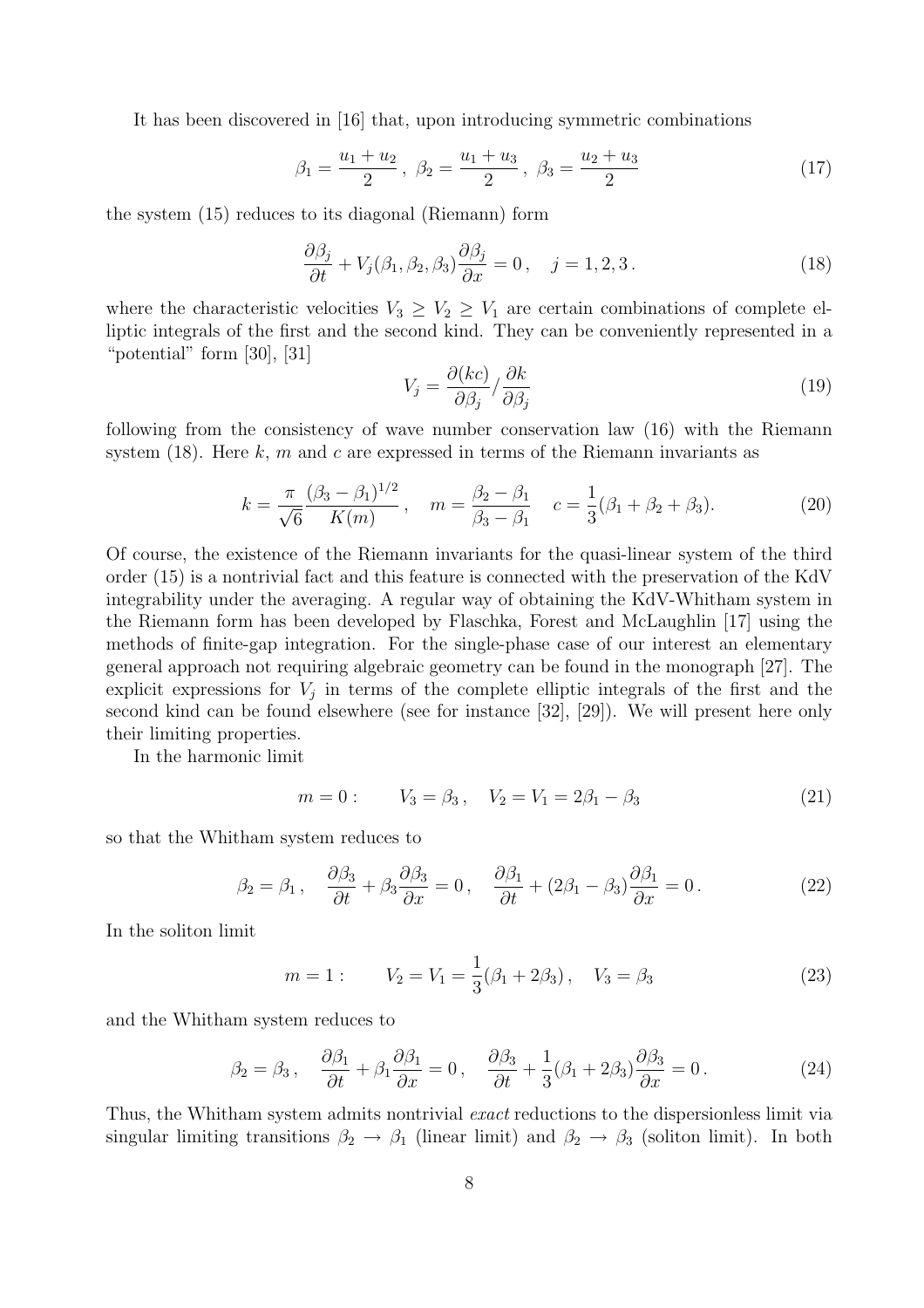It has been discovered in [16] that, upon introducing symmetric combinations

$$\beta_1 = \frac{u_1 + u_2}{2}\,,\ \beta_2 = \frac{u_1 + u_3}{2}\,,\ \beta_3 = \frac{u_2 + u_3}{2} \tag{17}$$

the system (15) reduces to its diagonal (Riemann) form

$$\frac{\partial \beta_j}{\partial t} + V_j(\beta_1, \beta_2, \beta_3)\frac{\partial \beta_j}{\partial x} = 0\,, \quad j = 1, 2, 3\,. \tag{18}$$

where the characteristic velocities $V_3 \geq V_2 \geq V_1$ are certain combinations of complete elliptic integrals of the first and the second kind. They can be conveniently represented in a "potential" form [30], [31]

$$V_j = \frac{\partial(kc)}{\partial \beta_j} / \frac{\partial k}{\partial \beta_j} \tag{19}$$

following from the consistency of wave number conservation law (16) with the Riemann system (18). Here $k$, $m$ and $c$ are expressed in terms of the Riemann invariants as

$$k = \frac{\pi}{\sqrt{6}}\frac{(\beta_3 - \beta_1)^{1/2}}{K(m)}\,, \quad m = \frac{\beta_2 - \beta_1}{\beta_3 - \beta_1} \quad c = \frac{1}{3}(\beta_1 + \beta_2 + \beta_3). \tag{20}$$

Of course, the existence of the Riemann invariants for the quasi-linear system of the third order (15) is a nontrivial fact and this feature is connected with the preservation of the KdV integrability under the averaging. A regular way of obtaining the KdV-Whitham system in the Riemann form has been developed by Flaschka, Forest and McLaughlin [17] using the methods of finite-gap integration. For the single-phase case of our interest an elementary general approach not requiring algebraic geometry can be found in the monograph [27]. The explicit expressions for $V_j$ in terms of the complete elliptic integrals of the first and the second kind can be found elsewhere (see for instance [32], [29]). We will present here only their limiting properties.

In the harmonic limit

$$m = 0: \qquad V_3 = \beta_3\,, \quad V_2 = V_1 = 2\beta_1 - \beta_3 \tag{21}$$

so that the Whitham system reduces to

$$\beta_2 = \beta_1\,, \quad \frac{\partial \beta_3}{\partial t} + \beta_3\frac{\partial \beta_3}{\partial x} = 0\,, \quad \frac{\partial \beta_1}{\partial t} + (2\beta_1 - \beta_3)\frac{\partial \beta_1}{\partial x} = 0\,. \tag{22}$$

In the soliton limit

$$m = 1: \qquad V_2 = V_1 = \frac{1}{3}(\beta_1 + 2\beta_3)\,, \quad V_3 = \beta_3 \tag{23}$$

and the Whitham system reduces to

$$\beta_2 = \beta_3\,, \quad \frac{\partial \beta_1}{\partial t} + \beta_1\frac{\partial \beta_1}{\partial x} = 0\,, \quad \frac{\partial \beta_3}{\partial t} + \frac{1}{3}(\beta_1 + 2\beta_3)\frac{\partial \beta_3}{\partial x} = 0\,. \tag{24}$$

Thus, the Whitham system admits nontrivial *exact* reductions to the dispersionless limit via singular limiting transitions $\beta_2 \to \beta_1$ (linear limit) and $\beta_2 \to \beta_3$ (soliton limit). In both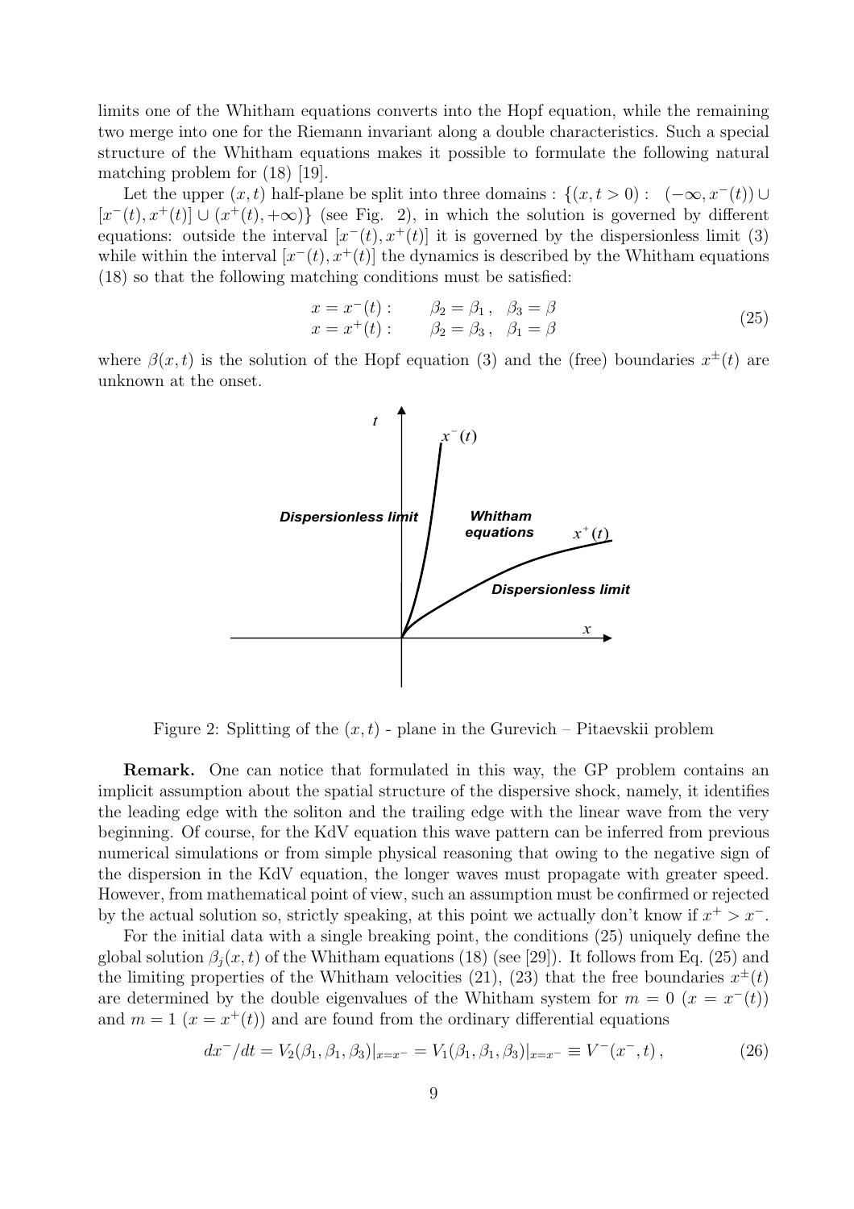limits one of the Whitham equations converts into the Hopf equation, while the remaining two merge into one for the Riemann invariant along a double characteristics. Such a special structure of the Whitham equations makes it possible to formulate the following natural matching problem for (18) [19].

Let the upper $(x,t)$ half-plane be split into three domains : $\{(x,t>0): \;\; (-\infty, x^-(t)) \cup [x^-(t), x^+(t)] \cup (x^+(t), +\infty)\}$ (see Fig. 2), in which the solution is governed by different equations: outside the interval $[x^-(t), x^+(t)]$ it is governed by the dispersionless limit (3) while within the interval $[x^-(t), x^+(t)]$ the dynamics is described by the Whitham equations (18) so that the following matching conditions must be satisfied:

$$
\begin{array}{ll}
x = x^-(t): & \beta_2 = \beta_1\,, \quad \beta_3 = \beta \\
x = x^+(t): & \beta_2 = \beta_3\,, \quad \beta_1 = \beta
\end{array}
\tag{25}
$$

where $\beta(x,t)$ is the solution of the Hopf equation (3) and the (free) boundaries $x^{\pm}(t)$ are unknown at the onset.

Figure 2: Splitting of the $(x,t)$ - plane in the Gurevich – Pitaevskii problem

**Remark.** One can notice that formulated in this way, the GP problem contains an implicit assumption about the spatial structure of the dispersive shock, namely, it identifies the leading edge with the soliton and the trailing edge with the linear wave from the very beginning. Of course, for the KdV equation this wave pattern can be inferred from previous numerical simulations or from simple physical reasoning that owing to the negative sign of the dispersion in the KdV equation, the longer waves must propagate with greater speed. However, from mathematical point of view, such an assumption must be confirmed or rejected by the actual solution so, strictly speaking, at this point we actually don't know if $x^+ > x^-$.

For the initial data with a single breaking point, the conditions (25) uniquely define the global solution $\beta_j(x,t)$ of the Whitham equations (18) (see [29]). It follows from Eq. (25) and the limiting properties of the Whitham velocities (21), (23) that the free boundaries $x^{\pm}(t)$ are determined by the double eigenvalues of the Whitham system for $m=0$ ($x = x^-(t)$) and $m=1$ ($x = x^+(t)$) and are found from the ordinary differential equations

$$
dx^-/dt = V_2(\beta_1, \beta_1, \beta_3)|_{x=x^-} = V_1(\beta_1, \beta_1, \beta_3)|_{x=x^-} \equiv V^-(x^-, t)\,, \tag{26}
$$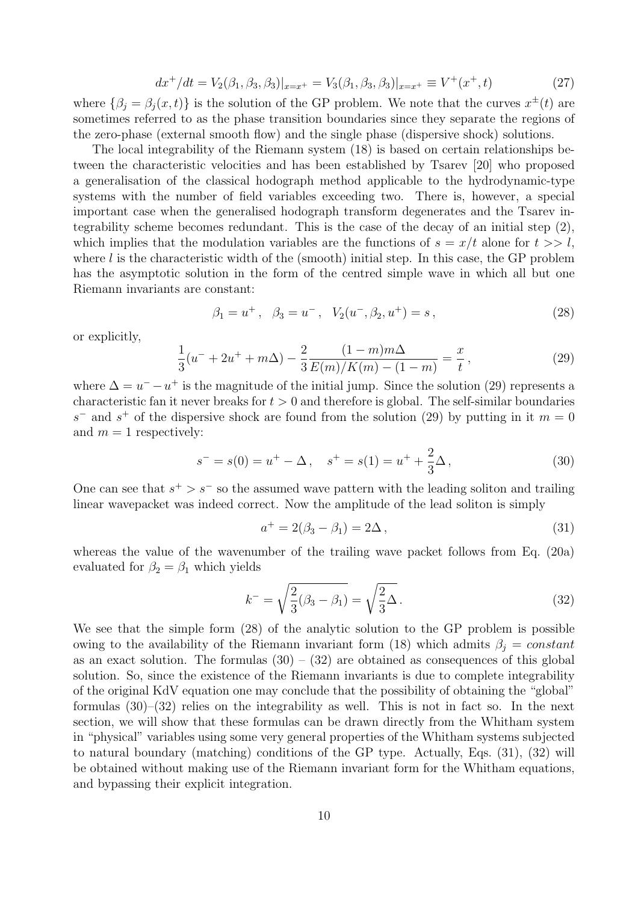$$dx^+/dt = V_2(\beta_1, \beta_3, \beta_3)|_{x=x^+} = V_3(\beta_1, \beta_3, \beta_3)|_{x=x^+} \equiv V^+(x^+, t) \tag{27}$$

where $\{\beta_j = \beta_j(x,t)\}$ is the solution of the GP problem. We note that the curves $x^\pm(t)$ are sometimes referred to as the phase transition boundaries since they separate the regions of the zero-phase (external smooth flow) and the single phase (dispersive shock) solutions.

The local integrability of the Riemann system (18) is based on certain relationships between the characteristic velocities and has been established by Tsarev [20] who proposed a generalisation of the classical hodograph method applicable to the hydrodynamic-type systems with the number of field variables exceeding two. There is, however, a special important case when the generalised hodograph transform degenerates and the Tsarev integrability scheme becomes redundant. This is the case of the decay of an initial step (2), which implies that the modulation variables are the functions of $s = x/t$ alone for $t >> l$, where $l$ is the characteristic width of the (smooth) initial step. In this case, the GP problem has the asymptotic solution in the form of the centred simple wave in which all but one Riemann invariants are constant:

$$\beta_1 = u^+ \,, \quad \beta_3 = u^- \,, \quad V_2(u^-, \beta_2, u^+) = s \,, \tag{28}$$

or explicitly,

$$\frac{1}{3}(u^- + 2u^+ + m\Delta) - \frac{2}{3}\frac{(1-m)m\Delta}{E(m)/K(m) - (1-m)} = \frac{x}{t} \,, \tag{29}$$

where $\Delta = u^- - u^+$ is the magnitude of the initial jump. Since the solution (29) represents a characteristic fan it never breaks for $t > 0$ and therefore is global. The self-similar boundaries $s^-$ and $s^+$ of the dispersive shock are found from the solution (29) by putting in it $m = 0$ and $m = 1$ respectively:

$$s^- = s(0) = u^+ - \Delta \,, \quad s^+ = s(1) = u^+ + \frac{2}{3}\Delta \,, \tag{30}$$

One can see that $s^+ > s^-$ so the assumed wave pattern with the leading soliton and trailing linear wavepacket was indeed correct. Now the amplitude of the lead soliton is simply

$$a^+ = 2(\beta_3 - \beta_1) = 2\Delta \,, \tag{31}$$

whereas the value of the wavenumber of the trailing wave packet follows from Eq. (20a) evaluated for $\beta_2 = \beta_1$ which yields

$$k^- = \sqrt{\frac{2}{3}(\beta_3 - \beta_1)} = \sqrt{\frac{2}{3}\Delta} \,. \tag{32}$$

We see that the simple form (28) of the analytic solution to the GP problem is possible owing to the availability of the Riemann invariant form (18) which admits $\beta_j = constant$ as an exact solution. The formulas (30) – (32) are obtained as consequences of this global solution. So, since the existence of the Riemann invariants is due to complete integrability of the original KdV equation one may conclude that the possibility of obtaining the "global" formulas (30)–(32) relies on the integrability as well. This is not in fact so. In the next section, we will show that these formulas can be drawn directly from the Whitham system in "physical" variables using some very general properties of the Whitham systems subjected to natural boundary (matching) conditions of the GP type. Actually, Eqs. (31), (32) will be obtained without making use of the Riemann invariant form for the Whitham equations, and bypassing their explicit integration.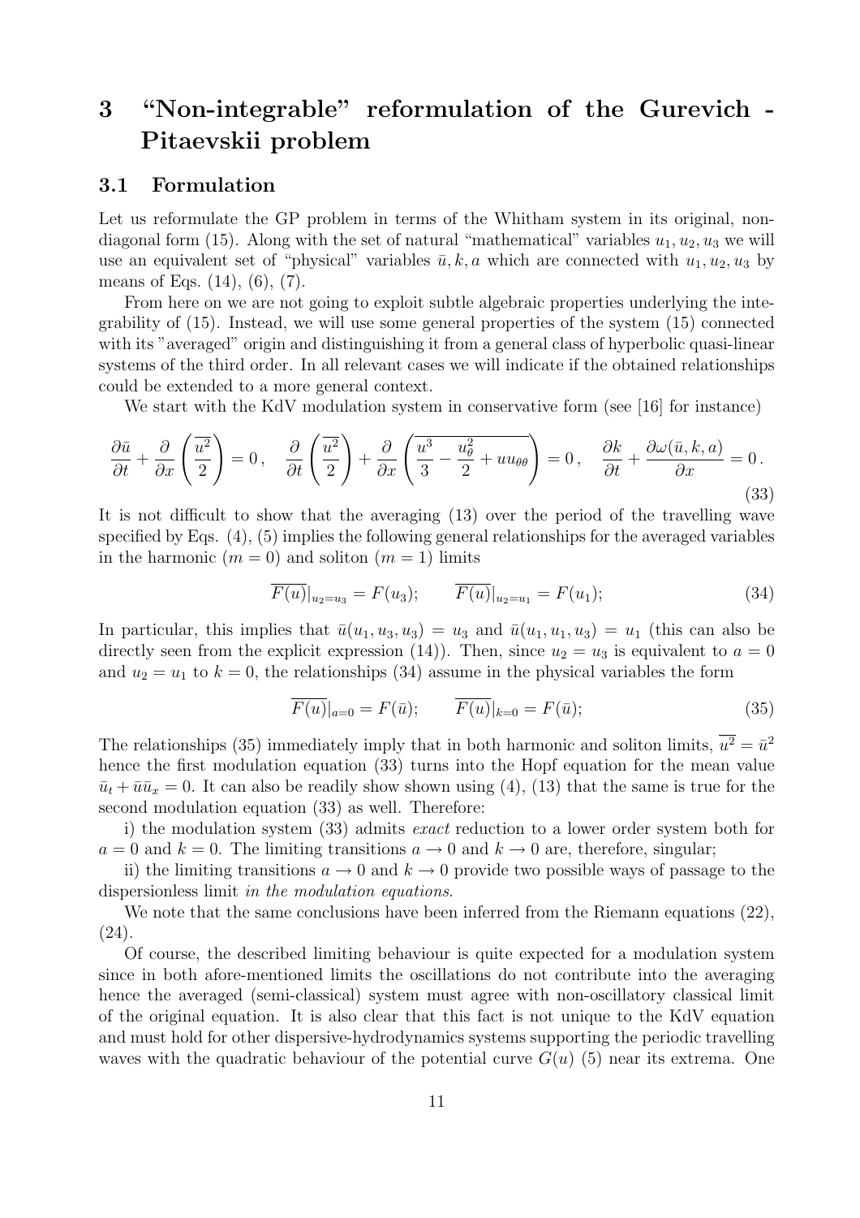# 3 "Non-integrable" reformulation of the Gurevich - Pitaevskii problem

## 3.1 Formulation

Let us reformulate the GP problem in terms of the Whitham system in its original, non-diagonal form (15). Along with the set of natural "mathematical" variables $u_1, u_2, u_3$ we will use an equivalent set of "physical" variables $\bar{u}, k, a$ which are connected with $u_1, u_2, u_3$ by means of Eqs. (14), (6), (7).

From here on we are not going to exploit subtle algebraic properties underlying the integrability of (15). Instead, we will use some general properties of the system (15) connected with its "averaged" origin and distinguishing it from a general class of hyperbolic quasi-linear systems of the third order. In all relevant cases we will indicate if the obtained relationships could be extended to a more general context.

We start with the KdV modulation system in conservative form (see [16] for instance)

$$\frac{\partial \bar{u}}{\partial t} + \frac{\partial}{\partial x}\left(\overline{\frac{u^2}{2}}\right) = 0\,, \quad \frac{\partial}{\partial t}\left(\overline{\frac{u^2}{2}}\right) + \frac{\partial}{\partial x}\left(\overline{\frac{u^3}{3} - \frac{u_\theta^2}{2} + u u_{\theta\theta}}\right) = 0\,, \quad \frac{\partial k}{\partial t} + \frac{\partial \omega(\bar{u}, k, a)}{\partial x} = 0\,. \tag{33}$$

It is not difficult to show that the averaging (13) over the period of the travelling wave specified by Eqs. (4), (5) implies the following general relationships for the averaged variables in the harmonic ($m=0$) and soliton ($m=1$) limits

$$\overline{F(u)}|_{u_2=u_3} = F(u_3); \qquad \overline{F(u)}|_{u_2=u_1} = F(u_1); \tag{34}$$

In particular, this implies that $\bar{u}(u_1, u_3, u_3) = u_3$ and $\bar{u}(u_1, u_1, u_3) = u_1$ (this can also be directly seen from the explicit expression (14)). Then, since $u_2 = u_3$ is equivalent to $a = 0$ and $u_2 = u_1$ to $k = 0$, the relationships (34) assume in the physical variables the form

$$\overline{F(u)}|_{a=0} = F(\bar{u}); \qquad \overline{F(u)}|_{k=0} = F(\bar{u}); \tag{35}$$

The relationships (35) immediately imply that in both harmonic and soliton limits, $\overline{u^2} = \bar{u}^2$ hence the first modulation equation (33) turns into the Hopf equation for the mean value $\bar{u}_t + \bar{u}\bar{u}_x = 0$. It can also be readily show shown using (4), (13) that the same is true for the second modulation equation (33) as well. Therefore:

i) the modulation system (33) admits *exact* reduction to a lower order system both for $a = 0$ and $k = 0$. The limiting transitions $a \to 0$ and $k \to 0$ are, therefore, singular;

ii) the limiting transitions $a \to 0$ and $k \to 0$ provide two possible ways of passage to the dispersionless limit *in the modulation equations*.

We note that the same conclusions have been inferred from the Riemann equations (22), (24).

Of course, the described limiting behaviour is quite expected for a modulation system since in both afore-mentioned limits the oscillations do not contribute into the averaging hence the averaged (semi-classical) system must agree with non-oscillatory classical limit of the original equation. It is also clear that this fact is not unique to the KdV equation and must hold for other dispersive-hydrodynamics systems supporting the periodic travelling waves with the quadratic behaviour of the potential curve $G(u)$ (5) near its extrema. One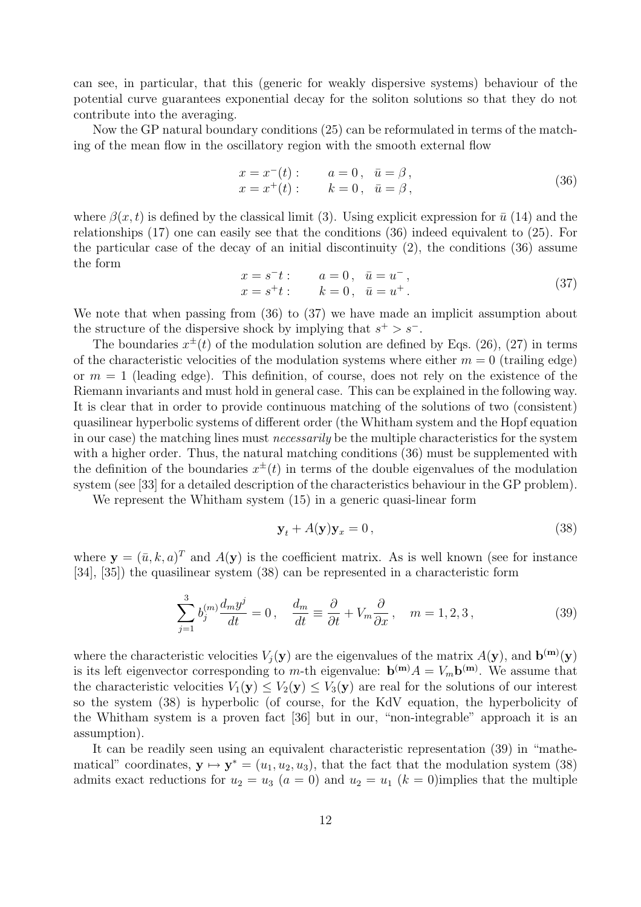can see, in particular, that this (generic for weakly dispersive systems) behaviour of the potential curve guarantees exponential decay for the soliton solutions so that they do not contribute into the averaging.

Now the GP natural boundary conditions (25) can be reformulated in terms of the matching of the mean flow in the oscillatory region with the smooth external flow

$$
\begin{aligned}
x = x^-(t): &\qquad a = 0\,, \quad \bar{u} = \beta\,, \\
x = x^+(t): &\qquad k = 0\,, \quad \bar{u} = \beta\,,
\end{aligned}
\tag{36}
$$

where $\beta(x,t)$ is defined by the classical limit (3). Using explicit expression for $\bar{u}$ (14) and the relationships (17) one can easily see that the conditions (36) indeed equivalent to (25). For the particular case of the decay of an initial discontinuity (2), the conditions (36) assume the form

$$
\begin{aligned}
x = s^-t: &\qquad a = 0\,, \quad \bar{u} = u^-\,, \\
x = s^+t: &\qquad k = 0\,, \quad \bar{u} = u^+\,.
\end{aligned}
\tag{37}
$$

We note that when passing from (36) to (37) we have made an implicit assumption about the structure of the dispersive shock by implying that $s^+ > s^-$.

The boundaries $x^{\pm}(t)$ of the modulation solution are defined by Eqs. (26), (27) in terms of the characteristic velocities of the modulation systems where either $m = 0$ (trailing edge) or $m = 1$ (leading edge). This definition, of course, does not rely on the existence of the Riemann invariants and must hold in general case. This can be explained in the following way. It is clear that in order to provide continuous matching of the solutions of two (consistent) quasilinear hyperbolic systems of different order (the Whitham system and the Hopf equation in our case) the matching lines must *necessarily* be the multiple characteristics for the system with a higher order. Thus, the natural matching conditions (36) must be supplemented with the definition of the boundaries $x^{\pm}(t)$ in terms of the double eigenvalues of the modulation system (see [33] for a detailed description of the characteristics behaviour in the GP problem).

We represent the Whitham system (15) in a generic quasi-linear form

$$
\mathbf{y}_t + A(\mathbf{y})\mathbf{y}_x = 0\,,
\tag{38}
$$

where $\mathbf{y} = (\bar{u}, k, a)^T$ and $A(\mathbf{y})$ is the coefficient matrix. As is well known (see for instance [34], [35]) the quasilinear system (38) can be represented in a characteristic form

$$
\sum_{j=1}^{3} b_j^{(m)} \frac{d_m y^j}{dt} = 0\,, \quad \frac{d_m}{dt} \equiv \frac{\partial}{\partial t} + V_m \frac{\partial}{\partial x}\,, \quad m = 1, 2, 3\,,
\tag{39}
$$

where the characteristic velocities $V_j(\mathbf{y})$ are the eigenvalues of the matrix $A(\mathbf{y})$, and $\mathbf{b^{(m)}}(\mathbf{y})$ is its left eigenvector corresponding to $m$-th eigenvalue: $\mathbf{b^{(m)}}A = V_m \mathbf{b^{(m)}}$. We assume that the characteristic velocities $V_1(\mathbf{y}) \le V_2(\mathbf{y}) \le V_3(\mathbf{y})$ are real for the solutions of our interest so the system (38) is hyperbolic (of course, for the KdV equation, the hyperbolicity of the Whitham system is a proven fact [36] but in our, "non-integrable" approach it is an assumption).

It can be readily seen using an equivalent characteristic representation (39) in "mathematical" coordinates, $\mathbf{y} \mapsto \mathbf{y}^* = (u_1, u_2, u_3)$, that the fact that the modulation system (38) admits exact reductions for $u_2 = u_3$ ($a = 0$) and $u_2 = u_1$ ($k = 0$)implies that the multiple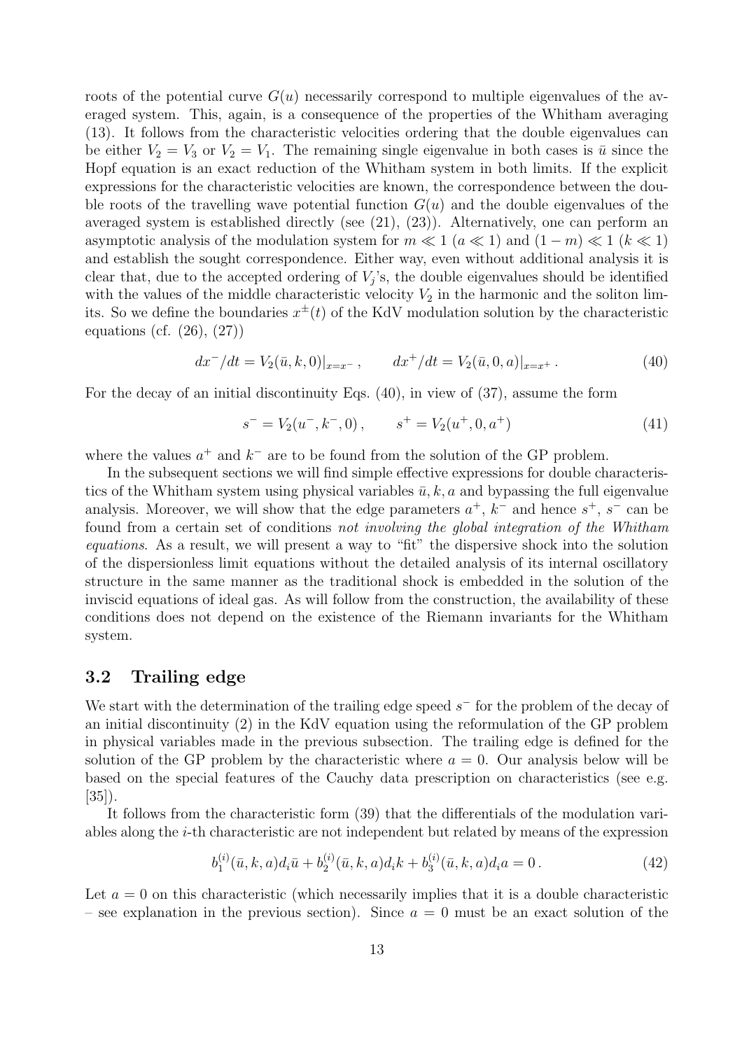roots of the potential curve $G(u)$ necessarily correspond to multiple eigenvalues of the averaged system. This, again, is a consequence of the properties of the Whitham averaging (13). It follows from the characteristic velocities ordering that the double eigenvalues can be either $V_2 = V_3$ or $V_2 = V_1$. The remaining single eigenvalue in both cases is $\bar{u}$ since the Hopf equation is an exact reduction of the Whitham system in both limits. If the explicit expressions for the characteristic velocities are known, the correspondence between the double roots of the travelling wave potential function $G(u)$ and the double eigenvalues of the averaged system is established directly (see (21), (23)). Alternatively, one can perform an asymptotic analysis of the modulation system for $m \ll 1$ ($a \ll 1$) and $(1-m) \ll 1$ ($k \ll 1$) and establish the sought correspondence. Either way, even without additional analysis it is clear that, due to the accepted ordering of $V_j$'s, the double eigenvalues should be identified with the values of the middle characteristic velocity $V_2$ in the harmonic and the soliton limits. So we define the boundaries $x^{\pm}(t)$ of the KdV modulation solution by the characteristic equations (cf. (26), (27))

$$dx^-/dt = V_2(\bar{u}, k, 0)|_{x=x^-}\,, \qquad dx^+/dt = V_2(\bar{u}, 0, a)|_{x=x^+}\,. \tag{40}$$

For the decay of an initial discontinuity Eqs. (40), in view of (37), assume the form

$$s^- = V_2(u^-, k^-, 0)\,, \qquad s^+ = V_2(u^+, 0, a^+) \tag{41}$$

where the values $a^+$ and $k^-$ are to be found from the solution of the GP problem.

In the subsequent sections we will find simple effective expressions for double characteristics of the Whitham system using physical variables $\bar{u}, k, a$ and bypassing the full eigenvalue analysis. Moreover, we will show that the edge parameters $a^+$, $k^-$ and hence $s^+$, $s^-$ can be found from a certain set of conditions *not involving the global integration of the Whitham equations*. As a result, we will present a way to "fit" the dispersive shock into the solution of the dispersionless limit equations without the detailed analysis of its internal oscillatory structure in the same manner as the traditional shock is embedded in the solution of the inviscid equations of ideal gas. As will follow from the construction, the availability of these conditions does not depend on the existence of the Riemann invariants for the Whitham system.

## 3.2 Trailing edge

We start with the determination of the trailing edge speed $s^-$ for the problem of the decay of an initial discontinuity (2) in the KdV equation using the reformulation of the GP problem in physical variables made in the previous subsection. The trailing edge is defined for the solution of the GP problem by the characteristic where $a = 0$. Our analysis below will be based on the special features of the Cauchy data prescription on characteristics (see e.g. [35]).

It follows from the characteristic form (39) that the differentials of the modulation variables along the $i$-th characteristic are not independent but related by means of the expression

$$b_1^{(i)}(\bar{u}, k, a) d_i\bar{u} + b_2^{(i)}(\bar{u}, k, a) d_i k + b_3^{(i)}(\bar{u}, k, a) d_i a = 0\,. \tag{42}$$

Let $a = 0$ on this characteristic (which necessarily implies that it is a double characteristic – see explanation in the previous section). Since $a = 0$ must be an exact solution of the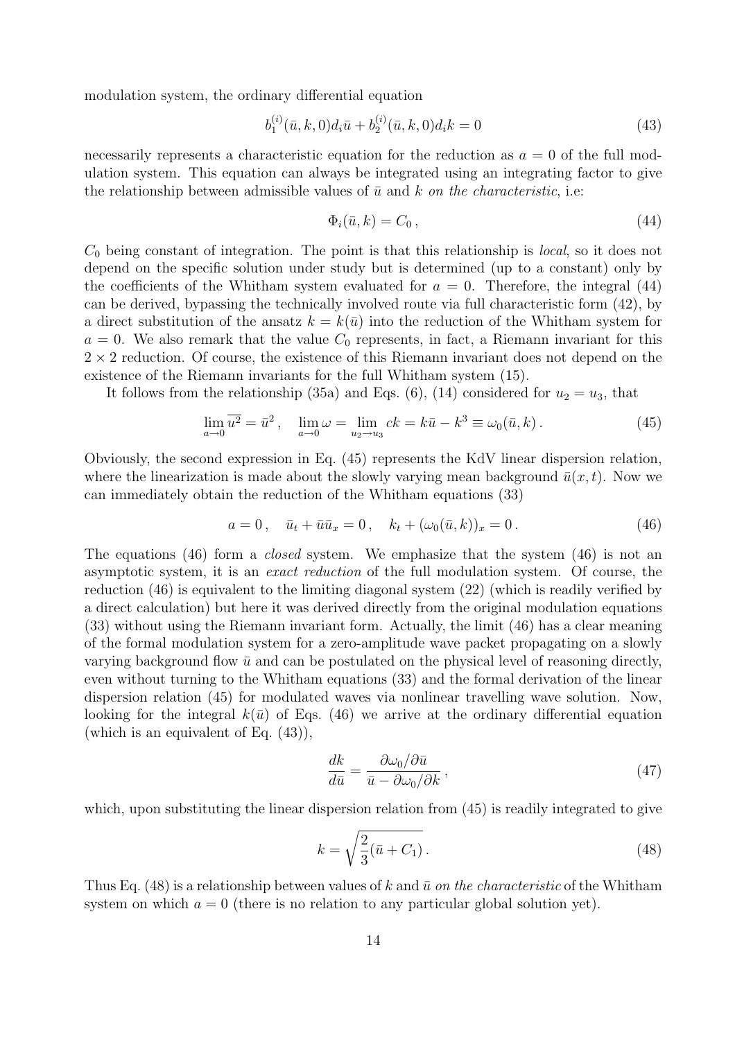modulation system, the ordinary differential equation

$$b_1^{(i)}(\bar{u}, k, 0) d_i \bar{u} + b_2^{(i)}(\bar{u}, k, 0) d_i k = 0 \tag{43}$$

necessarily represents a characteristic equation for the reduction as $a = 0$ of the full modulation system. This equation can always be integrated using an integrating factor to give the relationship between admissible values of $\bar{u}$ and $k$ *on the characteristic*, i.e:

$$\Phi_i(\bar{u}, k) = C_0 \,, \tag{44}$$

$C_0$ being constant of integration. The point is that this relationship is *local*, so it does not depend on the specific solution under study but is determined (up to a constant) only by the coefficients of the Whitham system evaluated for $a = 0$. Therefore, the integral (44) can be derived, bypassing the technically involved route via full characteristic form (42), by a direct substitution of the ansatz $k = k(\bar{u})$ into the reduction of the Whitham system for $a = 0$. We also remark that the value $C_0$ represents, in fact, a Riemann invariant for this $2 \times 2$ reduction. Of course, the existence of this Riemann invariant does not depend on the existence of the Riemann invariants for the full Whitham system (15).

It follows from the relationship (35a) and Eqs. (6), (14) considered for $u_2 = u_3$, that

$$\lim_{a \to 0} \overline{u^2} = \bar{u}^2 \,, \quad \lim_{a \to 0} \omega = \lim_{u_2 \to u_3} ck = k\bar{u} - k^3 \equiv \omega_0(\bar{u}, k) \,. \tag{45}$$

Obviously, the second expression in Eq. (45) represents the KdV linear dispersion relation, where the linearization is made about the slowly varying mean background $\bar{u}(x, t)$. Now we can immediately obtain the reduction of the Whitham equations (33)

$$a = 0 \,, \quad \bar{u}_t + \bar{u}\bar{u}_x = 0 \,, \quad k_t + (\omega_0(\bar{u}, k))_x = 0 \,. \tag{46}$$

The equations (46) form a *closed* system. We emphasize that the system (46) is not an asymptotic system, it is an *exact reduction* of the full modulation system. Of course, the reduction (46) is equivalent to the limiting diagonal system (22) (which is readily verified by a direct calculation) but here it was derived directly from the original modulation equations (33) without using the Riemann invariant form. Actually, the limit (46) has a clear meaning of the formal modulation system for a zero-amplitude wave packet propagating on a slowly varying background flow $\bar{u}$ and can be postulated on the physical level of reasoning directly, even without turning to the Whitham equations (33) and the formal derivation of the linear dispersion relation (45) for modulated waves via nonlinear travelling wave solution. Now, looking for the integral $k(\bar{u})$ of Eqs. (46) we arrive at the ordinary differential equation (which is an equivalent of Eq. (43)),

$$\frac{dk}{d\bar{u}} = \frac{\partial \omega_0 / \partial \bar{u}}{\bar{u} - \partial \omega_0 / \partial k} \,, \tag{47}$$

which, upon substituting the linear dispersion relation from (45) is readily integrated to give

$$k = \sqrt{\frac{2}{3}(\bar{u} + C_1)} \,. \tag{48}$$

Thus Eq. (48) is a relationship between values of $k$ and $\bar{u}$ *on the characteristic* of the Whitham system on which $a = 0$ (there is no relation to any particular global solution yet).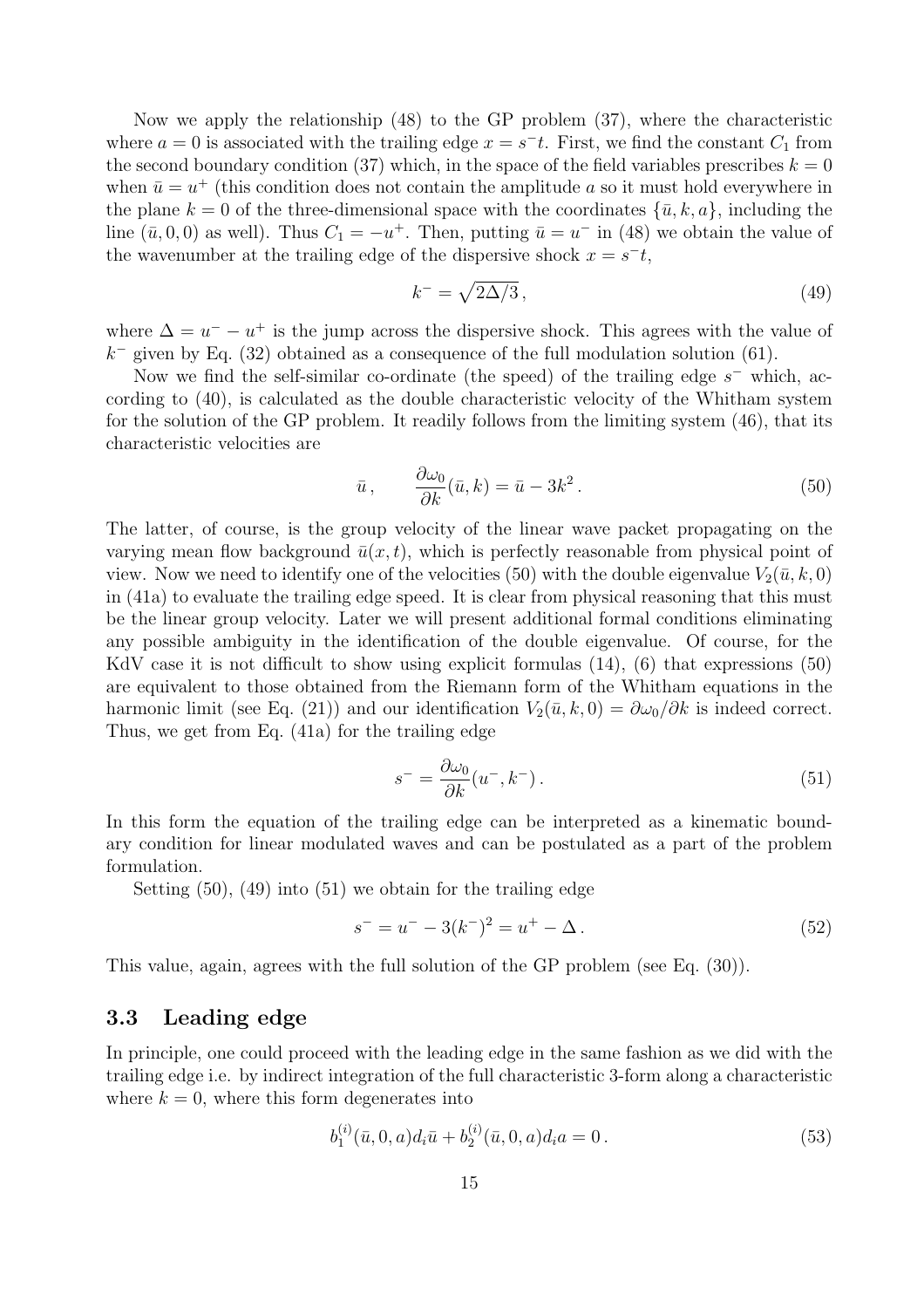Now we apply the relationship (48) to the GP problem (37), where the characteristic where $a = 0$ is associated with the trailing edge $x = s^- t$. First, we find the constant $C_1$ from the second boundary condition (37) which, in the space of the field variables prescribes $k = 0$ when $\bar{u} = u^+$ (this condition does not contain the amplitude $a$ so it must hold everywhere in the plane $k = 0$ of the three-dimensional space with the coordinates $\{\bar{u}, k, a\}$, including the line $(\bar{u}, 0, 0)$ as well). Thus $C_1 = -u^+$. Then, putting $\bar{u} = u^-$ in (48) we obtain the value of the wavenumber at the trailing edge of the dispersive shock $x = s^- t$,

$$k^- = \sqrt{2\Delta/3}\,, \tag{49}$$

where $\Delta = u^- - u^+$ is the jump across the dispersive shock. This agrees with the value of $k^-$ given by Eq. (32) obtained as a consequence of the full modulation solution (61).

Now we find the self-similar co-ordinate (the speed) of the trailing edge $s^-$ which, according to (40), is calculated as the double characteristic velocity of the Whitham system for the solution of the GP problem. It readily follows from the limiting system (46), that its characteristic velocities are

$$\bar{u}\,, \qquad \frac{\partial \omega_0}{\partial k}(\bar{u}, k) = \bar{u} - 3k^2\,. \tag{50}$$

The latter, of course, is the group velocity of the linear wave packet propagating on the varying mean flow background $\bar{u}(x,t)$, which is perfectly reasonable from physical point of view. Now we need to identify one of the velocities (50) with the double eigenvalue $V_2(\bar{u}, k, 0)$ in (41a) to evaluate the trailing edge speed. It is clear from physical reasoning that this must be the linear group velocity. Later we will present additional formal conditions eliminating any possible ambiguity in the identification of the double eigenvalue. Of course, for the KdV case it is not difficult to show using explicit formulas (14), (6) that expressions (50) are equivalent to those obtained from the Riemann form of the Whitham equations in the harmonic limit (see Eq. (21)) and our identification $V_2(\bar{u}, k, 0) = \partial\omega_0/\partial k$ is indeed correct. Thus, we get from Eq. (41a) for the trailing edge

$$s^- = \frac{\partial \omega_0}{\partial k}(u^-, k^-)\,. \tag{51}$$

In this form the equation of the trailing edge can be interpreted as a kinematic boundary condition for linear modulated waves and can be postulated as a part of the problem formulation.

Setting (50), (49) into (51) we obtain for the trailing edge

$$s^- = u^- - 3(k^-)^2 = u^+ - \Delta\,. \tag{52}$$

This value, again, agrees with the full solution of the GP problem (see Eq. (30)).

### 3.3 Leading edge

In principle, one could proceed with the leading edge in the same fashion as we did with the trailing edge i.e. by indirect integration of the full characteristic 3-form along a characteristic where $k = 0$, where this form degenerates into

$$b_1^{(i)}(\bar{u}, 0, a)d_i\bar{u} + b_2^{(i)}(\bar{u}, 0, a)d_i a = 0\,. \tag{53}$$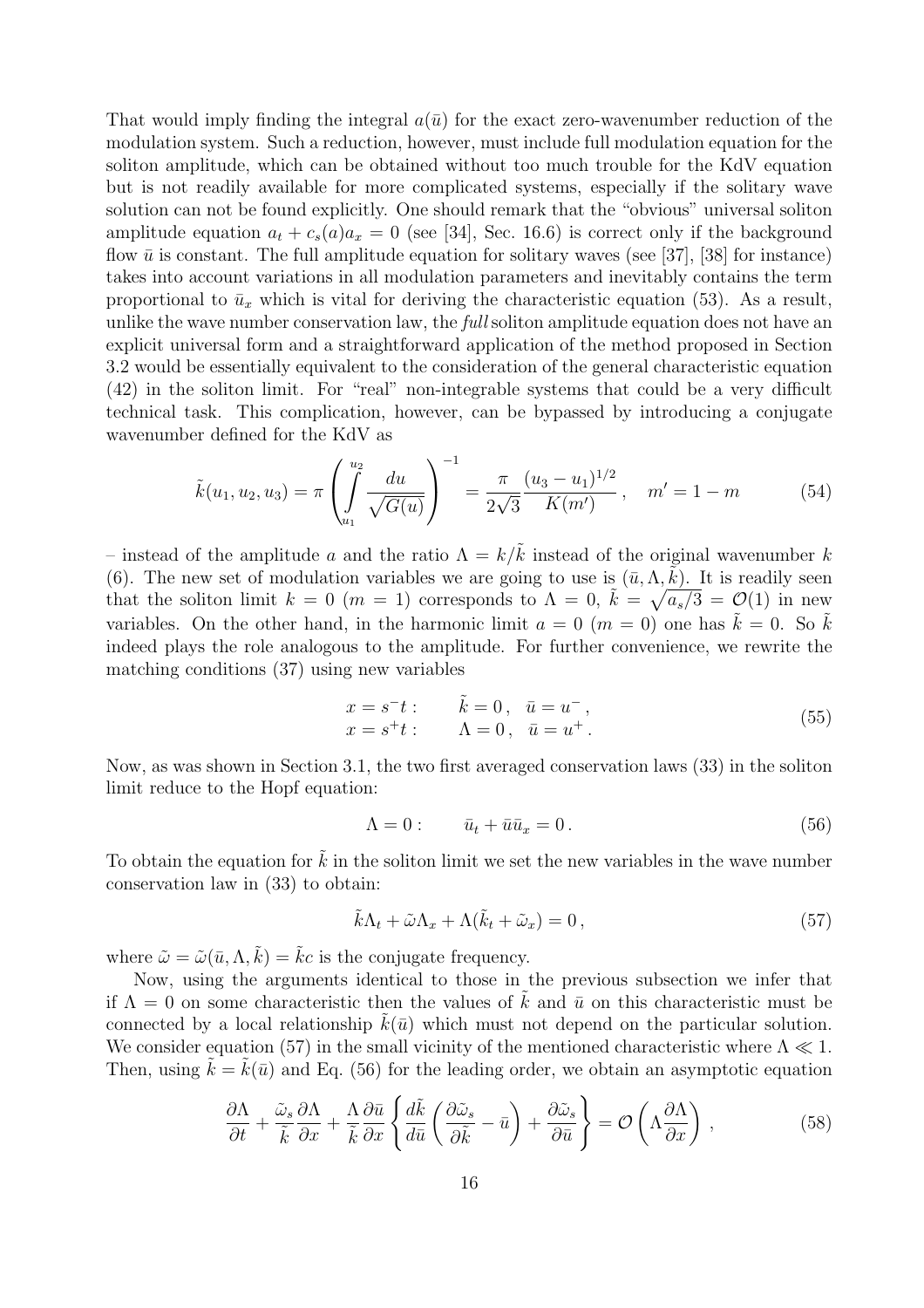That would imply finding the integral $a(\bar{u})$ for the exact zero-wavenumber reduction of the modulation system. Such a reduction, however, must include full modulation equation for the soliton amplitude, which can be obtained without too much trouble for the KdV equation but is not readily available for more complicated systems, especially if the solitary wave solution can not be found explicitly. One should remark that the "obvious" universal soliton amplitude equation $a_t + c_s(a)a_x = 0$ (see [34], Sec. 16.6) is correct only if the background flow $\bar{u}$ is constant. The full amplitude equation for solitary waves (see [37], [38] for instance) takes into account variations in all modulation parameters and inevitably contains the term proportional to $\bar{u}_x$ which is vital for deriving the characteristic equation (53). As a result, unlike the wave number conservation law, the *full* soliton amplitude equation does not have an explicit universal form and a straightforward application of the method proposed in Section 3.2 would be essentially equivalent to the consideration of the general characteristic equation (42) in the soliton limit. For "real" non-integrable systems that could be a very difficult technical task. This complication, however, can be bypassed by introducing a conjugate wavenumber defined for the KdV as

$$\tilde{k}(u_1, u_2, u_3) = \pi \left( \int_{u_1}^{u_2} \frac{du}{\sqrt{G(u)}} \right)^{-1} = \frac{\pi}{2\sqrt{3}} \frac{(u_3 - u_1)^{1/2}}{K(m')}, \quad m' = 1 - m \tag{54}$$

– instead of the amplitude $a$ and the ratio $\Lambda = k/\tilde{k}$ instead of the original wavenumber $k$ (6). The new set of modulation variables we are going to use is $(\bar{u}, \Lambda, \tilde{k})$. It is readily seen that the soliton limit $k = 0$ ($m = 1$) corresponds to $\Lambda = 0$, $\tilde{k} = \sqrt{a_s/3} = \mathcal{O}(1)$ in new variables. On the other hand, in the harmonic limit $a = 0$ ($m = 0$) one has $\tilde{k} = 0$. So $\tilde{k}$ indeed plays the role analogous to the amplitude. For further convenience, we rewrite the matching conditions (37) using new variables

$$\begin{aligned} x = s^- t: \qquad & \tilde{k} = 0, \quad \bar{u} = u^-, \\ x = s^+ t: \qquad & \Lambda = 0, \quad \bar{u} = u^+. \end{aligned} \tag{55}$$

Now, as was shown in Section 3.1, the two first averaged conservation laws (33) in the soliton limit reduce to the Hopf equation:

$$\Lambda = 0: \qquad \bar{u}_t + \bar{u}\bar{u}_x = 0. \tag{56}$$

To obtain the equation for $\tilde{k}$ in the soliton limit we set the new variables in the wave number conservation law in (33) to obtain:

$$\tilde{k}\Lambda_t + \tilde{\omega}\Lambda_x + \Lambda(\tilde{k}_t + \tilde{\omega}_x) = 0, \tag{57}$$

where $\tilde{\omega} = \tilde{\omega}(\bar{u}, \Lambda, \tilde{k}) = \tilde{k}c$ is the conjugate frequency.

Now, using the arguments identical to those in the previous subsection we infer that if $\Lambda = 0$ on some characteristic then the values of $\tilde{k}$ and $\bar{u}$ on this characteristic must be connected by a local relationship $\tilde{k}(\bar{u})$ which must not depend on the particular solution. We consider equation (57) in the small vicinity of the mentioned characteristic where $\Lambda \ll 1$. Then, using $\tilde{k} = \tilde{k}(\bar{u})$ and Eq. (56) for the leading order, we obtain an asymptotic equation

$$\frac{\partial \Lambda}{\partial t} + \frac{\tilde{\omega}_s}{\tilde{k}} \frac{\partial \Lambda}{\partial x} + \frac{\Lambda}{\tilde{k}} \frac{\partial \bar{u}}{\partial x} \left\{ \frac{d\tilde{k}}{d\bar{u}} \left( \frac{\partial \tilde{\omega}_s}{\partial \tilde{k}} - \bar{u} \right) + \frac{\partial \tilde{\omega}_s}{\partial \bar{u}} \right\} = \mathcal{O}\left( \Lambda \frac{\partial \Lambda}{\partial x} \right), \tag{58}$$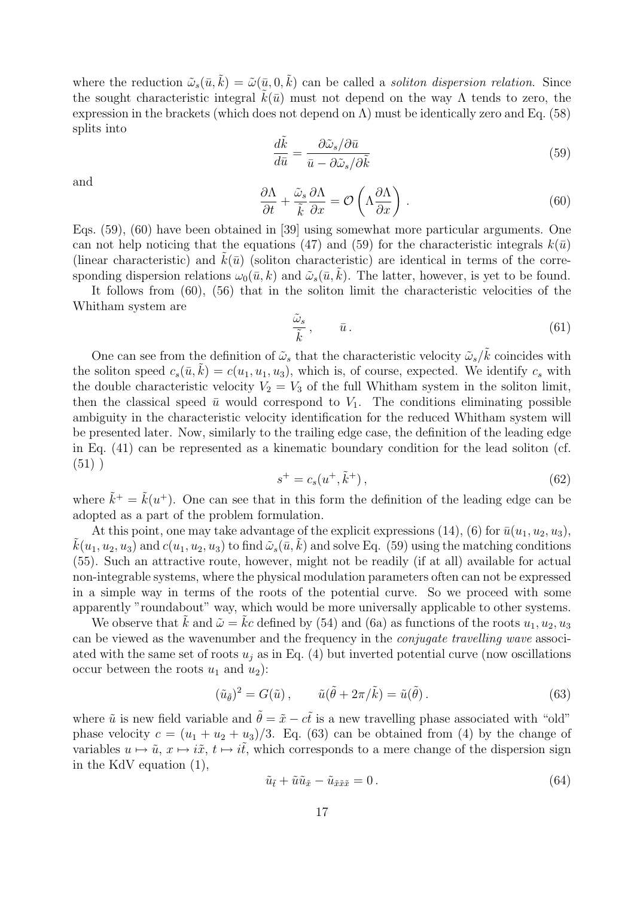where the reduction $\tilde{\omega}_s(\bar{u}, \tilde{k}) = \tilde{\omega}(\bar{u}, 0, \tilde{k})$ can be called a *soliton dispersion relation*. Since the sought characteristic integral $\tilde{k}(\bar{u})$ must not depend on the way $\Lambda$ tends to zero, the expression in the brackets (which does not depend on $\Lambda$) must be identically zero and Eq. (58) splits into

$$\frac{d\tilde{k}}{d\bar{u}} = \frac{\partial \tilde{\omega}_s / \partial \bar{u}}{\bar{u} - \partial \tilde{\omega}_s / \partial \tilde{k}} \tag{59}$$

and

$$\frac{\partial \Lambda}{\partial t} + \frac{\tilde{\omega}_s}{\tilde{k}} \frac{\partial \Lambda}{\partial x} = \mathcal{O}\left(\Lambda \frac{\partial \Lambda}{\partial x}\right) . \tag{60}$$

Eqs. (59), (60) have been obtained in [39] using somewhat more particular arguments. One can not help noticing that the equations (47) and (59) for the characteristic integrals $k(\bar{u})$ (linear characteristic) and $\tilde{k}(\bar{u})$ (soliton characteristic) are identical in terms of the corresponding dispersion relations $\omega_0(\bar{u}, k)$ and $\tilde{\omega}_s(\bar{u}, \tilde{k})$. The latter, however, is yet to be found.

It follows from (60), (56) that in the soliton limit the characteristic velocities of the Whitham system are

$$\frac{\tilde{\omega}_s}{\tilde{k}}, \qquad \bar{u} . \tag{61}$$

One can see from the definition of $\tilde{\omega}_s$ that the characteristic velocity $\tilde{\omega}_s/\tilde{k}$ coincides with the soliton speed $c_s(\bar{u}, \tilde{k}) = c(u_1, u_1, u_3)$, which is, of course, expected. We identify $c_s$ with the double characteristic velocity $V_2 = V_3$ of the full Whitham system in the soliton limit, then the classical speed $\bar{u}$ would correspond to $V_1$. The conditions eliminating possible ambiguity in the characteristic velocity identification for the reduced Whitham system will be presented later. Now, similarly to the trailing edge case, the definition of the leading edge in Eq. (41) can be represented as a kinematic boundary condition for the lead soliton (cf. (51) )

$$s^+ = c_s(u^+, \tilde{k}^+) , \tag{62}$$

where $\tilde{k}^+ = \tilde{k}(u^+)$. One can see that in this form the definition of the leading edge can be adopted as a part of the problem formulation.

At this point, one may take advantage of the explicit expressions (14), (6) for $\bar{u}(u_1, u_2, u_3)$, $\tilde{k}(u_1, u_2, u_3)$ and $c(u_1, u_2, u_3)$ to find $\tilde{\omega}_s(\bar{u}, \tilde{k})$ and solve Eq. (59) using the matching conditions (55). Such an attractive route, however, might not be readily (if at all) available for actual non-integrable systems, where the physical modulation parameters often can not be expressed in a simple way in terms of the roots of the potential curve. So we proceed with some apparently "roundabout" way, which would be more universally applicable to other systems.

We observe that $\tilde{k}$ and $\tilde{\omega} = \tilde{k}c$ defined by (54) and (6a) as functions of the roots $u_1, u_2, u_3$ can be viewed as the wavenumber and the frequency in the *conjugate travelling wave* associated with the same set of roots $u_j$ as in Eq. (4) but inverted potential curve (now oscillations occur between the roots $u_1$ and $u_2$):

$$(\tilde{u}_{\tilde{\theta}})^2 = G(\tilde{u}) , \qquad \tilde{u}(\tilde{\theta} + 2\pi/\tilde{k}) = \tilde{u}(\tilde{\theta}) . \tag{63}$$

where $\tilde{u}$ is new field variable and $\tilde{\theta} = \tilde{x} - c\tilde{t}$ is a new travelling phase associated with "old" phase velocity $c = (u_1 + u_2 + u_3)/3$. Eq. (63) can be obtained from (4) by the change of variables $u \mapsto \tilde{u}$, $x \mapsto i\tilde{x}$, $t \mapsto i\tilde{t}$, which corresponds to a mere change of the dispersion sign in the KdV equation (1),

$$\tilde{u}_{\tilde{t}} + \tilde{u}\tilde{u}_{\tilde{x}} - \tilde{u}_{\tilde{x}\tilde{x}\tilde{x}} = 0 . \tag{64}$$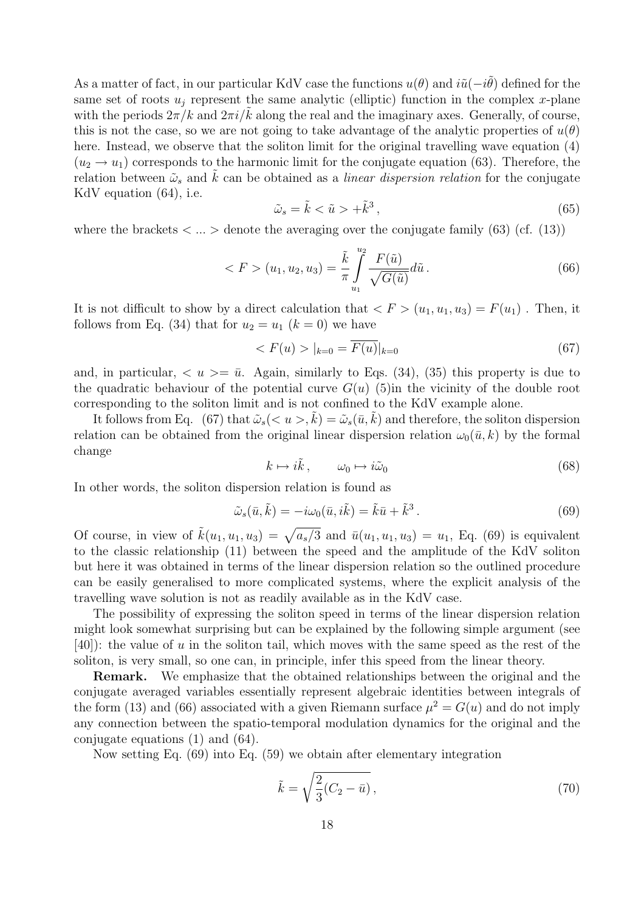As a matter of fact, in our particular KdV case the functions $u(\theta)$ and $i\tilde{u}(-i\tilde{\theta})$ defined for the same set of roots $u_j$ represent the same analytic (elliptic) function in the complex $x$-plane with the periods $2\pi/k$ and $2\pi i/\tilde{k}$ along the real and the imaginary axes. Generally, of course, this is not the case, so we are not going to take advantage of the analytic properties of $u(\theta)$ here. Instead, we observe that the soliton limit for the original travelling wave equation (4) ($u_2 \to u_1$) corresponds to the harmonic limit for the conjugate equation (63). Therefore, the relation between $\tilde{\omega}_s$ and $\tilde{k}$ can be obtained as a *linear dispersion relation* for the conjugate KdV equation (64), i.e.

$$\tilde{\omega}_s = \tilde{k} < \tilde{u} > + \tilde{k}^3 \,, \tag{65}$$

where the brackets $< ... >$ denote the averaging over the conjugate family (63) (cf. (13))

$$< F > (u_1, u_2, u_3) = \frac{\tilde{k}}{\pi} \int\limits_{u_1}^{u_2} \frac{F(\tilde{u})}{\sqrt{G(\tilde{u})}} d\tilde{u} \,. \tag{66}$$

It is not difficult to show by a direct calculation that $< F > (u_1, u_1, u_3) = F(u_1)$ . Then, it follows from Eq. (34) that for $u_2 = u_1$ ($k = 0$) we have

$$< F(u) > |_{k=0} = \overline{F(u)}|_{k=0} \tag{67}$$

and, in particular, $< u > = \bar{u}$. Again, similarly to Eqs. (34), (35) this property is due to the quadratic behaviour of the potential curve $G(u)$ (5)in the vicinity of the double root corresponding to the soliton limit and is not confined to the KdV example alone.

It follows from Eq. (67) that $\tilde{\omega}_s(< u >, \tilde{k}) = \tilde{\omega}_s(\bar{u}, \tilde{k})$ and therefore, the soliton dispersion relation can be obtained from the original linear dispersion relation $\omega_0(\bar{u}, k)$ by the formal change

$$k \mapsto i\tilde{k} \,, \qquad \omega_0 \mapsto i\tilde{\omega}_0 \tag{68}$$

In other words, the soliton dispersion relation is found as

$$\tilde{\omega}_s(\bar{u}, \tilde{k}) = -i\omega_0(\bar{u}, i\tilde{k}) = \tilde{k}\bar{u} + \tilde{k}^3 \,. \tag{69}$$

Of course, in view of $\tilde{k}(u_1, u_1, u_3) = \sqrt{a_s/3}$ and $\bar{u}(u_1, u_1, u_3) = u_1$, Eq. (69) is equivalent to the classic relationship (11) between the speed and the amplitude of the KdV soliton but here it was obtained in terms of the linear dispersion relation so the outlined procedure can be easily generalised to more complicated systems, where the explicit analysis of the travelling wave solution is not as readily available as in the KdV case.

The possibility of expressing the soliton speed in terms of the linear dispersion relation might look somewhat surprising but can be explained by the following simple argument (see [40]): the value of $u$ in the soliton tail, which moves with the same speed as the rest of the soliton, is very small, so one can, in principle, infer this speed from the linear theory.

**Remark.** We emphasize that the obtained relationships between the original and the conjugate averaged variables essentially represent algebraic identities between integrals of the form (13) and (66) associated with a given Riemann surface $\mu^2 = G(u)$ and do not imply any connection between the spatio-temporal modulation dynamics for the original and the conjugate equations (1) and (64).

Now setting Eq. (69) into Eq. (59) we obtain after elementary integration

$$\tilde{k} = \sqrt{\frac{2}{3}(C_2 - \bar{u})} \,, \tag{70}$$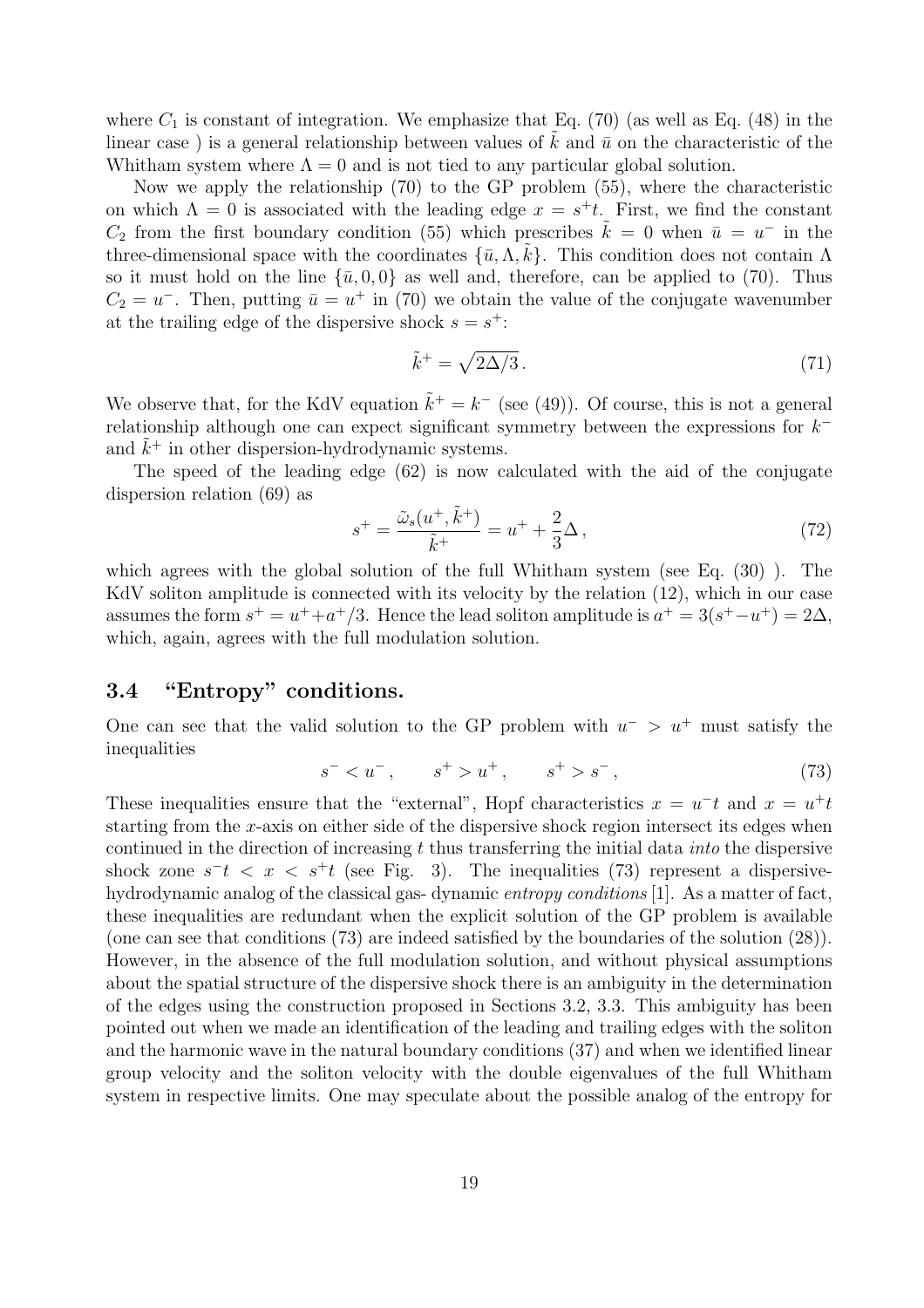where $C_1$ is constant of integration. We emphasize that Eq. (70) (as well as Eq. (48) in the linear case ) is a general relationship between values of $\tilde{k}$ and $\bar{u}$ on the characteristic of the Whitham system where $\Lambda = 0$ and is not tied to any particular global solution.

Now we apply the relationship (70) to the GP problem (55), where the characteristic on which $\Lambda = 0$ is associated with the leading edge $x = s^+t$. First, we find the constant $C_2$ from the first boundary condition (55) which prescribes $\tilde{k} = 0$ when $\bar{u} = u^-$ in the three-dimensional space with the coordinates $\{\bar{u}, \Lambda, \tilde{k}\}$. This condition does not contain $\Lambda$ so it must hold on the line $\{\bar{u}, 0, 0\}$ as well and, therefore, can be applied to (70). Thus $C_2 = u^-$. Then, putting $\bar{u} = u^+$ in (70) we obtain the value of the conjugate wavenumber at the trailing edge of the dispersive shock $s = s^+$:

$$\tilde{k}^+ = \sqrt{2\Delta/3}\,. \tag{71}$$

We observe that, for the KdV equation $\tilde{k}^+ = k^-$ (see (49)). Of course, this is not a general relationship although one can expect significant symmetry between the expressions for $k^-$ and $\tilde{k}^+$ in other dispersion-hydrodynamic systems.

The speed of the leading edge (62) is now calculated with the aid of the conjugate dispersion relation (69) as

$$s^+ = \frac{\tilde{\omega}_s(u^+, \tilde{k}^+)}{\tilde{k}^+} = u^+ + \frac{2}{3}\Delta\,, \tag{72}$$

which agrees with the global solution of the full Whitham system (see Eq. (30) ). The KdV soliton amplitude is connected with its velocity by the relation (12), which in our case assumes the form $s^+ = u^+ + a^+/3$. Hence the lead soliton amplitude is $a^+ = 3(s^+ - u^+) = 2\Delta$, which, again, agrees with the full modulation solution.

## 3.4 "Entropy" conditions.

One can see that the valid solution to the GP problem with $u^- > u^+$ must satisfy the inequalities

$$s^- < u^-\,, \qquad s^+ > u^+\,, \qquad s^+ > s^-\,, \tag{73}$$

These inequalities ensure that the "external", Hopf characteristics $x = u^-t$ and $x = u^+t$ starting from the $x$-axis on either side of the dispersive shock region intersect its edges when continued in the direction of increasing $t$ thus transferring the initial data *into* the dispersive shock zone $s^-t < x < s^+t$ (see Fig. 3). The inequalities (73) represent a dispersive-hydrodynamic analog of the classical gas- dynamic *entropy conditions* [1]. As a matter of fact, these inequalities are redundant when the explicit solution of the GP problem is available (one can see that conditions (73) are indeed satisfied by the boundaries of the solution (28)). However, in the absence of the full modulation solution, and without physical assumptions about the spatial structure of the dispersive shock there is an ambiguity in the determination of the edges using the construction proposed in Sections 3.2, 3.3. This ambiguity has been pointed out when we made an identification of the leading and trailing edges with the soliton and the harmonic wave in the natural boundary conditions (37) and when we identified linear group velocity and the soliton velocity with the double eigenvalues of the full Whitham system in respective limits. One may speculate about the possible analog of the entropy for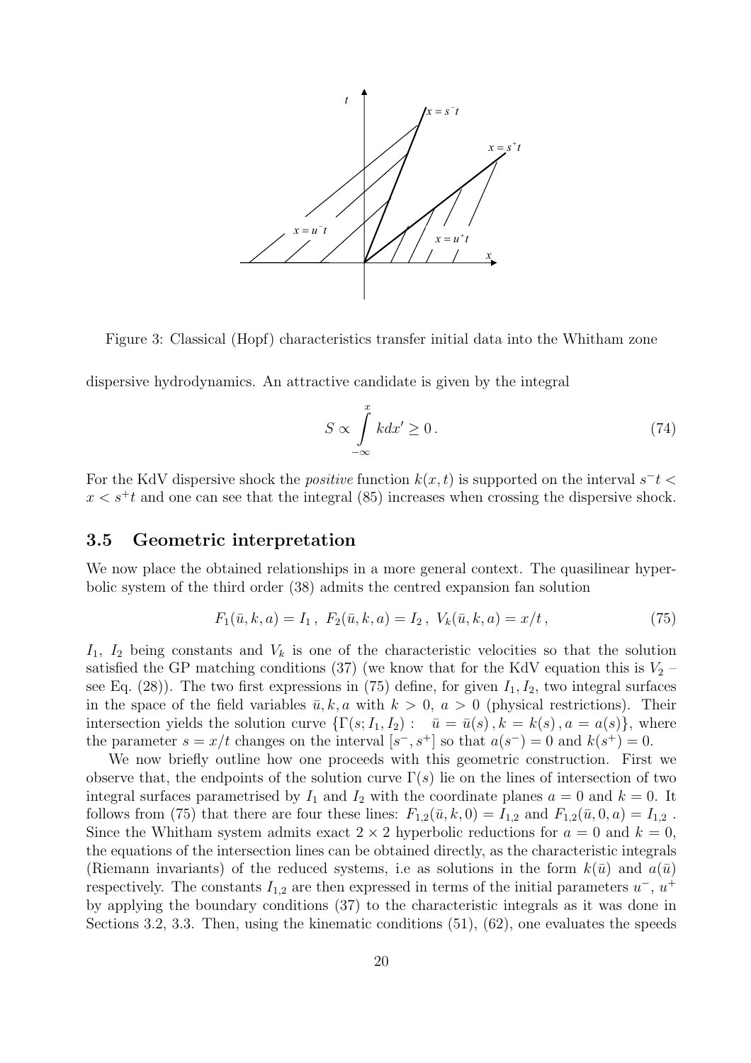Figure 3: Classical (Hopf) characteristics transfer initial data into the Whitham zone

dispersive hydrodynamics. An attractive candidate is given by the integral

$$S \propto \int_{-\infty}^{x} k dx' \geq 0\,. \tag{74}$$

For the KdV dispersive shock the *positive* function $k(x,t)$ is supported on the interval $s^- t < x < s^+ t$ and one can see that the integral (85) increases when crossing the dispersive shock.

### 3.5 Geometric interpretation

We now place the obtained relationships in a more general context. The quasilinear hyperbolic system of the third order (38) admits the centred expansion fan solution

$$F_1(\bar{u}, k, a) = I_1\,,\ F_2(\bar{u}, k, a) = I_2\,,\ V_k(\bar{u}, k, a) = x/t\,, \tag{75}$$

$I_1$, $I_2$ being constants and $V_k$ is one of the characteristic velocities so that the solution satisfied the GP matching conditions (37) (we know that for the KdV equation this is $V_2$ – see Eq. (28)). The two first expressions in (75) define, for given $I_1, I_2$, two integral surfaces in the space of the field variables $\bar{u}, k, a$ with $k > 0$, $a > 0$ (physical restrictions). Their intersection yields the solution curve $\{\Gamma(s; I_1, I_2): \quad \bar{u} = \bar{u}(s)\,, k = k(s)\,, a = a(s)\}$, where the parameter $s = x/t$ changes on the interval $[s^-, s^+]$ so that $a(s^-) = 0$ and $k(s^+) = 0$.

We now briefly outline how one proceeds with this geometric construction. First we observe that, the endpoints of the solution curve $\Gamma(s)$ lie on the lines of intersection of two integral surfaces parametrised by $I_1$ and $I_2$ with the coordinate planes $a = 0$ and $k = 0$. It follows from (75) that there are four these lines: $F_{1,2}(\bar{u}, k, 0) = I_{1,2}$ and $F_{1,2}(\bar{u}, 0, a) = I_{1,2}$ . Since the Whitham system admits exact $2 \times 2$ hyperbolic reductions for $a = 0$ and $k = 0$, the equations of the intersection lines can be obtained directly, as the characteristic integrals (Riemann invariants) of the reduced systems, i.e as solutions in the form $k(\bar{u})$ and $a(\bar{u})$ respectively. The constants $I_{1,2}$ are then expressed in terms of the initial parameters $u^-$, $u^+$ by applying the boundary conditions (37) to the characteristic integrals as it was done in Sections 3.2, 3.3. Then, using the kinematic conditions (51), (62), one evaluates the speeds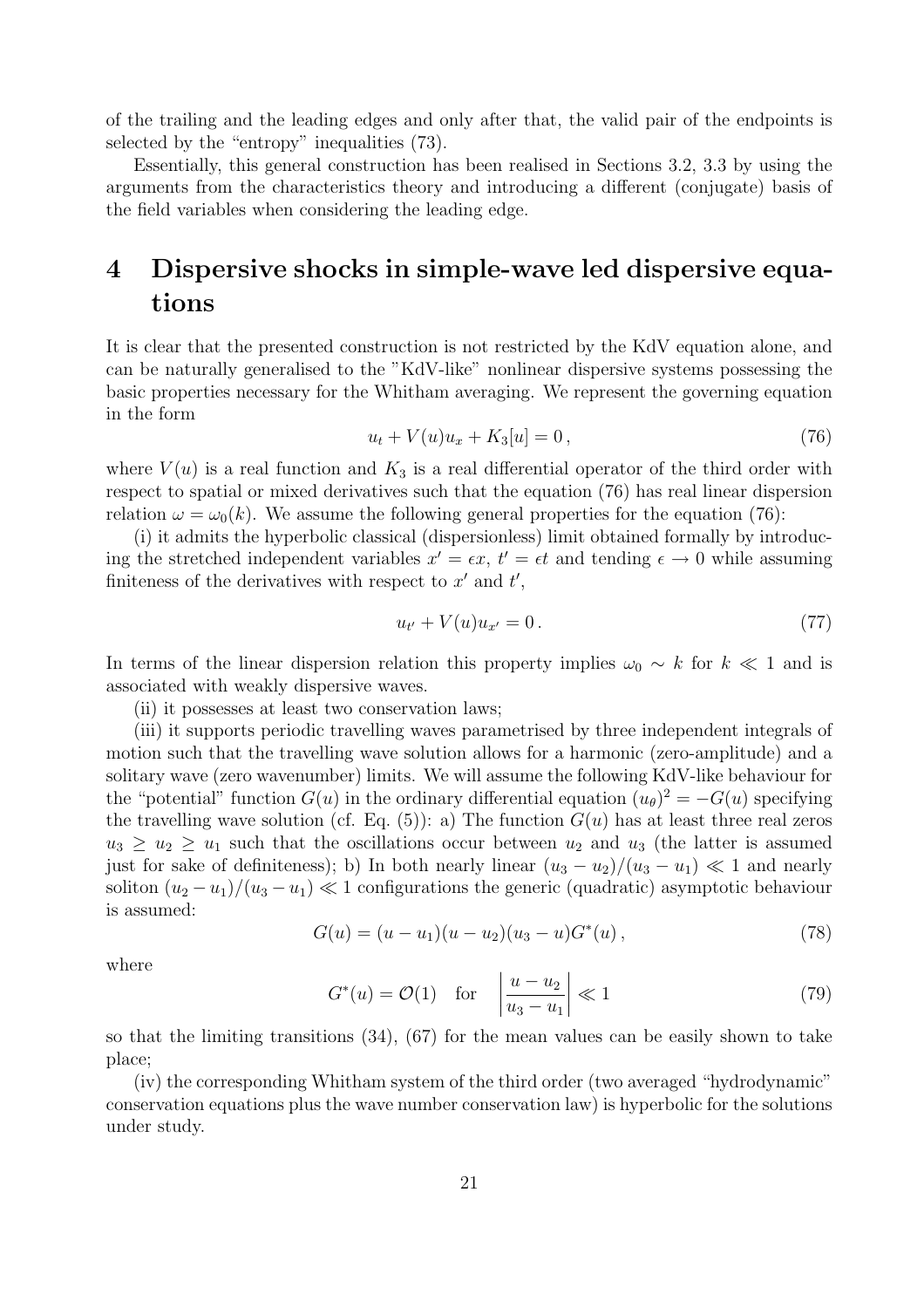of the trailing and the leading edges and only after that, the valid pair of the endpoints is selected by the "entropy" inequalities (73).

Essentially, this general construction has been realised in Sections 3.2, 3.3 by using the arguments from the characteristics theory and introducing a different (conjugate) basis of the field variables when considering the leading edge.

# 4 Dispersive shocks in simple-wave led dispersive equations

It is clear that the presented construction is not restricted by the KdV equation alone, and can be naturally generalised to the "KdV-like" nonlinear dispersive systems possessing the basic properties necessary for the Whitham averaging. We represent the governing equation in the form

$$u_t + V(u)u_x + K_3[u] = 0\,, \tag{76}$$

where $V(u)$ is a real function and $K_3$ is a real differential operator of the third order with respect to spatial or mixed derivatives such that the equation (76) has real linear dispersion relation $\omega = \omega_0(k)$. We assume the following general properties for the equation (76):

(i) it admits the hyperbolic classical (dispersionless) limit obtained formally by introducing the stretched independent variables $x' = \epsilon x$, $t' = \epsilon t$ and tending $\epsilon \to 0$ while assuming finiteness of the derivatives with respect to $x'$ and $t'$,

$$u_{t'} + V(u)u_{x'} = 0\,. \tag{77}$$

In terms of the linear dispersion relation this property implies $\omega_0 \sim k$ for $k \ll 1$ and is associated with weakly dispersive waves.

(ii) it possesses at least two conservation laws;

(iii) it supports periodic travelling waves parametrised by three independent integrals of motion such that the travelling wave solution allows for a harmonic (zero-amplitude) and a solitary wave (zero wavenumber) limits. We will assume the following KdV-like behaviour for the "potential" function $G(u)$ in the ordinary differential equation $(u_\theta)^2 = -G(u)$ specifying the travelling wave solution (cf. Eq. (5)): a) The function $G(u)$ has at least three real zeros $u_3 \geq u_2 \geq u_1$ such that the oscillations occur between $u_2$ and $u_3$ (the latter is assumed just for sake of definiteness); b) In both nearly linear $(u_3 - u_2)/(u_3 - u_1) \ll 1$ and nearly soliton $(u_2 - u_1)/(u_3 - u_1) \ll 1$ configurations the generic (quadratic) asymptotic behaviour is assumed:

$$G(u) = (u - u_1)(u - u_2)(u_3 - u)G^*(u)\,, \tag{78}$$

where

$$G^*(u) = \mathcal{O}(1) \quad \text{for} \quad \left|\frac{u - u_2}{u_3 - u_1}\right| \ll 1 \tag{79}$$

so that the limiting transitions (34), (67) for the mean values can be easily shown to take place;

(iv) the corresponding Whitham system of the third order (two averaged "hydrodynamic" conservation equations plus the wave number conservation law) is hyperbolic for the solutions under study.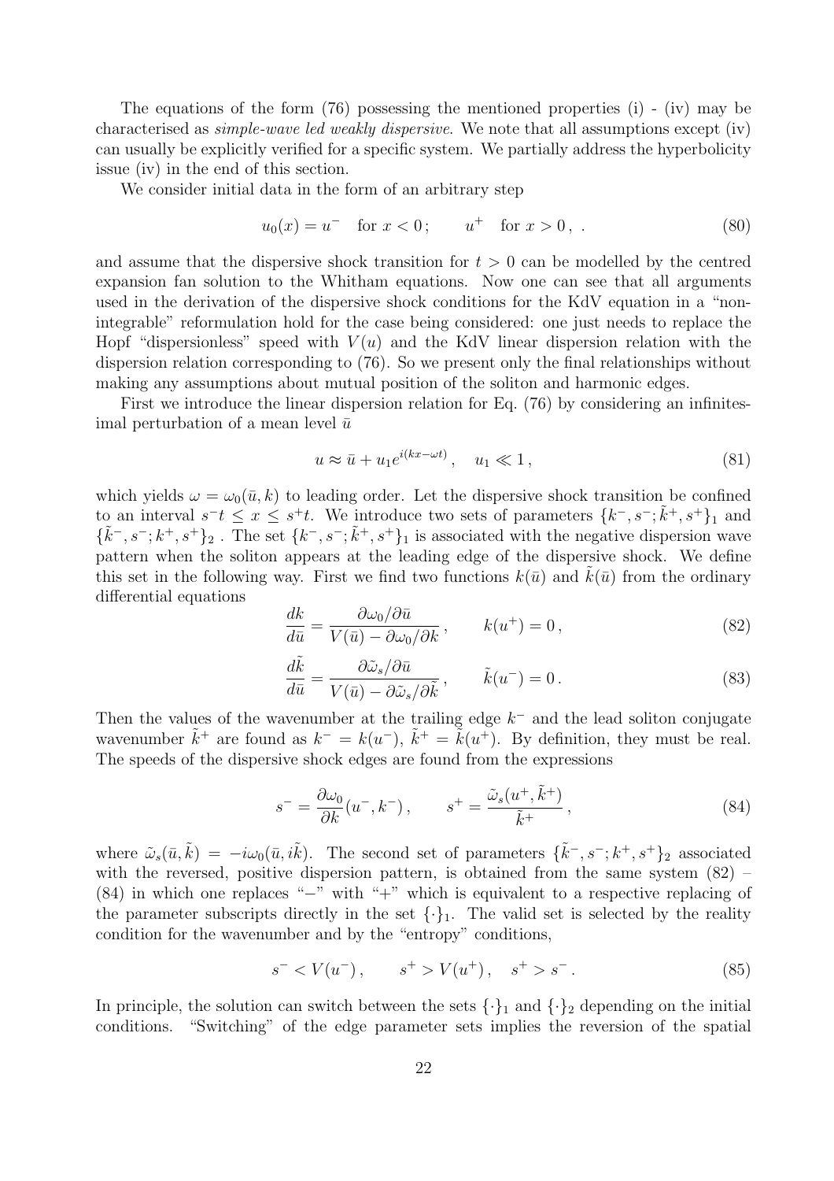The equations of the form (76) possessing the mentioned properties (i) - (iv) may be characterised as *simple-wave led weakly dispersive*. We note that all assumptions except (iv) can usually be explicitly verified for a specific system. We partially address the hyperbolicity issue (iv) in the end of this section.

We consider initial data in the form of an arbitrary step

$$u_0(x) = u^- \quad \text{for } x < 0\,; \qquad u^+ \quad \text{for } x > 0\,, \; . \tag{80}$$

and assume that the dispersive shock transition for $t > 0$ can be modelled by the centred expansion fan solution to the Whitham equations. Now one can see that all arguments used in the derivation of the dispersive shock conditions for the KdV equation in a "non-integrable" reformulation hold for the case being considered: one just needs to replace the Hopf "dispersionless" speed with $V(u)$ and the KdV linear dispersion relation with the dispersion relation corresponding to (76). So we present only the final relationships without making any assumptions about mutual position of the soliton and harmonic edges.

First we introduce the linear dispersion relation for Eq. (76) by considering an infinitesimal perturbation of a mean level $\bar{u}$

$$u \approx \bar{u} + u_1 e^{i(kx - \omega t)}\,, \quad u_1 \ll 1\,, \tag{81}$$

which yields $\omega = \omega_0(\bar{u}, k)$ to leading order. Let the dispersive shock transition be confined to an interval $s^- t \leq x \leq s^+ t$. We introduce two sets of parameters $\{k^-, s^-; \tilde{k}^+, s^+\}_1$ and $\{\tilde{k}^-, s^-; k^+, s^+\}_2$ . The set $\{k^-, s^-; \tilde{k}^+, s^+\}_1$ is associated with the negative dispersion wave pattern when the soliton appears at the leading edge of the dispersive shock. We define this set in the following way. First we find two functions $k(\bar{u})$ and $\tilde{k}(\bar{u})$ from the ordinary differential equations

$$\frac{dk}{d\bar{u}} = \frac{\partial \omega_0 / \partial \bar{u}}{V(\bar{u}) - \partial \omega_0 / \partial k}\,, \qquad k(u^+) = 0\,, \tag{82}$$

$$\frac{d\tilde{k}}{d\bar{u}} = \frac{\partial \tilde{\omega}_s / \partial \bar{u}}{V(\bar{u}) - \partial \tilde{\omega}_s / \partial \tilde{k}}\,, \qquad \tilde{k}(u^-) = 0\,. \tag{83}$$

Then the values of the wavenumber at the trailing edge $k^-$ and the lead soliton conjugate wavenumber $\tilde{k}^+$ are found as $k^- = k(u^-)$, $\tilde{k}^+ = \tilde{k}(u^+)$. By definition, they must be real. The speeds of the dispersive shock edges are found from the expressions

$$s^- = \frac{\partial \omega_0}{\partial k}(u^-, k^-)\,, \qquad s^+ = \frac{\tilde{\omega}_s(u^+, \tilde{k}^+)}{\tilde{k}^+}\,, \tag{84}$$

where $\tilde{\omega}_s(\bar{u}, \tilde{k}) = -i\omega_0(\bar{u}, i\tilde{k})$. The second set of parameters $\{\tilde{k}^-, s^-; k^+, s^+\}_2$ associated with the reversed, positive dispersion pattern, is obtained from the same system (82) – (84) in which one replaces "$-$" with "$+$" which is equivalent to a respective replacing of the parameter subscripts directly in the set $\{\cdot\}_1$. The valid set is selected by the reality condition for the wavenumber and by the "entropy" conditions,

$$s^- < V(u^-)\,, \qquad s^+ > V(u^+)\,, \quad s^+ > s^-\,. \tag{85}$$

In principle, the solution can switch between the sets $\{\cdot\}_1$ and $\{\cdot\}_2$ depending on the initial conditions. "Switching" of the edge parameter sets implies the reversion of the spatial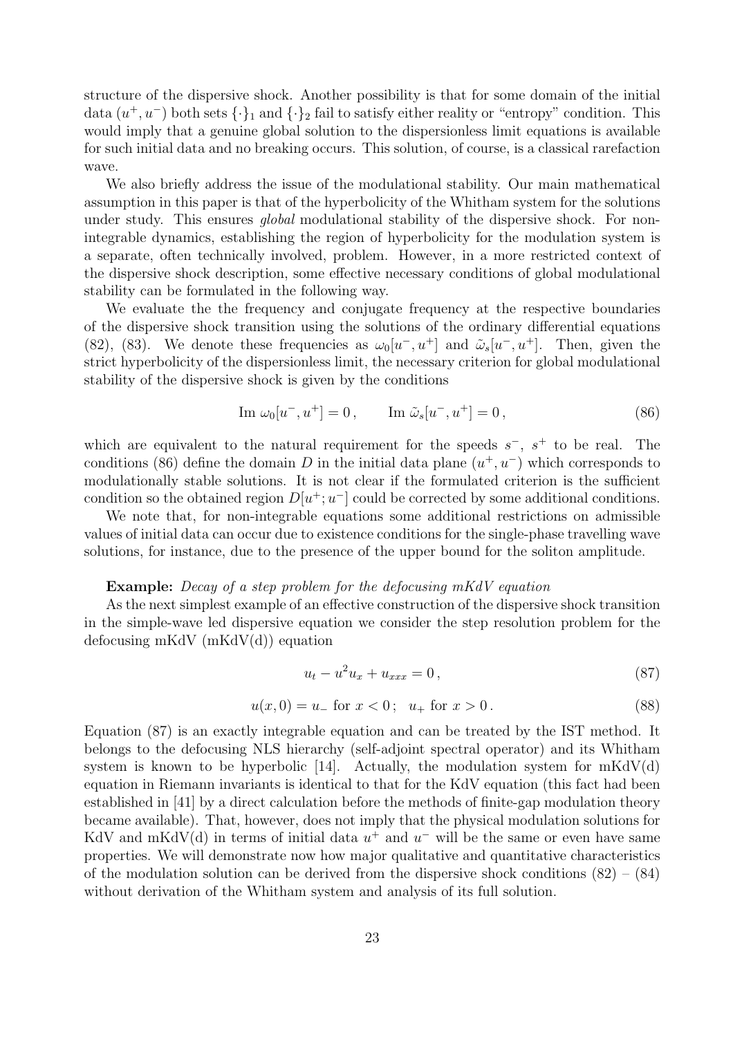structure of the dispersive shock. Another possibility is that for some domain of the initial data $(u^+, u^-)$ both sets $\{\cdot\}_1$ and $\{\cdot\}_2$ fail to satisfy either reality or "entropy" condition. This would imply that a genuine global solution to the dispersionless limit equations is available for such initial data and no breaking occurs. This solution, of course, is a classical rarefaction wave.

We also briefly address the issue of the modulational stability. Our main mathematical assumption in this paper is that of the hyperbolicity of the Whitham system for the solutions under study. This ensures *global* modulational stability of the dispersive shock. For non-integrable dynamics, establishing the region of hyperbolicity for the modulation system is a separate, often technically involved, problem. However, in a more restricted context of the dispersive shock description, some effective necessary conditions of global modulational stability can be formulated in the following way.

We evaluate the the frequency and conjugate frequency at the respective boundaries of the dispersive shock transition using the solutions of the ordinary differential equations (82), (83). We denote these frequencies as $\omega_0[u^-, u^+]$ and $\tilde{\omega}_s[u^-, u^+]$. Then, given the strict hyperbolicity of the dispersionless limit, the necessary criterion for global modulational stability of the dispersive shock is given by the conditions

$$\text{Im } \omega_0[u^-, u^+] = 0 \, , \qquad \text{Im } \tilde{\omega}_s[u^-, u^+] = 0 \, , \tag{86}$$

which are equivalent to the natural requirement for the speeds $s^-$, $s^+$ to be real. The conditions (86) define the domain $D$ in the initial data plane $(u^+, u^-)$ which corresponds to modulationally stable solutions. It is not clear if the formulated criterion is the sufficient condition so the obtained region $D[u^+; u^-]$ could be corrected by some additional conditions.

We note that, for non-integrable equations some additional restrictions on admissible values of initial data can occur due to existence conditions for the single-phase travelling wave solutions, for instance, due to the presence of the upper bound for the soliton amplitude.

**Example:** *Decay of a step problem for the defocusing mKdV equation*

As the next simplest example of an effective construction of the dispersive shock transition in the simple-wave led dispersive equation we consider the step resolution problem for the defocusing mKdV (mKdV(d)) equation

$$u_t - u^2 u_x + u_{xxx} = 0 \, , \tag{87}$$

$$u(x, 0) = u_- \text{ for } x < 0 \, ; \quad u_+ \text{ for } x > 0 \, . \tag{88}$$

Equation (87) is an exactly integrable equation and can be treated by the IST method. It belongs to the defocusing NLS hierarchy (self-adjoint spectral operator) and its Whitham system is known to be hyperbolic [14]. Actually, the modulation system for mKdV(d) equation in Riemann invariants is identical to that for the KdV equation (this fact had been established in [41] by a direct calculation before the methods of finite-gap modulation theory became available). That, however, does not imply that the physical modulation solutions for KdV and mKdV(d) in terms of initial data $u^+$ and $u^-$ will be the same or even have same properties. We will demonstrate now how major qualitative and quantitative characteristics of the modulation solution can be derived from the dispersive shock conditions (82) – (84) without derivation of the Whitham system and analysis of its full solution.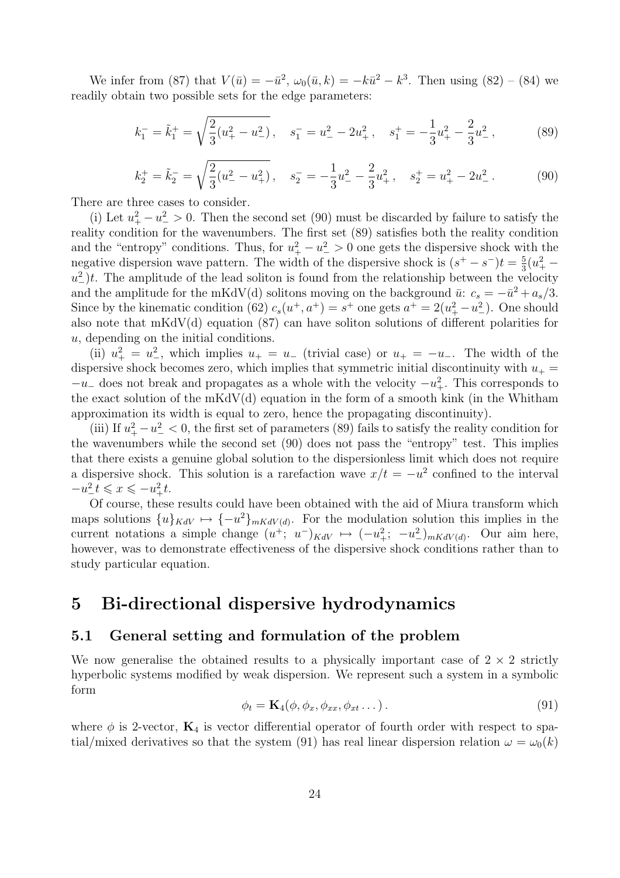We infer from (87) that $V(\bar{u}) = -\bar{u}^2$, $\omega_0(\bar{u}, k) = -k\bar{u}^2 - k^3$. Then using (82) – (84) we readily obtain two possible sets for the edge parameters:

$$k_1^- = \tilde{k}_1^+ = \sqrt{\frac{2}{3}(u_+^2 - u_-^2)}\,, \quad s_1^- = u_-^2 - 2u_+^2\,, \quad s_1^+ = -\frac{1}{3}u_+^2 - \frac{2}{3}u_-^2\,, \tag{89}$$

$$k_2^+ = \tilde{k}_2^- = \sqrt{\frac{2}{3}(u_-^2 - u_+^2)}\,, \quad s_2^- = -\frac{1}{3}u_-^2 - \frac{2}{3}u_+^2\,, \quad s_2^+ = u_+^2 - 2u_-^2\,. \tag{90}$$

There are three cases to consider.

(i) Let $u_+^2 - u_-^2 > 0$. Then the second set (90) must be discarded by failure to satisfy the reality condition for the wavenumbers. The first set (89) satisfies both the reality condition and the "entropy" conditions. Thus, for $u_+^2 - u_-^2 > 0$ one gets the dispersive shock with the negative dispersion wave pattern. The width of the dispersive shock is $(s^+ - s^-)t = \frac{5}{3}(u_+^2 - u_-^2)t$. The amplitude of the lead soliton is found from the relationship between the velocity and the amplitude for the mKdV(d) solitons moving on the background $\bar{u}$: $c_s = -\bar{u}^2 + a_s/3$. Since by the kinematic condition (62) $c_s(u^+, a^+) = s^+$ one gets $a^+ = 2(u_+^2 - u_-^2)$. One should also note that mKdV(d) equation (87) can have soliton solutions of different polarities for $u$, depending on the initial conditions.

(ii) $u_+^2 = u_-^2$, which implies $u_+ = u_-$ (trivial case) or $u_+ = -u_-$. The width of the dispersive shock becomes zero, which implies that symmetric initial discontinuity with $u_+ = -u_-$ does not break and propagates as a whole with the velocity $-u_+^2$. This corresponds to the exact solution of the mKdV(d) equation in the form of a smooth kink (in the Whitham approximation its width is equal to zero, hence the propagating discontinuity).

(iii) If $u_+^2 - u_-^2 < 0$, the first set of parameters (89) fails to satisfy the reality condition for the wavenumbers while the second set (90) does not pass the "entropy" test. This implies that there exists a genuine global solution to the dispersionless limit which does not require a dispersive shock. This solution is a rarefaction wave $x/t = -u^2$ confined to the interval $-u_-^2 t \leqslant x \leqslant -u_+^2 t$.

Of course, these results could have been obtained with the aid of Miura transform which maps solutions $\{u\}_{KdV} \mapsto \{-u^2\}_{mKdV(d)}$. For the modulation solution this implies in the current notations a simple change $(u^+;\ u^-)_{KdV} \mapsto (-u_+^2;\ -u_-^2)_{mKdV(d)}$. Our aim here, however, was to demonstrate effectiveness of the dispersive shock conditions rather than to study particular equation.

# 5 Bi-directional dispersive hydrodynamics

## 5.1 General setting and formulation of the problem

We now generalise the obtained results to a physically important case of $2 \times 2$ strictly hyperbolic systems modified by weak dispersion. We represent such a system in a symbolic form

$$\phi_t = \mathbf{K}_4(\phi, \phi_x, \phi_{xx}, \phi_{xt} \dots)\,. \tag{91}$$

where $\phi$ is 2-vector, $\mathbf{K}_4$ is vector differential operator of fourth order with respect to spatial/mixed derivatives so that the system (91) has real linear dispersion relation $\omega = \omega_0(k)$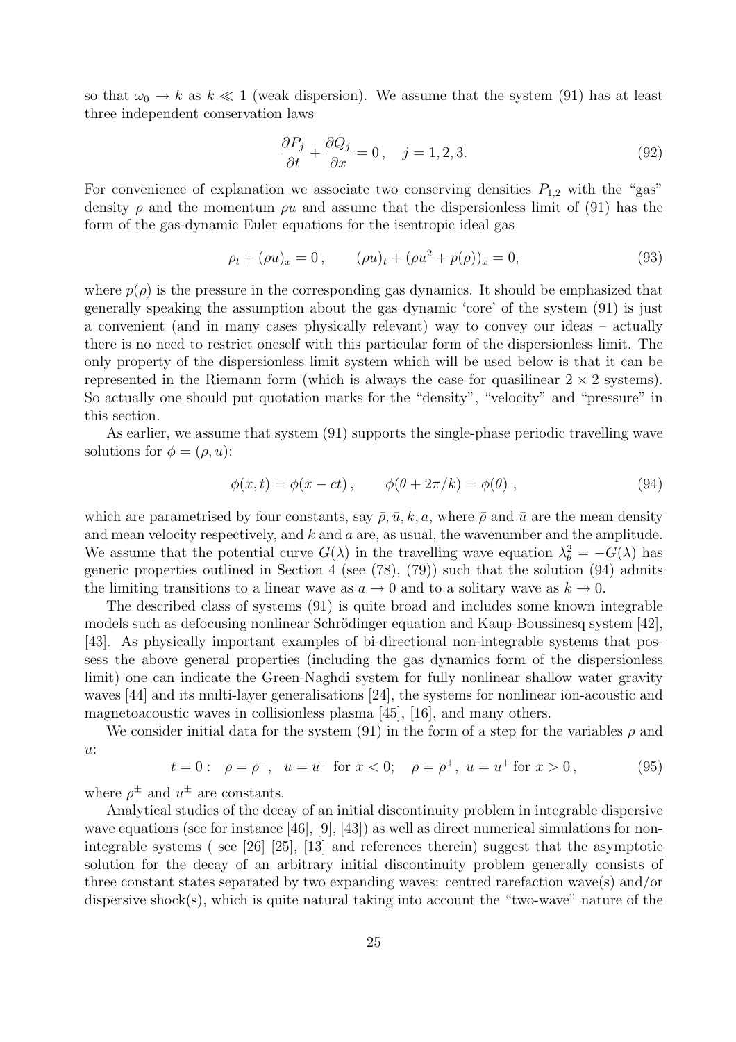so that $\omega_0 \to k$ as $k \ll 1$ (weak dispersion). We assume that the system (91) has at least three independent conservation laws

$$\frac{\partial P_j}{\partial t} + \frac{\partial Q_j}{\partial x} = 0\,, \quad j = 1, 2, 3. \tag{92}$$

For convenience of explanation we associate two conserving densities $P_{1,2}$ with the "gas" density $\rho$ and the momentum $\rho u$ and assume that the dispersionless limit of (91) has the form of the gas-dynamic Euler equations for the isentropic ideal gas

$$\rho_t + (\rho u)_x = 0\,, \qquad (\rho u)_t + (\rho u^2 + p(\rho))_x = 0, \tag{93}$$

where $p(\rho)$ is the pressure in the corresponding gas dynamics. It should be emphasized that generally speaking the assumption about the gas dynamic 'core' of the system (91) is just a convenient (and in many cases physically relevant) way to convey our ideas – actually there is no need to restrict oneself with this particular form of the dispersionless limit. The only property of the dispersionless limit system which will be used below is that it can be represented in the Riemann form (which is always the case for quasilinear $2 \times 2$ systems). So actually one should put quotation marks for the "density", "velocity" and "pressure" in this section.

As earlier, we assume that system (91) supports the single-phase periodic travelling wave solutions for $\phi = (\rho, u)$:

$$\phi(x, t) = \phi(x - ct)\,, \qquad \phi(\theta + 2\pi/k) = \phi(\theta)\ , \tag{94}$$

which are parametrised by four constants, say $\bar{\rho}, \bar{u}, k, a$, where $\bar{\rho}$ and $\bar{u}$ are the mean density and mean velocity respectively, and $k$ and $a$ are, as usual, the wavenumber and the amplitude. We assume that the potential curve $G(\lambda)$ in the travelling wave equation $\lambda_\theta^2 = -G(\lambda)$ has generic properties outlined in Section 4 (see (78), (79)) such that the solution (94) admits the limiting transitions to a linear wave as $a \to 0$ and to a solitary wave as $k \to 0$.

The described class of systems (91) is quite broad and includes some known integrable models such as defocusing nonlinear Schrödinger equation and Kaup-Boussinesq system [42], [43]. As physically important examples of bi-directional non-integrable systems that possess the above general properties (including the gas dynamics form of the dispersionless limit) one can indicate the Green-Naghdi system for fully nonlinear shallow water gravity waves [44] and its multi-layer generalisations [24], the systems for nonlinear ion-acoustic and magnetoacoustic waves in collisionless plasma [45], [16], and many others.

We consider initial data for the system (91) in the form of a step for the variables $\rho$ and $u$:

$$t = 0: \quad \rho = \rho^-, \quad u = u^- \text{ for } x < 0; \quad \rho = \rho^+, \ u = u^+ \text{ for } x > 0\,, \tag{95}$$

where $\rho^\pm$ and $u^\pm$ are constants.

Analytical studies of the decay of an initial discontinuity problem in integrable dispersive wave equations (see for instance [46], [9], [43]) as well as direct numerical simulations for non-integrable systems ( see [26] [25], [13] and references therein) suggest that the asymptotic solution for the decay of an arbitrary initial discontinuity problem generally consists of three constant states separated by two expanding waves: centred rarefaction wave(s) and/or dispersive shock(s), which is quite natural taking into account the "two-wave" nature of the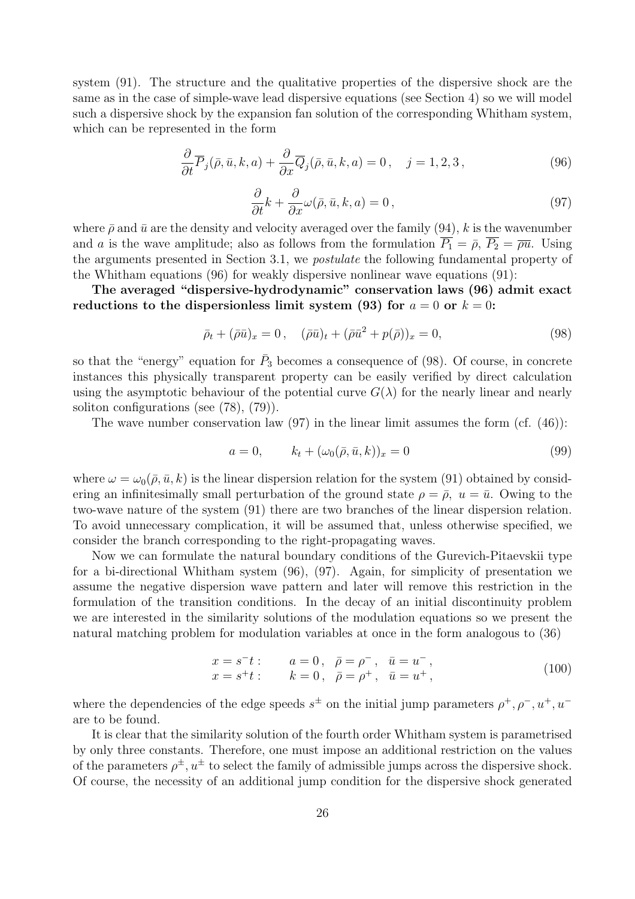system (91). The structure and the qualitative properties of the dispersive shock are the same as in the case of simple-wave lead dispersive equations (see Section 4) so we will model such a dispersive shock by the expansion fan solution of the corresponding Whitham system, which can be represented in the form

$$\frac{\partial}{\partial t}\overline{P}_j(\bar{\rho}, \bar{u}, k, a) + \frac{\partial}{\partial x}\overline{Q}_j(\bar{\rho}, \bar{u}, k, a) = 0\,, \quad j = 1, 2, 3\,, \tag{96}$$

$$\frac{\partial}{\partial t}k + \frac{\partial}{\partial x}\omega(\bar{\rho}, \bar{u}, k, a) = 0\,, \tag{97}$$

where $\bar{\rho}$ and $\bar{u}$ are the density and velocity averaged over the family (94), $k$ is the wavenumber and $a$ is the wave amplitude; also as follows from the formulation $\overline{P_1} = \bar{\rho}$, $\overline{P_2} = \overline{\rho u}$. Using the arguments presented in Section 3.1, we *postulate* the following fundamental property of the Whitham equations (96) for weakly dispersive nonlinear wave equations (91):

**The averaged "dispersive-hydrodynamic" conservation laws (96) admit exact reductions to the dispersionless limit system (93) for $a = 0$ or $k = 0$:**

$$\bar{\rho}_t + (\bar{\rho}\bar{u})_x = 0\,, \quad (\bar{\rho}\bar{u})_t + (\bar{\rho}\bar{u}^2 + p(\bar{\rho}))_x = 0, \tag{98}$$

so that the "energy" equation for $\bar{P}_3$ becomes a consequence of (98). Of course, in concrete instances this physically transparent property can be easily verified by direct calculation using the asymptotic behaviour of the potential curve $G(\lambda)$ for the nearly linear and nearly soliton configurations (see (78), (79)).

The wave number conservation law (97) in the linear limit assumes the form (cf. (46)):

$$a = 0, \qquad k_t + (\omega_0(\bar{\rho}, \bar{u}, k))_x = 0 \tag{99}$$

where $\omega = \omega_0(\bar{\rho}, \bar{u}, k)$ is the linear dispersion relation for the system (91) obtained by considering an infinitesimally small perturbation of the ground state $\rho = \bar{\rho},\ u = \bar{u}$. Owing to the two-wave nature of the system (91) there are two branches of the linear dispersion relation. To avoid unnecessary complication, it will be assumed that, unless otherwise specified, we consider the branch corresponding to the right-propagating waves.

Now we can formulate the natural boundary conditions of the Gurevich-Pitaevskii type for a bi-directional Whitham system (96), (97). Again, for simplicity of presentation we assume the negative dispersion wave pattern and later will remove this restriction in the formulation of the transition conditions. In the decay of an initial discontinuity problem we are interested in the similarity solutions of the modulation equations so we present the natural matching problem for modulation variables at once in the form analogous to (36)

$$\begin{array}{ll} x = s^- t: & a = 0\,, \ \ \bar{\rho} = \rho^-\,, \ \ \bar{u} = u^-\,, \\ x = s^+ t: & k = 0\,, \ \ \bar{\rho} = \rho^+\,, \ \ \bar{u} = u^+\,, \end{array} \tag{100}$$

where the dependencies of the edge speeds $s^{\pm}$ on the initial jump parameters $\rho^+, \rho^-, u^+, u^-$ are to be found.

It is clear that the similarity solution of the fourth order Whitham system is parametrised by only three constants. Therefore, one must impose an additional restriction on the values of the parameters $\rho^{\pm}, u^{\pm}$ to select the family of admissible jumps across the dispersive shock. Of course, the necessity of an additional jump condition for the dispersive shock generated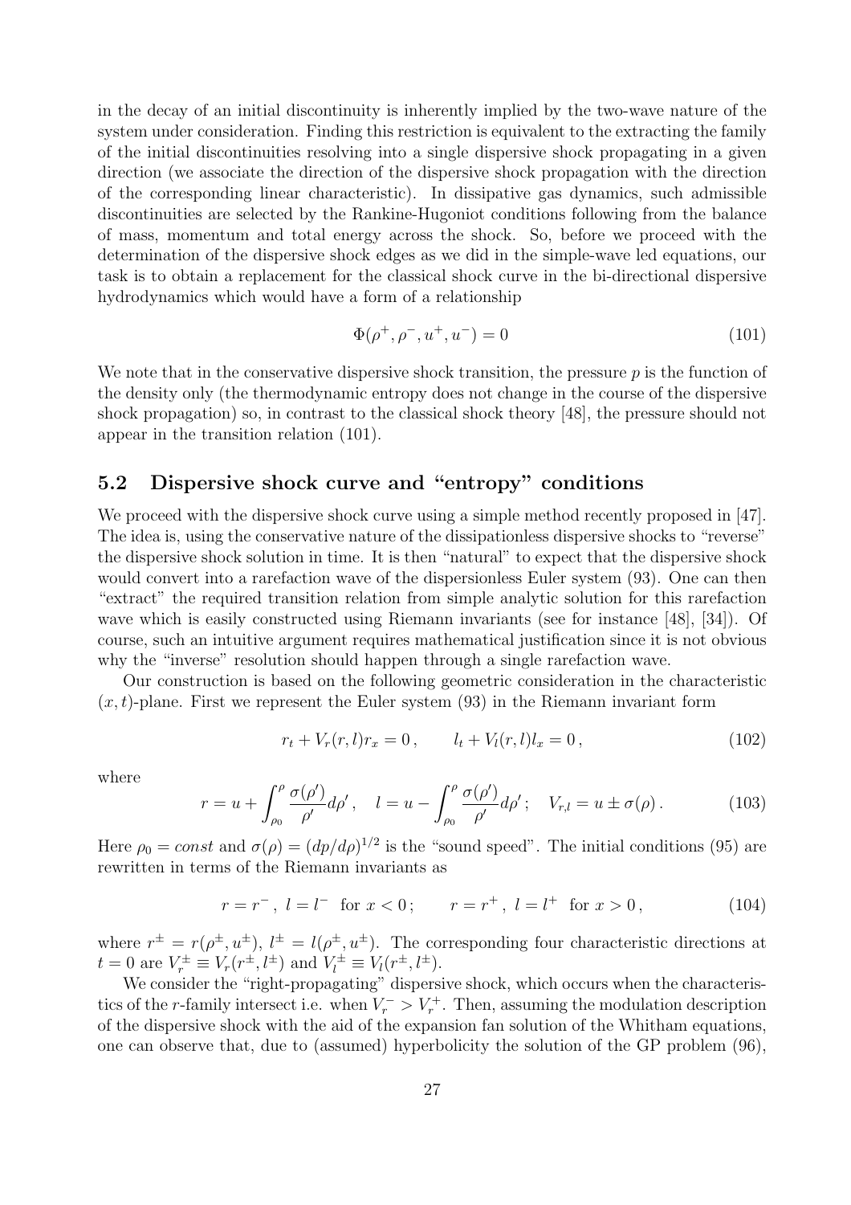in the decay of an initial discontinuity is inherently implied by the two-wave nature of the system under consideration. Finding this restriction is equivalent to the extracting the family of the initial discontinuities resolving into a single dispersive shock propagating in a given direction (we associate the direction of the dispersive shock propagation with the direction of the corresponding linear characteristic). In dissipative gas dynamics, such admissible discontinuities are selected by the Rankine-Hugoniot conditions following from the balance of mass, momentum and total energy across the shock. So, before we proceed with the determination of the dispersive shock edges as we did in the simple-wave led equations, our task is to obtain a replacement for the classical shock curve in the bi-directional dispersive hydrodynamics which would have a form of a relationship

$$\Phi(\rho^+, \rho^-, u^+, u^-) = 0 \tag{101}$$

We note that in the conservative dispersive shock transition, the pressure $p$ is the function of the density only (the thermodynamic entropy does not change in the course of the dispersive shock propagation) so, in contrast to the classical shock theory [48], the pressure should not appear in the transition relation (101).

## 5.2 Dispersive shock curve and "entropy" conditions

We proceed with the dispersive shock curve using a simple method recently proposed in [47]. The idea is, using the conservative nature of the dissipationless dispersive shocks to "reverse" the dispersive shock solution in time. It is then "natural" to expect that the dispersive shock would convert into a rarefaction wave of the dispersionless Euler system (93). One can then "extract" the required transition relation from simple analytic solution for this rarefaction wave which is easily constructed using Riemann invariants (see for instance [48], [34]). Of course, such an intuitive argument requires mathematical justification since it is not obvious why the "inverse" resolution should happen through a single rarefaction wave.

Our construction is based on the following geometric consideration in the characteristic $(x, t)$-plane. First we represent the Euler system (93) in the Riemann invariant form

$$r_t + V_r(r, l) r_x = 0\,, \qquad l_t + V_l(r, l) l_x = 0\,, \tag{102}$$

where

$$r = u + \int_{\rho_0}^{\rho} \frac{\sigma(\rho')}{\rho'} d\rho'\,, \quad l = u - \int_{\rho_0}^{\rho} \frac{\sigma(\rho')}{\rho'} d\rho'\,; \quad V_{r,l} = u \pm \sigma(\rho)\,. \tag{103}$$

Here $\rho_0 = const$ and $\sigma(\rho) = (dp/d\rho)^{1/2}$ is the "sound speed". The initial conditions (95) are rewritten in terms of the Riemann invariants as

$$r = r^-\,,\ l = l^- \ \text{ for } x < 0\,; \qquad r = r^+\,,\ l = l^+ \ \text{ for } x > 0\,, \tag{104}$$

where $r^\pm = r(\rho^\pm, u^\pm)$, $l^\pm = l(\rho^\pm, u^\pm)$. The corresponding four characteristic directions at $t = 0$ are $V_r^\pm \equiv V_r(r^\pm, l^\pm)$ and $V_l^\pm \equiv V_l(r^\pm, l^\pm)$.

We consider the "right-propagating" dispersive shock, which occurs when the characteristics of the $r$-family intersect i.e. when $V_r^- > V_r^+$. Then, assuming the modulation description of the dispersive shock with the aid of the expansion fan solution of the Whitham equations, one can observe that, due to (assumed) hyperbolicity the solution of the GP problem (96),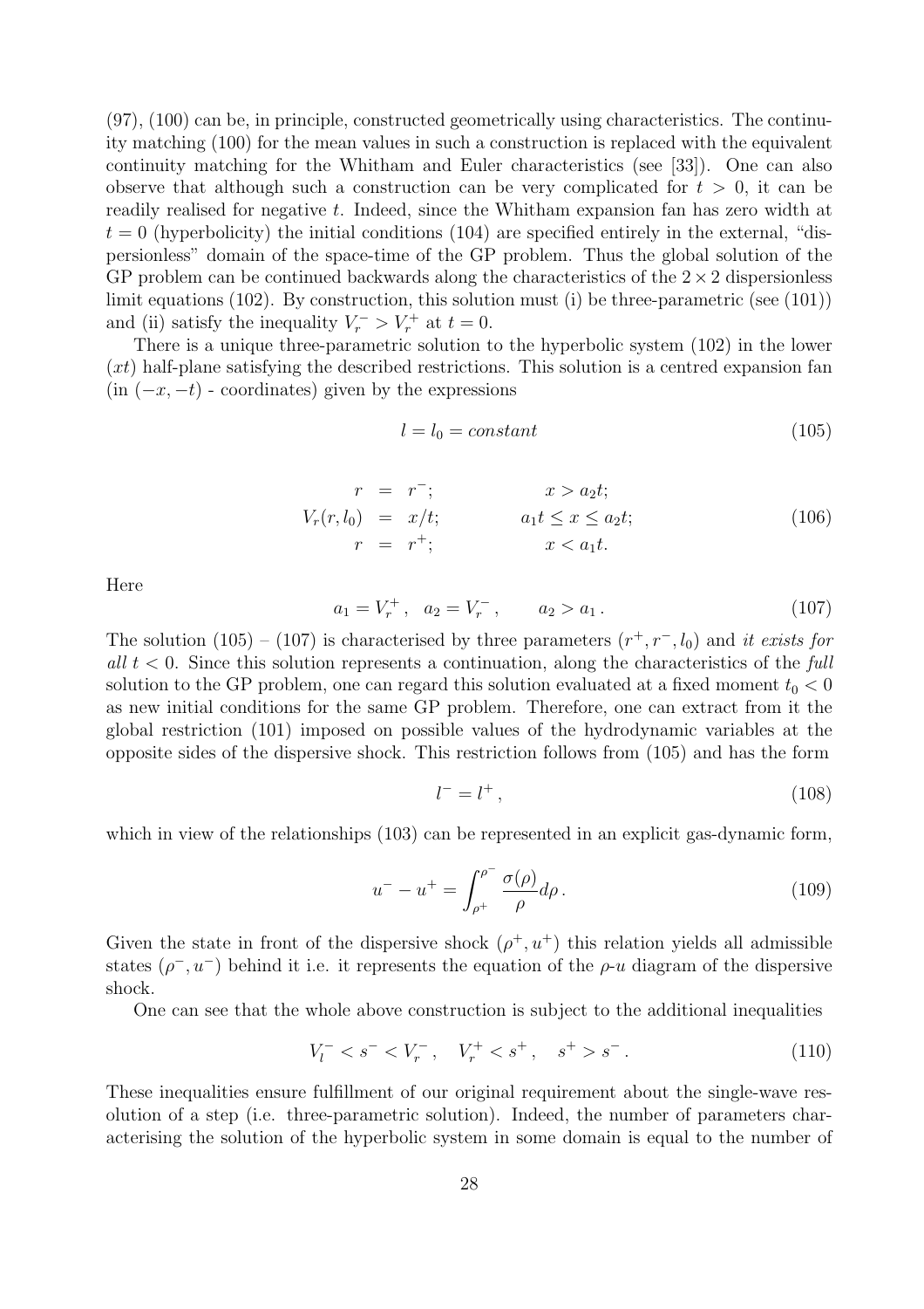(97), (100) can be, in principle, constructed geometrically using characteristics. The continuity matching (100) for the mean values in such a construction is replaced with the equivalent continuity matching for the Whitham and Euler characteristics (see [33]). One can also observe that although such a construction can be very complicated for $t > 0$, it can be readily realised for negative $t$. Indeed, since the Whitham expansion fan has zero width at $t = 0$ (hyperbolicity) the initial conditions (104) are specified entirely in the external, "dispersionless" domain of the space-time of the GP problem. Thus the global solution of the GP problem can be continued backwards along the characteristics of the $2 \times 2$ dispersionless limit equations (102). By construction, this solution must (i) be three-parametric (see (101)) and (ii) satisfy the inequality $V_r^- > V_r^+$ at $t = 0$.

There is a unique three-parametric solution to the hyperbolic system (102) in the lower $(xt)$ half-plane satisfying the described restrictions. This solution is a centred expansion fan (in $(-x, -t)$ - coordinates) given by the expressions

$$l = l_0 = constant \tag{105}$$

$$\begin{aligned} r &= r^-; & x &> a_2 t; \\ V_r(r, l_0) &= x/t; & a_1 t \leq x &\leq a_2 t; \\ r &= r^+; & x &< a_1 t. \end{aligned} \tag{106}$$

Here

$$a_1 = V_r^+ , \quad a_2 = V_r^- , \qquad a_2 > a_1 . \tag{107}$$

The solution (105) – (107) is characterised by three parameters $(r^+, r^-, l_0)$ and *it exists for all $t < 0$*. Since this solution represents a continuation, along the characteristics of the *full* solution to the GP problem, one can regard this solution evaluated at a fixed moment $t_0 < 0$ as new initial conditions for the same GP problem. Therefore, one can extract from it the global restriction (101) imposed on possible values of the hydrodynamic variables at the opposite sides of the dispersive shock. This restriction follows from (105) and has the form

$$l^- = l^+ , \tag{108}$$

which in view of the relationships (103) can be represented in an explicit gas-dynamic form,

$$u^- - u^+ = \int_{\rho^+}^{\rho^-} \frac{\sigma(\rho)}{\rho} d\rho . \tag{109}$$

Given the state in front of the dispersive shock $(\rho^+, u^+)$ this relation yields all admissible states $(\rho^-, u^-)$ behind it i.e. it represents the equation of the $\rho$-$u$ diagram of the dispersive shock.

One can see that the whole above construction is subject to the additional inequalities

$$V_l^- < s^- < V_r^- , \quad V_r^+ < s^+ , \quad s^+ > s^- . \tag{110}$$

These inequalities ensure fulfillment of our original requirement about the single-wave resolution of a step (i.e. three-parametric solution). Indeed, the number of parameters characterising the solution of the hyperbolic system in some domain is equal to the number of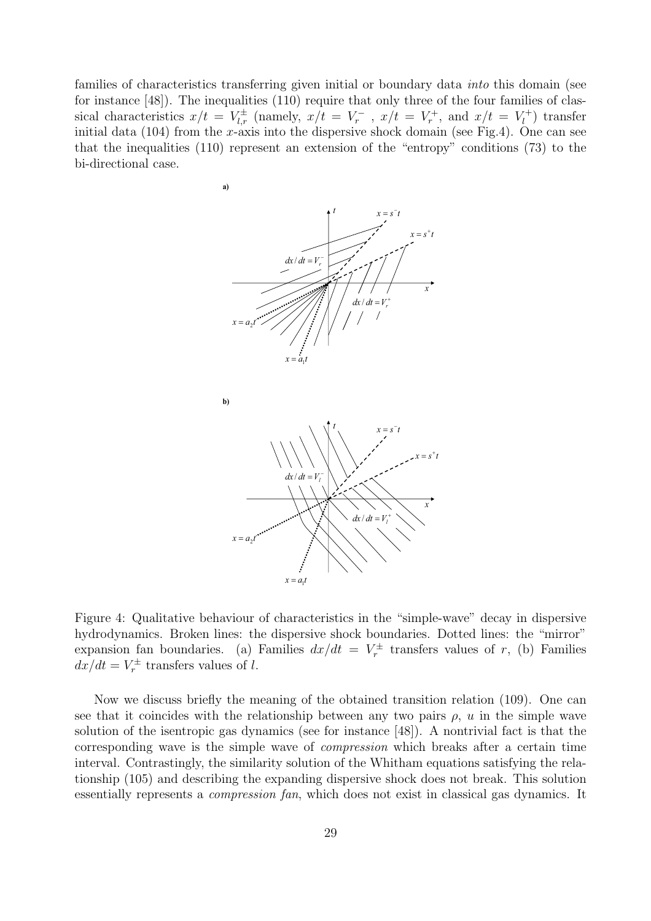families of characteristics transferring given initial or boundary data *into* this domain (see for instance [48]). The inequalities (110) require that only three of the four families of classical characteristics $x/t = V^{\pm}_{l,r}$ (namely, $x/t = V^{-}_{r}$ , $x/t = V^{+}_{r}$, and $x/t = V^{+}_{l}$) transfer initial data (104) from the $x$-axis into the dispersive shock domain (see Fig.4). One can see that the inequalities (110) represent an extension of the "entropy" conditions (73) to the bi-directional case.

Figure 4: Qualitative behaviour of characteristics in the "simple-wave" decay in dispersive hydrodynamics. Broken lines: the dispersive shock boundaries. Dotted lines: the "mirror" expansion fan boundaries. (a) Families $dx/dt = V^{\pm}_{r}$ transfers values of $r$, (b) Families $dx/dt = V^{\pm}_{r}$ transfers values of $l$.

Now we discuss briefly the meaning of the obtained transition relation (109). One can see that it coincides with the relationship between any two pairs $\rho$, $u$ in the simple wave solution of the isentropic gas dynamics (see for instance [48]). A nontrivial fact is that the corresponding wave is the simple wave of *compression* which breaks after a certain time interval. Contrastingly, the similarity solution of the Whitham equations satisfying the relationship (105) and describing the expanding dispersive shock does not break. This solution essentially represents a *compression fan*, which does not exist in classical gas dynamics. It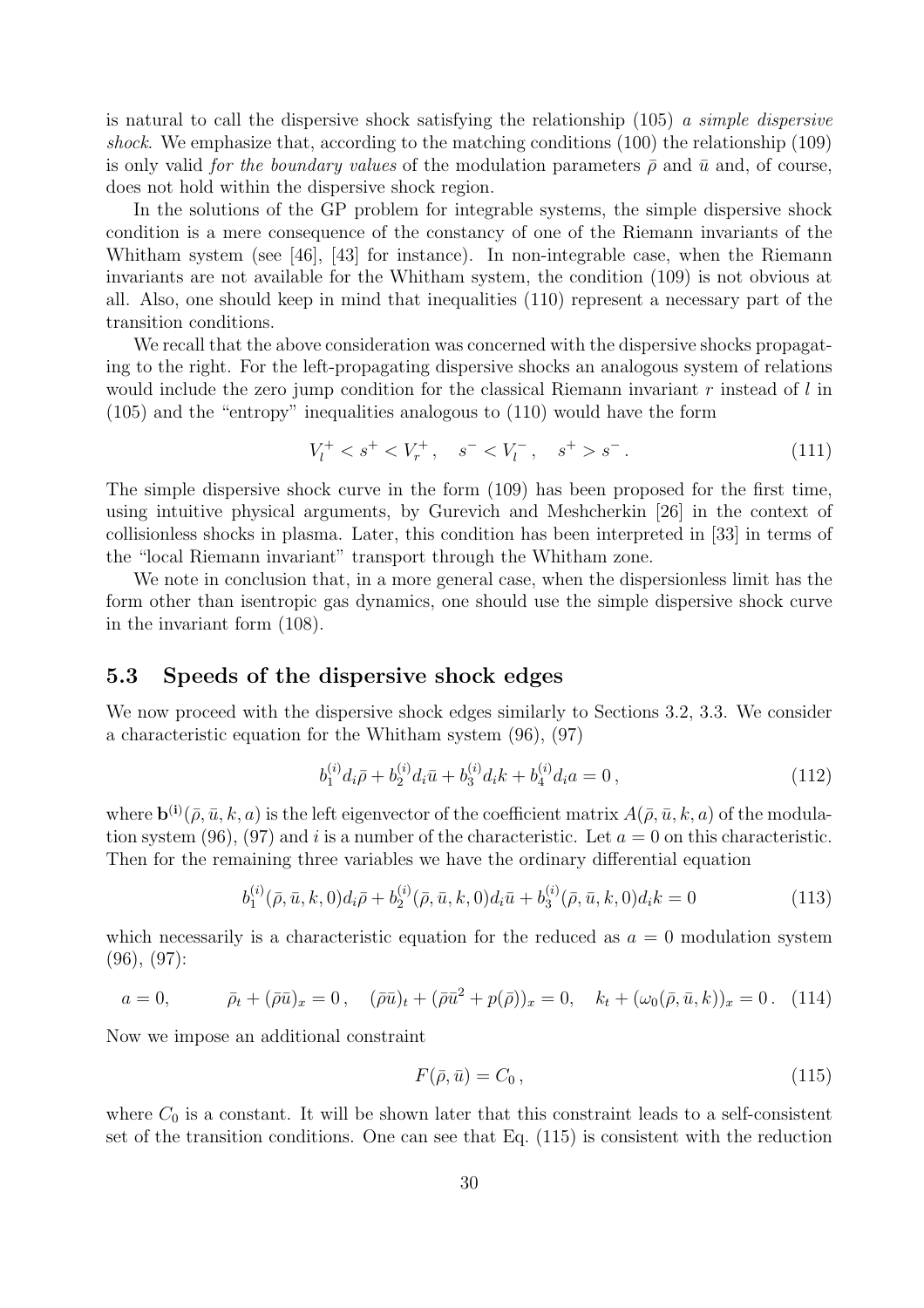is natural to call the dispersive shock satisfying the relationship (105) *a simple dispersive shock*. We emphasize that, according to the matching conditions (100) the relationship (109) is only valid *for the boundary values* of the modulation parameters $\bar{\rho}$ and $\bar{u}$ and, of course, does not hold within the dispersive shock region.

In the solutions of the GP problem for integrable systems, the simple dispersive shock condition is a mere consequence of the constancy of one of the Riemann invariants of the Whitham system (see [46], [43] for instance). In non-integrable case, when the Riemann invariants are not available for the Whitham system, the condition (109) is not obvious at all. Also, one should keep in mind that inequalities (110) represent a necessary part of the transition conditions.

We recall that the above consideration was concerned with the dispersive shocks propagating to the right. For the left-propagating dispersive shocks an analogous system of relations would include the zero jump condition for the classical Riemann invariant $r$ instead of $l$ in (105) and the "entropy" inequalities analogous to (110) would have the form

$$V_l^+ < s^+ < V_r^+ , \quad s^- < V_l^- , \quad s^+ > s^- . \tag{111}$$

The simple dispersive shock curve in the form (109) has been proposed for the first time, using intuitive physical arguments, by Gurevich and Meshcherkin [26] in the context of collisionless shocks in plasma. Later, this condition has been interpreted in [33] in terms of the "local Riemann invariant" transport through the Whitham zone.

We note in conclusion that, in a more general case, when the dispersionless limit has the form other than isentropic gas dynamics, one should use the simple dispersive shock curve in the invariant form (108).

### 5.3 Speeds of the dispersive shock edges

We now proceed with the dispersive shock edges similarly to Sections 3.2, 3.3. We consider a characteristic equation for the Whitham system (96), (97)

$$b_1^{(i)} d_i \bar{\rho} + b_2^{(i)} d_i \bar{u} + b_3^{(i)} d_i k + b_4^{(i)} d_i a = 0 , \tag{112}$$

where $\mathbf{b^{(i)}}(\bar{\rho}, \bar{u}, k, a)$ is the left eigenvector of the coefficient matrix $A(\bar{\rho}, \bar{u}, k, a)$ of the modulation system (96), (97) and $i$ is a number of the characteristic. Let $a = 0$ on this characteristic. Then for the remaining three variables we have the ordinary differential equation

$$b_1^{(i)}(\bar{\rho}, \bar{u}, k, 0) d_i \bar{\rho} + b_2^{(i)}(\bar{\rho}, \bar{u}, k, 0) d_i \bar{u} + b_3^{(i)}(\bar{\rho}, \bar{u}, k, 0) d_i k = 0 \tag{113}$$

which necessarily is a characteristic equation for the reduced as $a = 0$ modulation system (96), (97):

$$a = 0, \qquad \bar{\rho}_t + (\bar{\rho}\bar{u})_x = 0 , \quad (\bar{\rho}\bar{u})_t + (\bar{\rho}\bar{u}^2 + p(\bar{\rho}))_x = 0, \quad k_t + (\omega_0(\bar{\rho}, \bar{u}, k))_x = 0 . \tag{114}$$

Now we impose an additional constraint

$$F(\bar{\rho}, \bar{u}) = C_0 , \tag{115}$$

where $C_0$ is a constant. It will be shown later that this constraint leads to a self-consistent set of the transition conditions. One can see that Eq. (115) is consistent with the reduction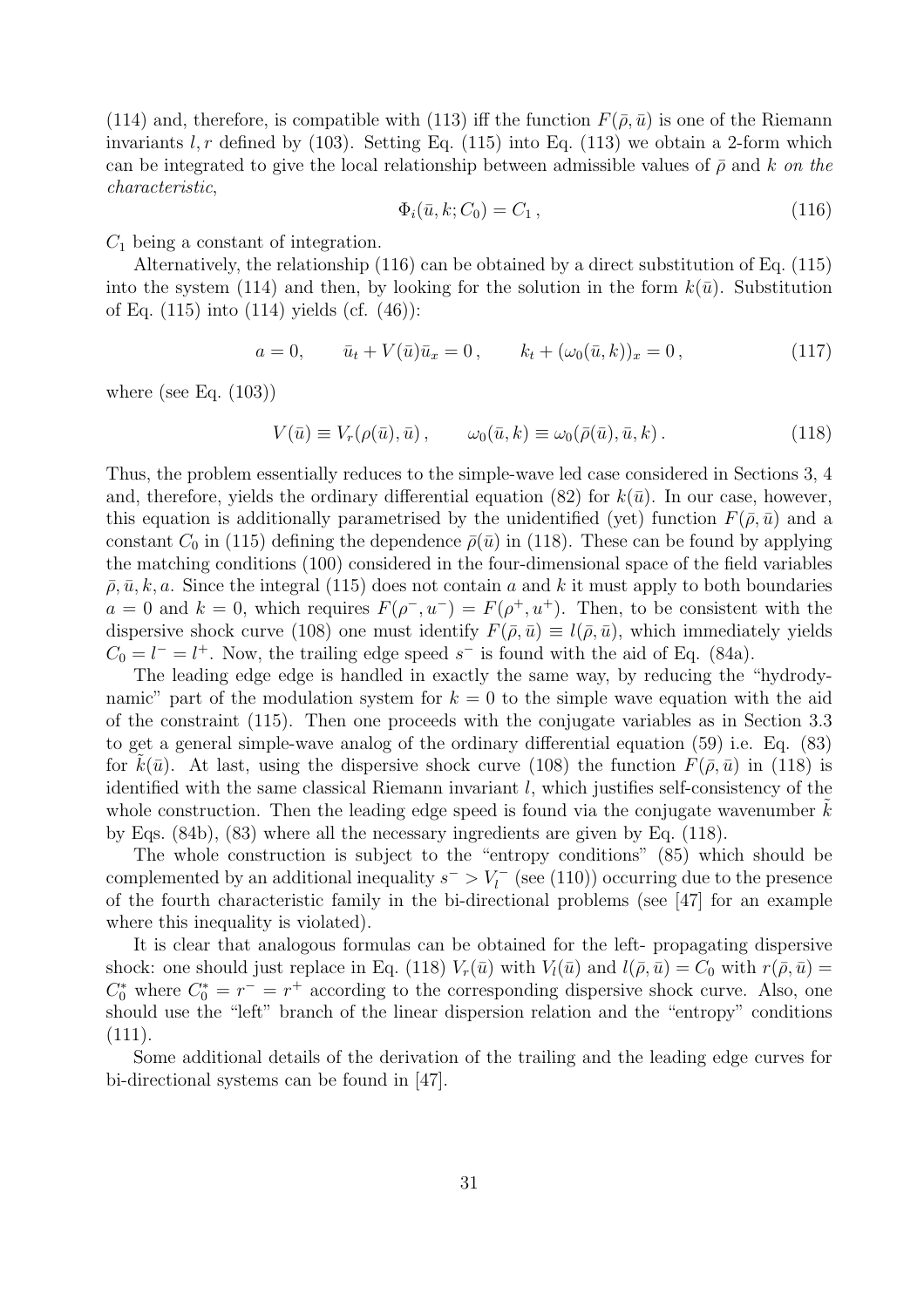(114) and, therefore, is compatible with (113) iff the function $F(\bar{\rho}, \bar{u})$ is one of the Riemann invariants $l, r$ defined by (103). Setting Eq. (115) into Eq. (113) we obtain a 2-form which can be integrated to give the local relationship between admissible values of $\bar{\rho}$ and $k$ *on the characteristic*,

$$\Phi_i(\bar{u}, k; C_0) = C_1 \,, \tag{116}$$

$C_1$ being a constant of integration.

Alternatively, the relationship (116) can be obtained by a direct substitution of Eq. (115) into the system (114) and then, by looking for the solution in the form $k(\bar{u})$. Substitution of Eq. (115) into (114) yields (cf. (46)):

$$a = 0, \qquad \bar{u}_t + V(\bar{u})\bar{u}_x = 0 \,, \qquad k_t + (\omega_0(\bar{u}, k))_x = 0 \,, \tag{117}$$

where (see Eq. (103))

$$V(\bar{u}) \equiv V_r(\rho(\bar{u}), \bar{u}) \,, \qquad \omega_0(\bar{u}, k) \equiv \omega_0(\bar{\rho}(\bar{u}), \bar{u}, k) \,. \tag{118}$$

Thus, the problem essentially reduces to the simple-wave led case considered in Sections 3, 4 and, therefore, yields the ordinary differential equation (82) for $k(\bar{u})$. In our case, however, this equation is additionally parametrised by the unidentified (yet) function $F(\bar{\rho}, \bar{u})$ and a constant $C_0$ in (115) defining the dependence $\bar{\rho}(\bar{u})$ in (118). These can be found by applying the matching conditions (100) considered in the four-dimensional space of the field variables $\bar{\rho}, \bar{u}, k, a$. Since the integral (115) does not contain $a$ and $k$ it must apply to both boundaries $a = 0$ and $k = 0$, which requires $F(\rho^-, u^-) = F(\rho^+, u^+)$. Then, to be consistent with the dispersive shock curve (108) one must identify $F(\bar{\rho}, \bar{u}) \equiv l(\bar{\rho}, \bar{u})$, which immediately yields $C_0 = l^- = l^+$. Now, the trailing edge speed $s^-$ is found with the aid of Eq. (84a).

The leading edge edge is handled in exactly the same way, by reducing the "hydrodynamic" part of the modulation system for $k = 0$ to the simple wave equation with the aid of the constraint (115). Then one proceeds with the conjugate variables as in Section 3.3 to get a general simple-wave analog of the ordinary differential equation (59) i.e. Eq. (83) for $\tilde{k}(\bar{u})$. At last, using the dispersive shock curve (108) the function $F(\bar{\rho}, \bar{u})$ in (118) is identified with the same classical Riemann invariant $l$, which justifies self-consistency of the whole construction. Then the leading edge speed is found via the conjugate wavenumber $\tilde{k}$ by Eqs. (84b), (83) where all the necessary ingredients are given by Eq. (118).

The whole construction is subject to the "entropy conditions" (85) which should be complemented by an additional inequality $s^- > V_l^-$ (see (110)) occurring due to the presence of the fourth characteristic family in the bi-directional problems (see [47] for an example where this inequality is violated).

It is clear that analogous formulas can be obtained for the left- propagating dispersive shock: one should just replace in Eq. (118) $V_r(\bar{u})$ with $V_l(\bar{u})$ and $l(\bar{\rho}, \bar{u}) = C_0$ with $r(\bar{\rho}, \bar{u}) = C_0^*$ where $C_0^* = r^- = r^+$ according to the corresponding dispersive shock curve. Also, one should use the "left" branch of the linear dispersion relation and the "entropy" conditions (111).

Some additional details of the derivation of the trailing and the leading edge curves for bi-directional systems can be found in [47].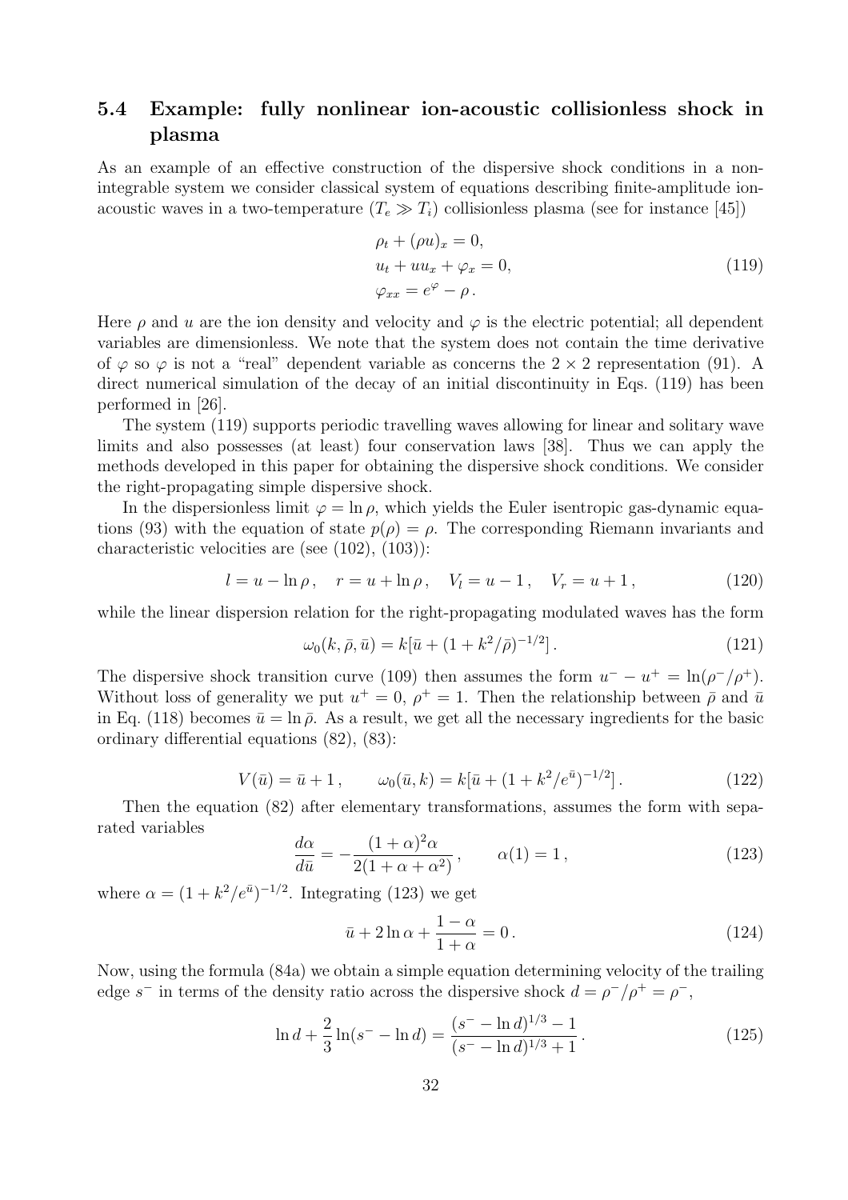### 5.4 Example: fully nonlinear ion-acoustic collisionless shock in plasma

As an example of an effective construction of the dispersive shock conditions in a non-integrable system we consider classical system of equations describing finite-amplitude ion-acoustic waves in a two-temperature ($T_e \gg T_i$) collisionless plasma (see for instance [45])

$$
\begin{aligned}
&\rho_t + (\rho u)_x = 0, \\
&u_t + u u_x + \varphi_x = 0, \\
&\varphi_{xx} = e^{\varphi} - \rho \,.
\end{aligned}
\tag{119}
$$

Here $\rho$ and $u$ are the ion density and velocity and $\varphi$ is the electric potential; all dependent variables are dimensionless. We note that the system does not contain the time derivative of $\varphi$ so $\varphi$ is not a "real" dependent variable as concerns the $2 \times 2$ representation (91). A direct numerical simulation of the decay of an initial discontinuity in Eqs. (119) has been performed in [26].

The system (119) supports periodic travelling waves allowing for linear and solitary wave limits and also possesses (at least) four conservation laws [38]. Thus we can apply the methods developed in this paper for obtaining the dispersive shock conditions. We consider the right-propagating simple dispersive shock.

In the dispersionless limit $\varphi = \ln \rho$, which yields the Euler isentropic gas-dynamic equations (93) with the equation of state $p(\rho) = \rho$. The corresponding Riemann invariants and characteristic velocities are (see (102), (103)):

$$
l = u - \ln \rho \,, \quad r = u + \ln \rho \,, \quad V_l = u - 1 \,, \quad V_r = u + 1 \,,
\tag{120}
$$

while the linear dispersion relation for the right-propagating modulated waves has the form

$$
\omega_0(k, \bar{\rho}, \bar{u}) = k[\bar{u} + (1 + k^2/\bar{\rho})^{-1/2}] \,.
\tag{121}
$$

The dispersive shock transition curve (109) then assumes the form $u^- - u^+ = \ln(\rho^-/\rho^+)$. Without loss of generality we put $u^+ = 0$, $\rho^+ = 1$. Then the relationship between $\bar{\rho}$ and $\bar{u}$ in Eq. (118) becomes $\bar{u} = \ln \bar{\rho}$. As a result, we get all the necessary ingredients for the basic ordinary differential equations (82), (83):

$$
V(\bar{u}) = \bar{u} + 1 \,, \qquad \omega_0(\bar{u}, k) = k[\bar{u} + (1 + k^2/e^{\bar{u}})^{-1/2}] \,.
\tag{122}
$$

Then the equation (82) after elementary transformations, assumes the form with separated variables

$$
\frac{d\alpha}{d\bar{u}} = -\frac{(1+\alpha)^2 \alpha}{2(1 + \alpha + \alpha^2)} \,, \qquad \alpha(1) = 1 \,,
\tag{123}
$$

where $\alpha = (1 + k^2/e^{\bar{u}})^{-1/2}$. Integrating (123) we get

$$
\bar{u} + 2 \ln \alpha + \frac{1 - \alpha}{1 + \alpha} = 0 \,.
\tag{124}
$$

Now, using the formula (84a) we obtain a simple equation determining velocity of the trailing edge $s^-$ in terms of the density ratio across the dispersive shock $d = \rho^-/\rho^+ = \rho^-$,

$$
\ln d + \frac{2}{3} \ln(s^- - \ln d) = \frac{(s^- - \ln d)^{1/3} - 1}{(s^- - \ln d)^{1/3} + 1} \,.
\tag{125}
$$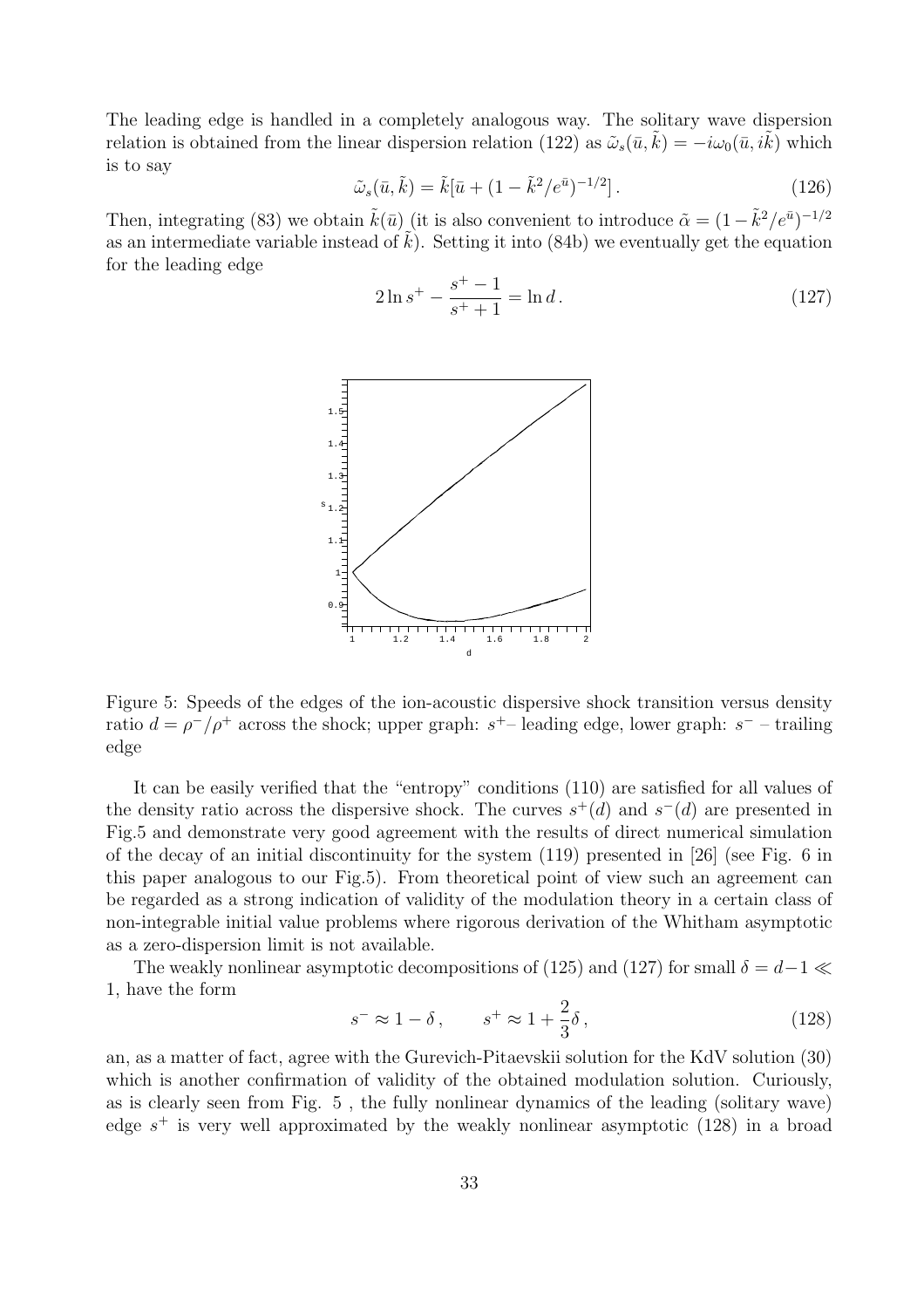The leading edge is handled in a completely analogous way. The solitary wave dispersion relation is obtained from the linear dispersion relation (122) as $\tilde{\omega}_s(\bar{u}, \tilde{k}) = -i\omega_0(\bar{u}, i\tilde{k})$ which is to say

$$\tilde{\omega}_s(\bar{u}, \tilde{k}) = \tilde{k}[\bar{u} + (1 - \tilde{k}^2/e^{\bar{u}})^{-1/2}] . \tag{126}$$

Then, integrating (83) we obtain $\tilde{k}(\bar{u})$ (it is also convenient to introduce $\tilde{\alpha} = (1 - \tilde{k}^2/e^{\bar{u}})^{-1/2}$ as an intermediate variable instead of $\tilde{k}$). Setting it into (84b) we eventually get the equation for the leading edge

$$2 \ln s^+ - \frac{s^+ - 1}{s^+ + 1} = \ln d . \tag{127}$$

Figure 5: Speeds of the edges of the ion-acoustic dispersive shock transition versus density ratio $d = \rho^-/\rho^+$ across the shock; upper graph: $s^+$– leading edge, lower graph: $s^-$ – trailing edge

It can be easily verified that the "entropy" conditions (110) are satisfied for all values of the density ratio across the dispersive shock. The curves $s^+(d)$ and $s^-(d)$ are presented in Fig.5 and demonstrate very good agreement with the results of direct numerical simulation of the decay of an initial discontinuity for the system (119) presented in [26] (see Fig. 6 in this paper analogous to our Fig.5). From theoretical point of view such an agreement can be regarded as a strong indication of validity of the modulation theory in a certain class of non-integrable initial value problems where rigorous derivation of the Whitham asymptotic as a zero-dispersion limit is not available.

The weakly nonlinear asymptotic decompositions of (125) and (127) for small $\delta = d - 1 \ll 1$, have the form

$$s^- \approx 1 - \delta , \qquad s^+ \approx 1 + \frac{2}{3}\delta , \tag{128}$$

an, as a matter of fact, agree with the Gurevich-Pitaevskii solution for the KdV solution (30) which is another confirmation of validity of the obtained modulation solution. Curiously, as is clearly seen from Fig. 5 , the fully nonlinear dynamics of the leading (solitary wave) edge $s^+$ is very well approximated by the weakly nonlinear asymptotic (128) in a broad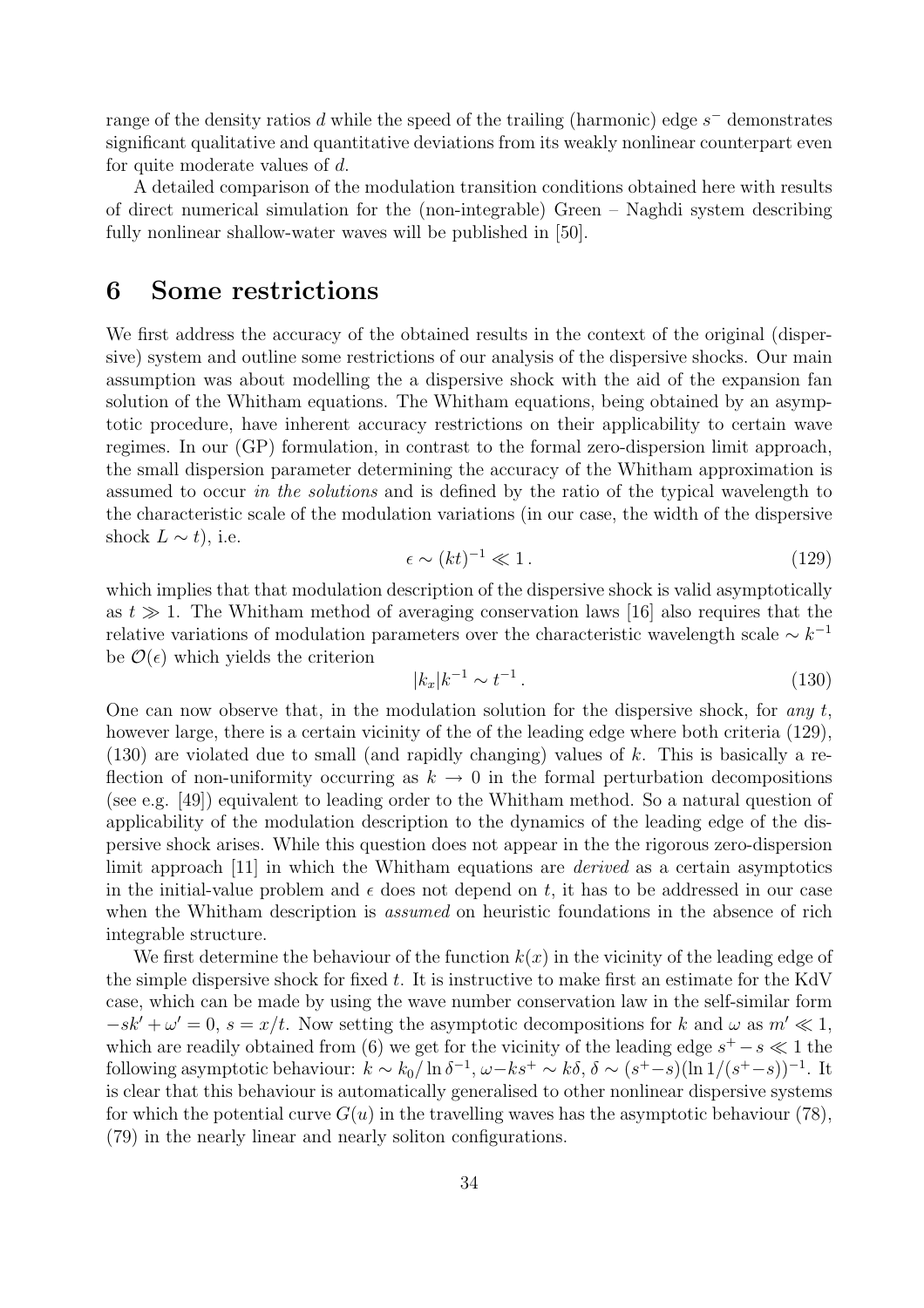range of the density ratios $d$ while the speed of the trailing (harmonic) edge $s^-$ demonstrates significant qualitative and quantitative deviations from its weakly nonlinear counterpart even for quite moderate values of $d$.

A detailed comparison of the modulation transition conditions obtained here with results of direct numerical simulation for the (non-integrable) Green – Naghdi system describing fully nonlinear shallow-water waves will be published in [50].

# 6 Some restrictions

We first address the accuracy of the obtained results in the context of the original (dispersive) system and outline some restrictions of our analysis of the dispersive shocks. Our main assumption was about modelling the a dispersive shock with the aid of the expansion fan solution of the Whitham equations. The Whitham equations, being obtained by an asymptotic procedure, have inherent accuracy restrictions on their applicability to certain wave regimes. In our (GP) formulation, in contrast to the formal zero-dispersion limit approach, the small dispersion parameter determining the accuracy of the Whitham approximation is assumed to occur *in the solutions* and is defined by the ratio of the typical wavelength to the characteristic scale of the modulation variations (in our case, the width of the dispersive shock $L \sim t$), i.e.

$$\epsilon \sim (kt)^{-1} \ll 1 \,. \tag{129}$$

which implies that that modulation description of the dispersive shock is valid asymptotically as $t \gg 1$. The Whitham method of averaging conservation laws [16] also requires that the relative variations of modulation parameters over the characteristic wavelength scale $\sim k^{-1}$ be $\mathcal{O}(\epsilon)$ which yields the criterion

$$|k_x| k^{-1} \sim t^{-1} \,. \tag{130}$$

One can now observe that, in the modulation solution for the dispersive shock, for *any* $t$, however large, there is a certain vicinity of the of the leading edge where both criteria (129), (130) are violated due to small (and rapidly changing) values of $k$. This is basically a reflection of non-uniformity occurring as $k \to 0$ in the formal perturbation decompositions (see e.g. [49]) equivalent to leading order to the Whitham method. So a natural question of applicability of the modulation description to the dynamics of the leading edge of the dispersive shock arises. While this question does not appear in the the rigorous zero-dispersion limit approach [11] in which the Whitham equations are *derived* as a certain asymptotics in the initial-value problem and $\epsilon$ does not depend on $t$, it has to be addressed in our case when the Whitham description is *assumed* on heuristic foundations in the absence of rich integrable structure.

We first determine the behaviour of the function $k(x)$ in the vicinity of the leading edge of the simple dispersive shock for fixed $t$. It is instructive to make first an estimate for the KdV case, which can be made by using the wave number conservation law in the self-similar form $-sk' + \omega' = 0$, $s = x/t$. Now setting the asymptotic decompositions for $k$ and $\omega$ as $m' \ll 1$, which are readily obtained from (6) we get for the vicinity of the leading edge $s^+ - s \ll 1$ the following asymptotic behaviour: $k \sim k_0 / \ln \delta^{-1}$, $\omega - ks^+ \sim k\delta$, $\delta \sim (s^+ - s)(\ln 1/(s^+ - s))^{-1}$. It is clear that this behaviour is automatically generalised to other nonlinear dispersive systems for which the potential curve $G(u)$ in the travelling waves has the asymptotic behaviour (78), (79) in the nearly linear and nearly soliton configurations.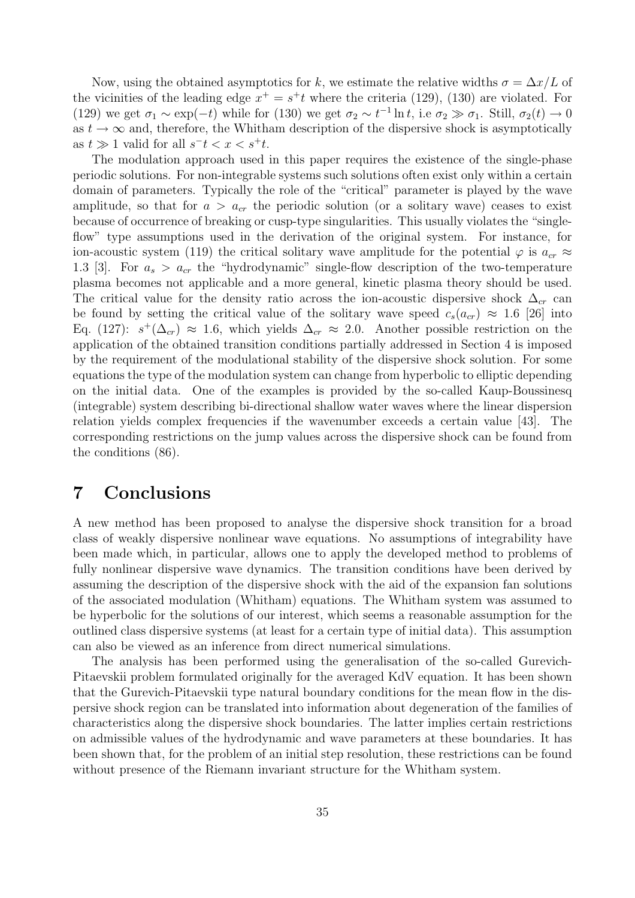Now, using the obtained asymptotics for $k$, we estimate the relative widths $\sigma = \Delta x / L$ of the vicinities of the leading edge $x^+ = s^+ t$ where the criteria (129), (130) are violated. For (129) we get $\sigma_1 \sim \exp(-t)$ while for (130) we get $\sigma_2 \sim t^{-1} \ln t$, i.e $\sigma_2 \gg \sigma_1$. Still, $\sigma_2(t) \to 0$ as $t \to \infty$ and, therefore, the Whitham description of the dispersive shock is asymptotically as $t \gg 1$ valid for all $s^- t < x < s^+ t$.

The modulation approach used in this paper requires the existence of the single-phase periodic solutions. For non-integrable systems such solutions often exist only within a certain domain of parameters. Typically the role of the "critical" parameter is played by the wave amplitude, so that for $a > a_{cr}$ the periodic solution (or a solitary wave) ceases to exist because of occurrence of breaking or cusp-type singularities. This usually violates the "single-flow" type assumptions used in the derivation of the original system. For instance, for ion-acoustic system (119) the critical solitary wave amplitude for the potential $\varphi$ is $a_{cr} \approx 1.3$ [3]. For $a_s > a_{cr}$ the "hydrodynamic" single-flow description of the two-temperature plasma becomes not applicable and a more general, kinetic plasma theory should be used. The critical value for the density ratio across the ion-acoustic dispersive shock $\Delta_{cr}$ can be found by setting the critical value of the solitary wave speed $c_s(a_{cr}) \approx 1.6$ [26] into Eq. (127): $s^+(\Delta_{cr}) \approx 1.6$, which yields $\Delta_{cr} \approx 2.0$. Another possible restriction on the application of the obtained transition conditions partially addressed in Section 4 is imposed by the requirement of the modulational stability of the dispersive shock solution. For some equations the type of the modulation system can change from hyperbolic to elliptic depending on the initial data. One of the examples is provided by the so-called Kaup-Boussinesq (integrable) system describing bi-directional shallow water waves where the linear dispersion relation yields complex frequencies if the wavenumber exceeds a certain value [43]. The corresponding restrictions on the jump values across the dispersive shock can be found from the conditions (86).

# 7 Conclusions

A new method has been proposed to analyse the dispersive shock transition for a broad class of weakly dispersive nonlinear wave equations. No assumptions of integrability have been made which, in particular, allows one to apply the developed method to problems of fully nonlinear dispersive wave dynamics. The transition conditions have been derived by assuming the description of the dispersive shock with the aid of the expansion fan solutions of the associated modulation (Whitham) equations. The Whitham system was assumed to be hyperbolic for the solutions of our interest, which seems a reasonable assumption for the outlined class dispersive systems (at least for a certain type of initial data). This assumption can also be viewed as an inference from direct numerical simulations.

The analysis has been performed using the generalisation of the so-called Gurevich-Pitaevskii problem formulated originally for the averaged KdV equation. It has been shown that the Gurevich-Pitaevskii type natural boundary conditions for the mean flow in the dispersive shock region can be translated into information about degeneration of the families of characteristics along the dispersive shock boundaries. The latter implies certain restrictions on admissible values of the hydrodynamic and wave parameters at these boundaries. It has been shown that, for the problem of an initial step resolution, these restrictions can be found without presence of the Riemann invariant structure for the Whitham system.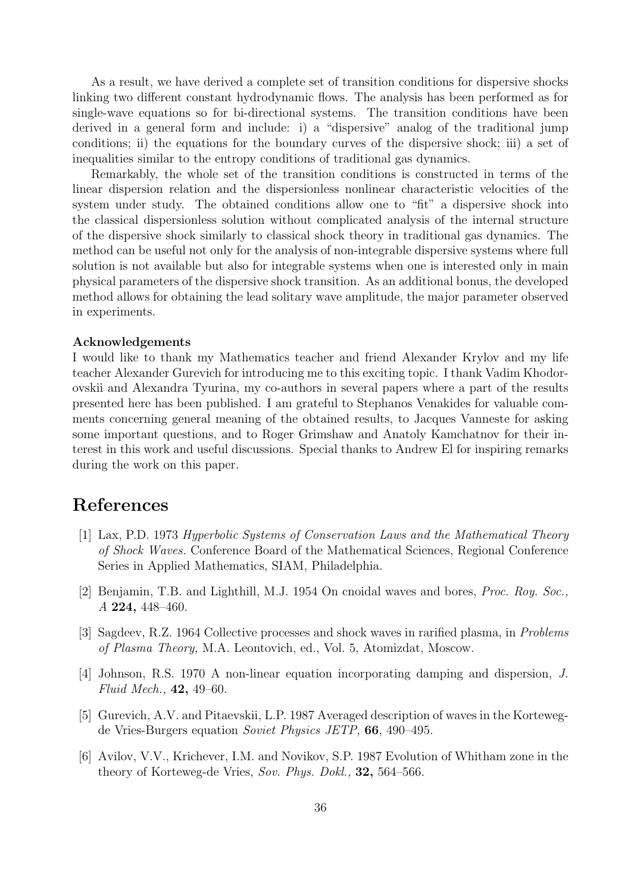As a result, we have derived a complete set of transition conditions for dispersive shocks linking two different constant hydrodynamic flows. The analysis has been performed as for single-wave equations so for bi-directional systems. The transition conditions have been derived in a general form and include: i) a "dispersive" analog of the traditional jump conditions; ii) the equations for the boundary curves of the dispersive shock; iii) a set of inequalities similar to the entropy conditions of traditional gas dynamics.

Remarkably, the whole set of the transition conditions is constructed in terms of the linear dispersion relation and the dispersionless nonlinear characteristic velocities of the system under study. The obtained conditions allow one to "fit" a dispersive shock into the classical dispersionless solution without complicated analysis of the internal structure of the dispersive shock similarly to classical shock theory in traditional gas dynamics. The method can be useful not only for the analysis of non-integrable dispersive systems where full solution is not available but also for integrable systems when one is interested only in main physical parameters of the dispersive shock transition. As an additional bonus, the developed method allows for obtaining the lead solitary wave amplitude, the major parameter observed in experiments.

**Acknowledgements**

I would like to thank my Mathematics teacher and friend Alexander Krylov and my life teacher Alexander Gurevich for introducing me to this exciting topic. I thank Vadim Khodorovskii and Alexandra Tyurina, my co-authors in several papers where a part of the results presented here has been published. I am grateful to Stephanos Venakides for valuable comments concerning general meaning of the obtained results, to Jacques Vanneste for asking some important questions, and to Roger Grimshaw and Anatoly Kamchatnov for their interest in this work and useful discussions. Special thanks to Andrew El for inspiring remarks during the work on this paper.

# References

[1] Lax, P.D. 1973 *Hyperbolic Systems of Conservation Laws and the Mathematical Theory of Shock Waves.* Conference Board of the Mathematical Sciences, Regional Conference Series in Applied Mathematics, SIAM, Philadelphia.

[2] Benjamin, T.B. and Lighthill, M.J. 1954 On cnoidal waves and bores, *Proc. Roy. Soc., A* **224,** 448–460.

[3] Sagdeev, R.Z. 1964 Collective processes and shock waves in rarified plasma, in *Problems of Plasma Theory,* M.A. Leontovich, ed., Vol. 5, Atomizdat, Moscow.

[4] Johnson, R.S. 1970 A non-linear equation incorporating damping and dispersion, *J. Fluid Mech.,* **42,** 49–60.

[5] Gurevich, A.V. and Pitaevskii, L.P. 1987 Averaged description of waves in the Korteweg-de Vries-Burgers equation *Soviet Physics JETP,* **66**, 490–495.

[6] Avilov, V.V., Krichever, I.M. and Novikov, S.P. 1987 Evolution of Whitham zone in the theory of Korteweg-de Vries, *Sov. Phys. Dokl.,* **32,** 564–566.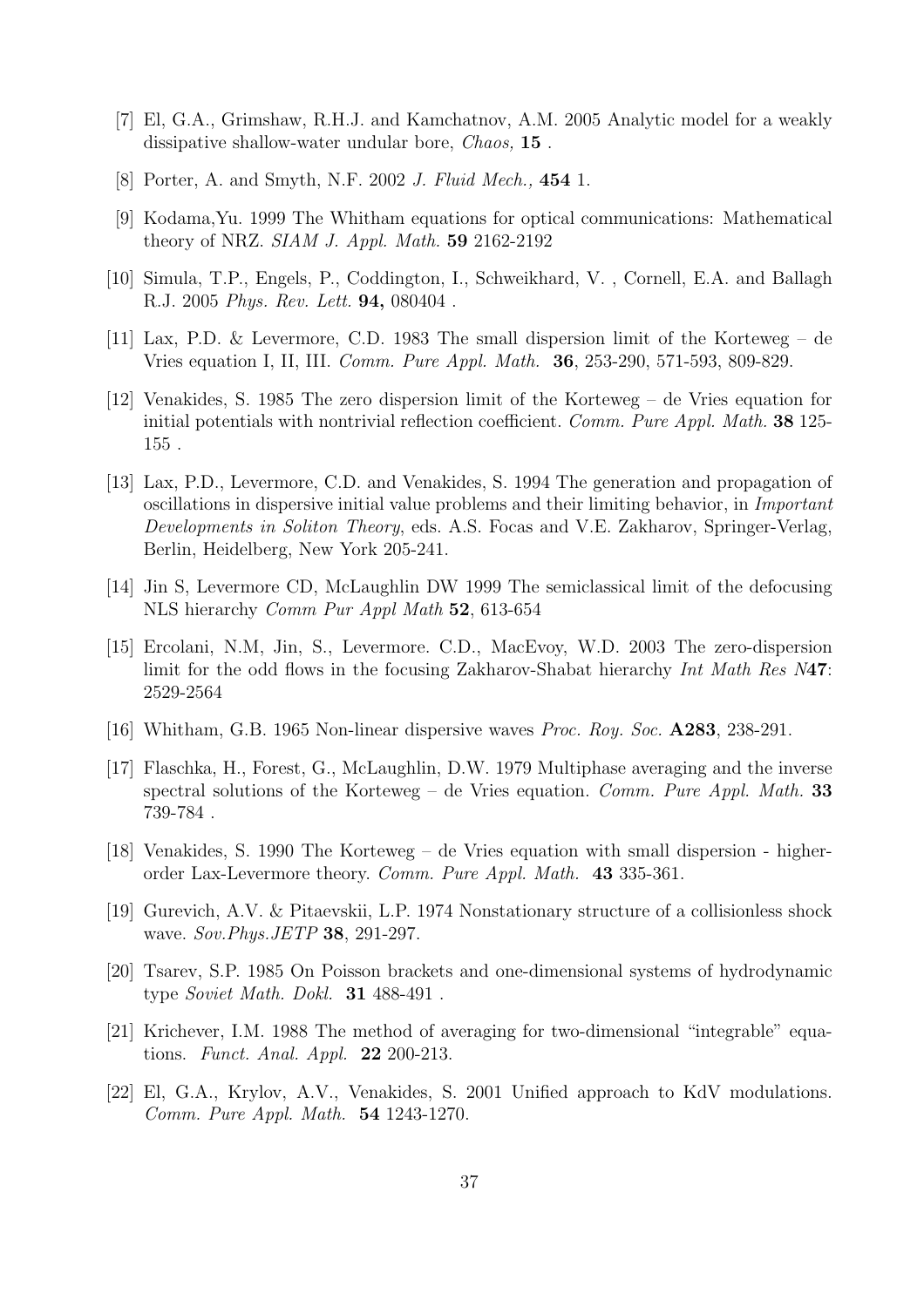[7] El, G.A., Grimshaw, R.H.J. and Kamchatnov, A.M. 2005 Analytic model for a weakly dissipative shallow-water undular bore, *Chaos,* **15** .

[8] Porter, A. and Smyth, N.F. 2002 *J. Fluid Mech.,* **454** 1.

[9] Kodama,Yu. 1999 The Whitham equations for optical communications: Mathematical theory of NRZ. *SIAM J. Appl. Math.* **59** 2162-2192

[10] Simula, T.P., Engels, P., Coddington, I., Schweikhard, V. , Cornell, E.A. and Ballagh R.J. 2005 *Phys. Rev. Lett.* **94,** 080404 .

[11] Lax, P.D. & Levermore, C.D. 1983 The small dispersion limit of the Korteweg – de Vries equation I, II, III. *Comm. Pure Appl. Math.* **36**, 253-290, 571-593, 809-829.

[12] Venakides, S. 1985 The zero dispersion limit of the Korteweg – de Vries equation for initial potentials with nontrivial reflection coefficient. *Comm. Pure Appl. Math.* **38** 125-155 .

[13] Lax, P.D., Levermore, C.D. and Venakides, S. 1994 The generation and propagation of oscillations in dispersive initial value problems and their limiting behavior, in *Important Developments in Soliton Theory*, eds. A.S. Focas and V.E. Zakharov, Springer-Verlag, Berlin, Heidelberg, New York 205-241.

[14] Jin S, Levermore CD, McLaughlin DW 1999 The semiclassical limit of the defocusing NLS hierarchy *Comm Pur Appl Math* **52**, 613-654

[15] Ercolani, N.M, Jin, S., Levermore. C.D., MacEvoy, W.D. 2003 The zero-dispersion limit for the odd flows in the focusing Zakharov-Shabat hierarchy *Int Math Res N***47**: 2529-2564

[16] Whitham, G.B. 1965 Non-linear dispersive waves *Proc. Roy. Soc.* **A283**, 238-291.

[17] Flaschka, H., Forest, G., McLaughlin, D.W. 1979 Multiphase averaging and the inverse spectral solutions of the Korteweg – de Vries equation. *Comm. Pure Appl. Math.* **33** 739-784 .

[18] Venakides, S. 1990 The Korteweg – de Vries equation with small dispersion - higher-order Lax-Levermore theory. *Comm. Pure Appl. Math.* **43** 335-361.

[19] Gurevich, A.V. & Pitaevskii, L.P. 1974 Nonstationary structure of a collisionless shock wave. *Sov.Phys.JETP* **38**, 291-297.

[20] Tsarev, S.P. 1985 On Poisson brackets and one-dimensional systems of hydrodynamic type *Soviet Math. Dokl.* **31** 488-491 .

[21] Krichever, I.M. 1988 The method of averaging for two-dimensional "integrable" equations. *Funct. Anal. Appl.* **22** 200-213.

[22] El, G.A., Krylov, A.V., Venakides, S. 2001 Unified approach to KdV modulations. *Comm. Pure Appl. Math.* **54** 1243-1270.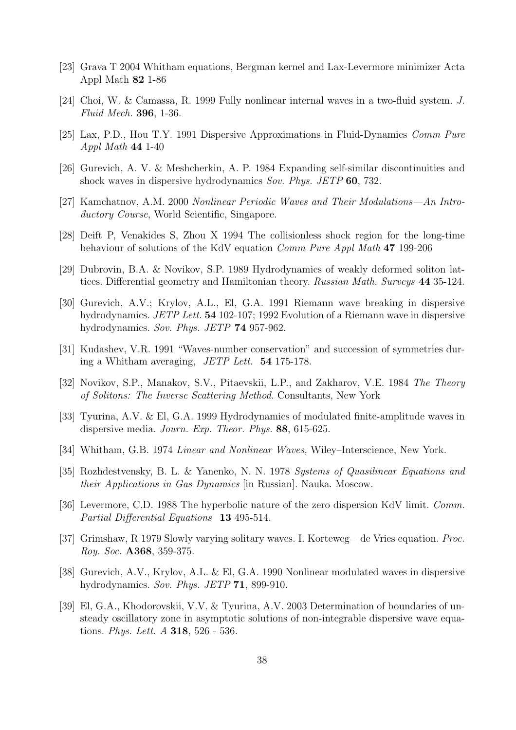[23] Grava T 2004 Whitham equations, Bergman kernel and Lax-Levermore minimizer Acta Appl Math **82** 1-86

[24] Choi, W. & Camassa, R. 1999 Fully nonlinear internal waves in a two-fluid system. *J. Fluid Mech.* **396**, 1-36.

[25] Lax, P.D., Hou T.Y. 1991 Dispersive Approximations in Fluid-Dynamics *Comm Pure Appl Math* **44** 1-40

[26] Gurevich, A. V. & Meshcherkin, A. P. 1984 Expanding self-similar discontinuities and shock waves in dispersive hydrodynamics *Sov. Phys. JETP* **60**, 732.

[27] Kamchatnov, A.M. 2000 *Nonlinear Periodic Waves and Their Modulations—An Introductory Course*, World Scientific, Singapore.

[28] Deift P, Venakides S, Zhou X 1994 The collisionless shock region for the long-time behaviour of solutions of the KdV equation *Comm Pure Appl Math* **47** 199-206

[29] Dubrovin, B.A. & Novikov, S.P. 1989 Hydrodynamics of weakly deformed soliton lattices. Differential geometry and Hamiltonian theory. *Russian Math. Surveys* **44** 35-124.

[30] Gurevich, A.V.; Krylov, A.L., El, G.A. 1991 Riemann wave breaking in dispersive hydrodynamics. *JETP Lett.* **54** 102-107; 1992 Evolution of a Riemann wave in dispersive hydrodynamics. *Sov. Phys. JETP* **74** 957-962.

[31] Kudashev, V.R. 1991 "Waves-number conservation" and succession of symmetries during a Whitham averaging, *JETP Lett.* **54** 175-178.

[32] Novikov, S.P., Manakov, S.V., Pitaevskii, L.P., and Zakharov, V.E. 1984 *The Theory of Solitons: The Inverse Scattering Method*. Consultants, New York

[33] Tyurina, A.V. & El, G.A. 1999 Hydrodynamics of modulated finite-amplitude waves in dispersive media. *Journ. Exp. Theor. Phys.* **88**, 615-625.

[34] Whitham, G.B. 1974 *Linear and Nonlinear Waves,* Wiley–Interscience, New York.

[35] Rozhdestvensky, B. L. & Yanenko, N. N. 1978 *Systems of Quasilinear Equations and their Applications in Gas Dynamics* [in Russian]. Nauka. Moscow.

[36] Levermore, C.D. 1988 The hyperbolic nature of the zero dispersion KdV limit. *Comm. Partial Differential Equations* **13** 495-514.

[37] Grimshaw, R 1979 Slowly varying solitary waves. I. Korteweg – de Vries equation. *Proc. Roy. Soc.* **A368**, 359-375.

[38] Gurevich, A.V., Krylov, A.L. & El, G.A. 1990 Nonlinear modulated waves in dispersive hydrodynamics. *Sov. Phys. JETP* **71**, 899-910.

[39] El, G.A., Khodorovskii, V.V. & Tyurina, A.V. 2003 Determination of boundaries of unsteady oscillatory zone in asymptotic solutions of non-integrable dispersive wave equations. *Phys. Lett. A* **318**, 526 - 536.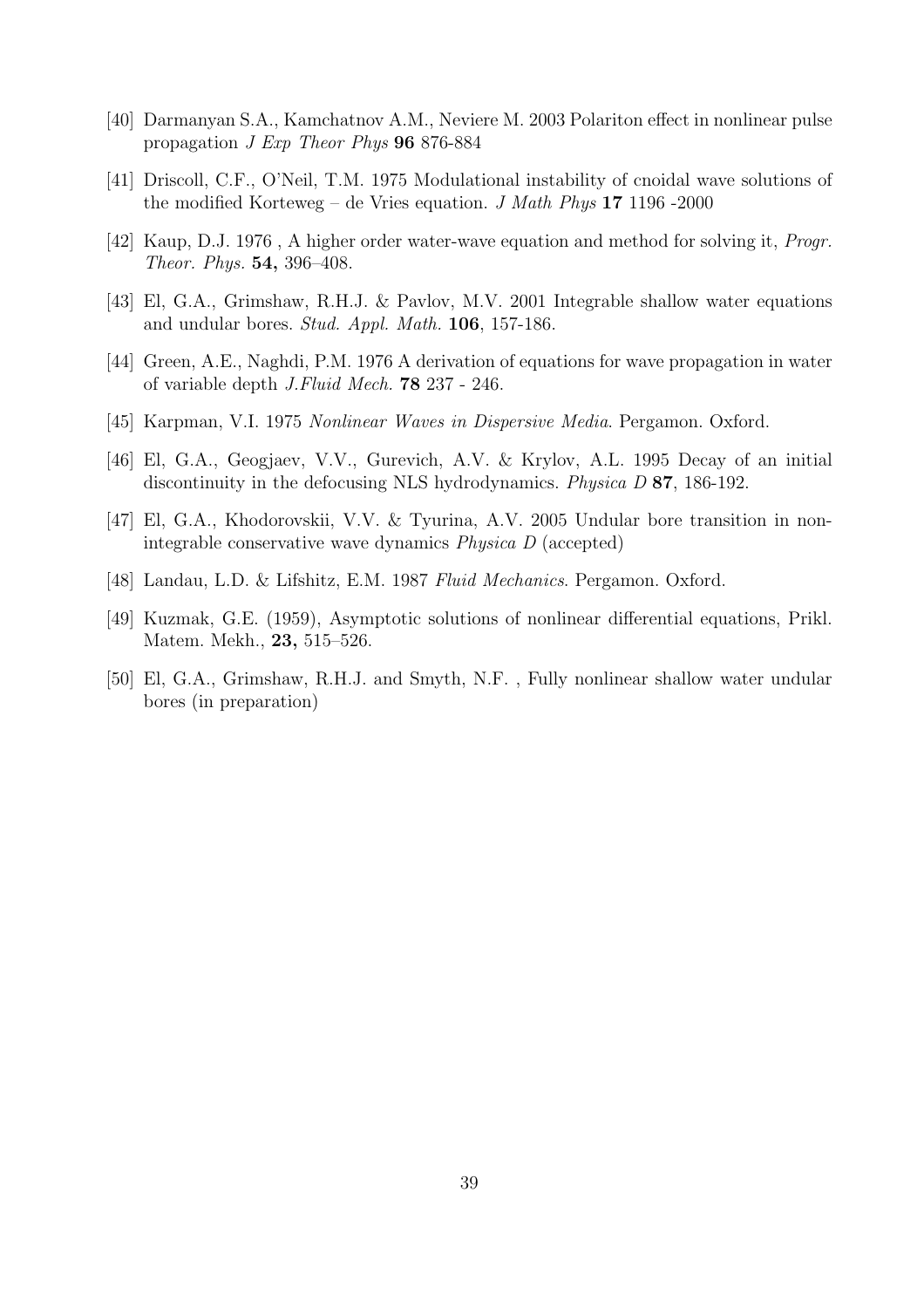[40] Darmanyan S.A., Kamchatnov A.M., Neviere M. 2003 Polariton effect in nonlinear pulse propagation *J Exp Theor Phys* **96** 876-884

[41] Driscoll, C.F., O'Neil, T.M. 1975 Modulational instability of cnoidal wave solutions of the modified Korteweg – de Vries equation. *J Math Phys* **17** 1196 -2000

[42] Kaup, D.J. 1976 , A higher order water-wave equation and method for solving it, *Progr. Theor. Phys.* **54,** 396–408.

[43] El, G.A., Grimshaw, R.H.J. & Pavlov, M.V. 2001 Integrable shallow water equations and undular bores. *Stud. Appl. Math.* **106**, 157-186.

[44] Green, A.E., Naghdi, P.M. 1976 A derivation of equations for wave propagation in water of variable depth *J.Fluid Mech.* **78** 237 - 246.

[45] Karpman, V.I. 1975 *Nonlinear Waves in Dispersive Media*. Pergamon. Oxford.

[46] El, G.A., Geogjaev, V.V., Gurevich, A.V. & Krylov, A.L. 1995 Decay of an initial discontinuity in the defocusing NLS hydrodynamics. *Physica D* **87**, 186-192.

[47] El, G.A., Khodorovskii, V.V. & Tyurina, A.V. 2005 Undular bore transition in non-integrable conservative wave dynamics *Physica D* (accepted)

[48] Landau, L.D. & Lifshitz, E.M. 1987 *Fluid Mechanics*. Pergamon. Oxford.

[49] Kuzmak, G.E. (1959), Asymptotic solutions of nonlinear differential equations, Prikl. Matem. Mekh., **23,** 515–526.

[50] El, G.A., Grimshaw, R.H.J. and Smyth, N.F. , Fully nonlinear shallow water undular bores (in preparation)